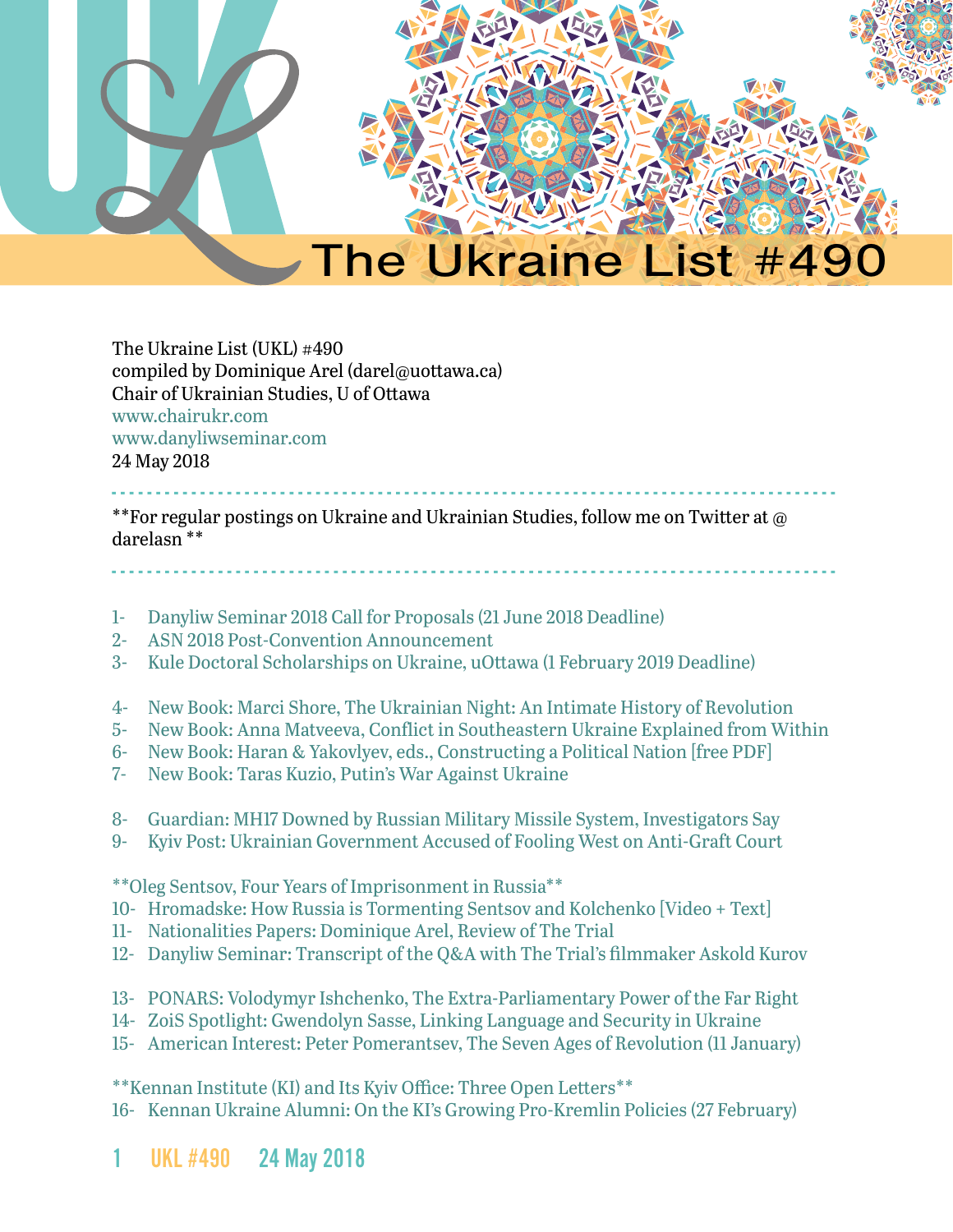# The Ukraine List #490

The Ukraine List (UKL) #490
compiled by Dominique Arel (darel@uottawa.ca)
Chair of Ukrainian Studies, U of Ottawa
www.chairukr.com
www.danyliwseminar.com
24 May 2018

---

**For regular postings on Ukraine and Ukrainian Studies, follow me on Twitter at @darelasn**

---

1- Danyliw Seminar 2018 Call for Proposals (21 June 2018 Deadline)
2- ASN 2018 Post-Convention Announcement
3- Kule Doctoral Scholarships on Ukraine, uOttawa (1 February 2019 Deadline)

4- New Book: Marci Shore, The Ukrainian Night: An Intimate History of Revolution
5- New Book: Anna Matveeva, Conflict in Southeastern Ukraine Explained from Within
6- New Book: Haran & Yakovlyev, eds., Constructing a Political Nation [free PDF]
7- New Book: Taras Kuzio, Putin's War Against Ukraine

8- Guardian: MH17 Downed by Russian Military Missile System, Investigators Say
9- Kyiv Post: Ukrainian Government Accused of Fooling West on Anti-Graft Court

**Oleg Sentsov, Four Years of Imprisonment in Russia**

10- Hromadske: How Russia is Tormenting Sentsov and Kolchenko [Video + Text]
11- Nationalities Papers: Dominique Arel, Review of The Trial
12- Danyliw Seminar: Transcript of the Q&A with The Trial's filmmaker Askold Kurov

13- PONARS: Volodymyr Ishchenko, The Extra-Parliamentary Power of the Far Right
14- ZoiS Spotlight: Gwendolyn Sasse, Linking Language and Security in Ukraine
15- American Interest: Peter Pomerantsev, The Seven Ages of Revolution (11 January)

**Kennan Institute (KI) and Its Kyiv Office: Three Open Letters**

16- Kennan Ukraine Alumni: On the KI's Growing Pro-Kremlin Policies (27 February)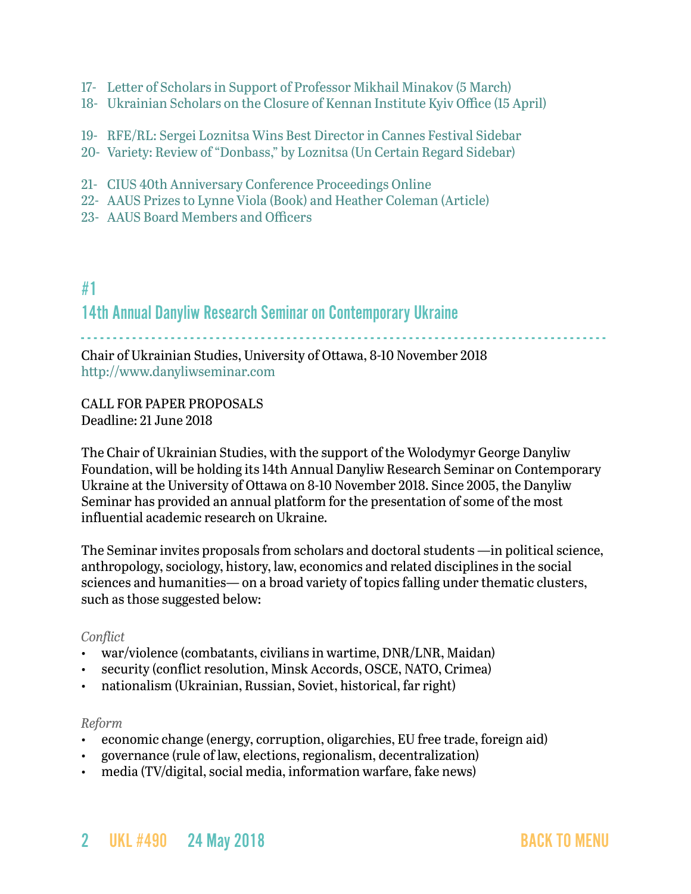17- Letter of Scholars in Support of Professor Mikhail Minakov (5 March)
18- Ukrainian Scholars on the Closure of Kennan Institute Kyiv Office (15 April)

19- RFE/RL: Sergei Loznitsa Wins Best Director in Cannes Festival Sidebar
20- Variety: Review of "Donbass," by Loznitsa (Un Certain Regard Sidebar)

21- CIUS 40th Anniversary Conference Proceedings Online
22- AAUS Prizes to Lynne Viola (Book) and Heather Coleman (Article)
23- AAUS Board Members and Officers

## #1

## 14th Annual Danyliw Research Seminar on Contemporary Ukraine

Chair of Ukrainian Studies, University of Ottawa, 8-10 November 2018
http://www.danyliwseminar.com

CALL FOR PAPER PROPOSALS
Deadline: 21 June 2018

The Chair of Ukrainian Studies, with the support of the Wolodymyr George Danyliw Foundation, will be holding its 14th Annual Danyliw Research Seminar on Contemporary Ukraine at the University of Ottawa on 8-10 November 2018. Since 2005, the Danyliw Seminar has provided an annual platform for the presentation of some of the most influential academic research on Ukraine.

The Seminar invites proposals from scholars and doctoral students —in political science, anthropology, sociology, history, law, economics and related disciplines in the social sciences and humanities— on a broad variety of topics falling under thematic clusters, such as those suggested below:

*Conflict*

- war/violence (combatants, civilians in wartime, DNR/LNR, Maidan)
- security (conflict resolution, Minsk Accords, OSCE, NATO, Crimea)
- nationalism (Ukrainian, Russian, Soviet, historical, far right)

*Reform*

- economic change (energy, corruption, oligarchies, EU free trade, foreign aid)
- governance (rule of law, elections, regionalism, decentralization)
- media (TV/digital, social media, information warfare, fake news)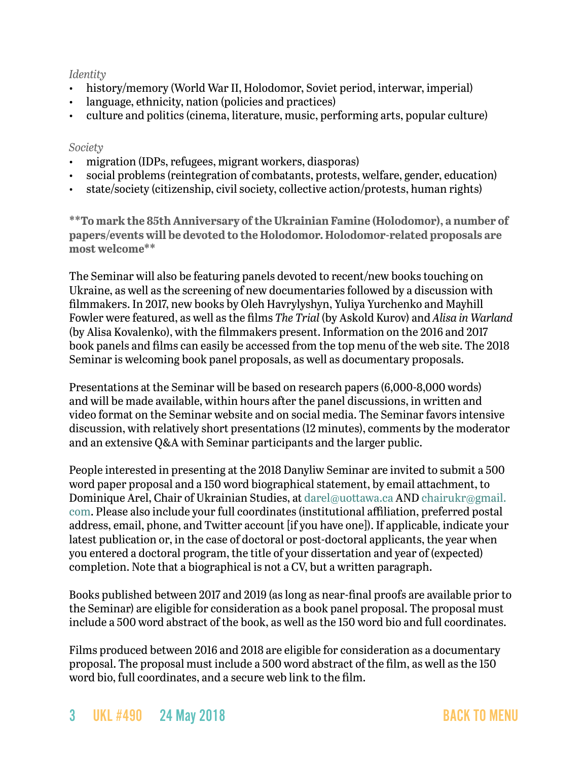*Identity*

- history/memory (World War II, Holodomor, Soviet period, interwar, imperial)
- language, ethnicity, nation (policies and practices)
- culture and politics (cinema, literature, music, performing arts, popular culture)

*Society*

- migration (IDPs, refugees, migrant workers, diasporas)
- social problems (reintegration of combatants, protests, welfare, gender, education)
- state/society (citizenship, civil society, collective action/protests, human rights)

**\*\*To mark the 85th Anniversary of the Ukrainian Famine (Holodomor), a number of papers/events will be devoted to the Holodomor. Holodomor-related proposals are most welcome\*\***

The Seminar will also be featuring panels devoted to recent/new books touching on Ukraine, as well as the screening of new documentaries followed by a discussion with filmmakers. In 2017, new books by Oleh Havrylyshyn, Yuliya Yurchenko and Mayhill Fowler were featured, as well as the films *The Trial* (by Askold Kurov) and *Alisa in Warland* (by Alisa Kovalenko), with the filmmakers present. Information on the 2016 and 2017 book panels and films can easily be accessed from the top menu of the web site. The 2018 Seminar is welcoming book panel proposals, as well as documentary proposals.

Presentations at the Seminar will be based on research papers (6,000-8,000 words) and will be made available, within hours after the panel discussions, in written and video format on the Seminar website and on social media. The Seminar favors intensive discussion, with relatively short presentations (12 minutes), comments by the moderator and an extensive Q&A with Seminar participants and the larger public.

People interested in presenting at the 2018 Danyliw Seminar are invited to submit a 500 word paper proposal and a 150 word biographical statement, by email attachment, to Dominique Arel, Chair of Ukrainian Studies, at darel@uottawa.ca AND chairukr@gmail.com. Please also include your full coordinates (institutional affiliation, preferred postal address, email, phone, and Twitter account [if you have one]). If applicable, indicate your latest publication or, in the case of doctoral or post-doctoral applicants, the year when you entered a doctoral program, the title of your dissertation and year of (expected) completion. Note that a biographical is not a CV, but a written paragraph.

Books published between 2017 and 2019 (as long as near-final proofs are available prior to the Seminar) are eligible for consideration as a book panel proposal. The proposal must include a 500 word abstract of the book, as well as the 150 word bio and full coordinates.

Films produced between 2016 and 2018 are eligible for consideration as a documentary proposal. The proposal must include a 500 word abstract of the film, as well as the 150 word bio, full coordinates, and a secure web link to the film.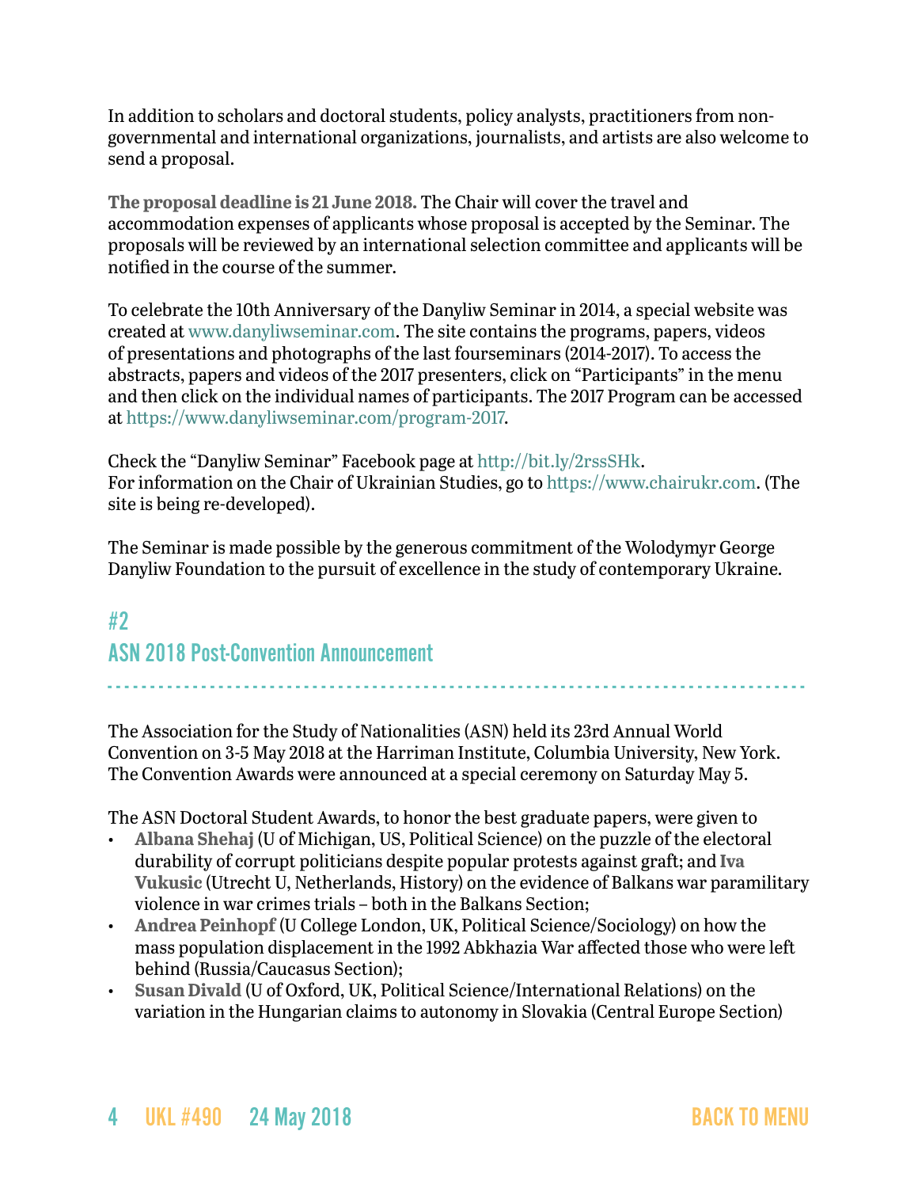In addition to scholars and doctoral students, policy analysts, practitioners from non-governmental and international organizations, journalists, and artists are also welcome to send a proposal.

**The proposal deadline is 21 June 2018.** The Chair will cover the travel and accommodation expenses of applicants whose proposal is accepted by the Seminar. The proposals will be reviewed by an international selection committee and applicants will be notified in the course of the summer.

To celebrate the 10th Anniversary of the Danyliw Seminar in 2014, a special website was created at www.danyliwseminar.com. The site contains the programs, papers, videos of presentations and photographs of the last fourseminars (2014-2017). To access the abstracts, papers and videos of the 2017 presenters, click on "Participants" in the menu and then click on the individual names of participants. The 2017 Program can be accessed at https://www.danyliwseminar.com/program-2017.

Check the "Danyliw Seminar" Facebook page at http://bit.ly/2rssSHk.
For information on the Chair of Ukrainian Studies, go to https://www.chairukr.com. (The site is being re-developed).

The Seminar is made possible by the generous commitment of the Wolodymyr George Danyliw Foundation to the pursuit of excellence in the study of contemporary Ukraine.

## #2
## ASN 2018 Post-Convention Announcement

The Association for the Study of Nationalities (ASN) held its 23rd Annual World Convention on 3-5 May 2018 at the Harriman Institute, Columbia University, New York. The Convention Awards were announced at a special ceremony on Saturday May 5.

The ASN Doctoral Student Awards, to honor the best graduate papers, were given to

- **Albana Shehaj** (U of Michigan, US, Political Science) on the puzzle of the electoral durability of corrupt politicians despite popular protests against graft; and **Iva Vukusic** (Utrecht U, Netherlands, History) on the evidence of Balkans war paramilitary violence in war crimes trials – both in the Balkans Section;
- **Andrea Peinhopf** (U College London, UK, Political Science/Sociology) on how the mass population displacement in the 1992 Abkhazia War affected those who were left behind (Russia/Caucasus Section);
- **Susan Divald** (U of Oxford, UK, Political Science/International Relations) on the variation in the Hungarian claims to autonomy in Slovakia (Central Europe Section)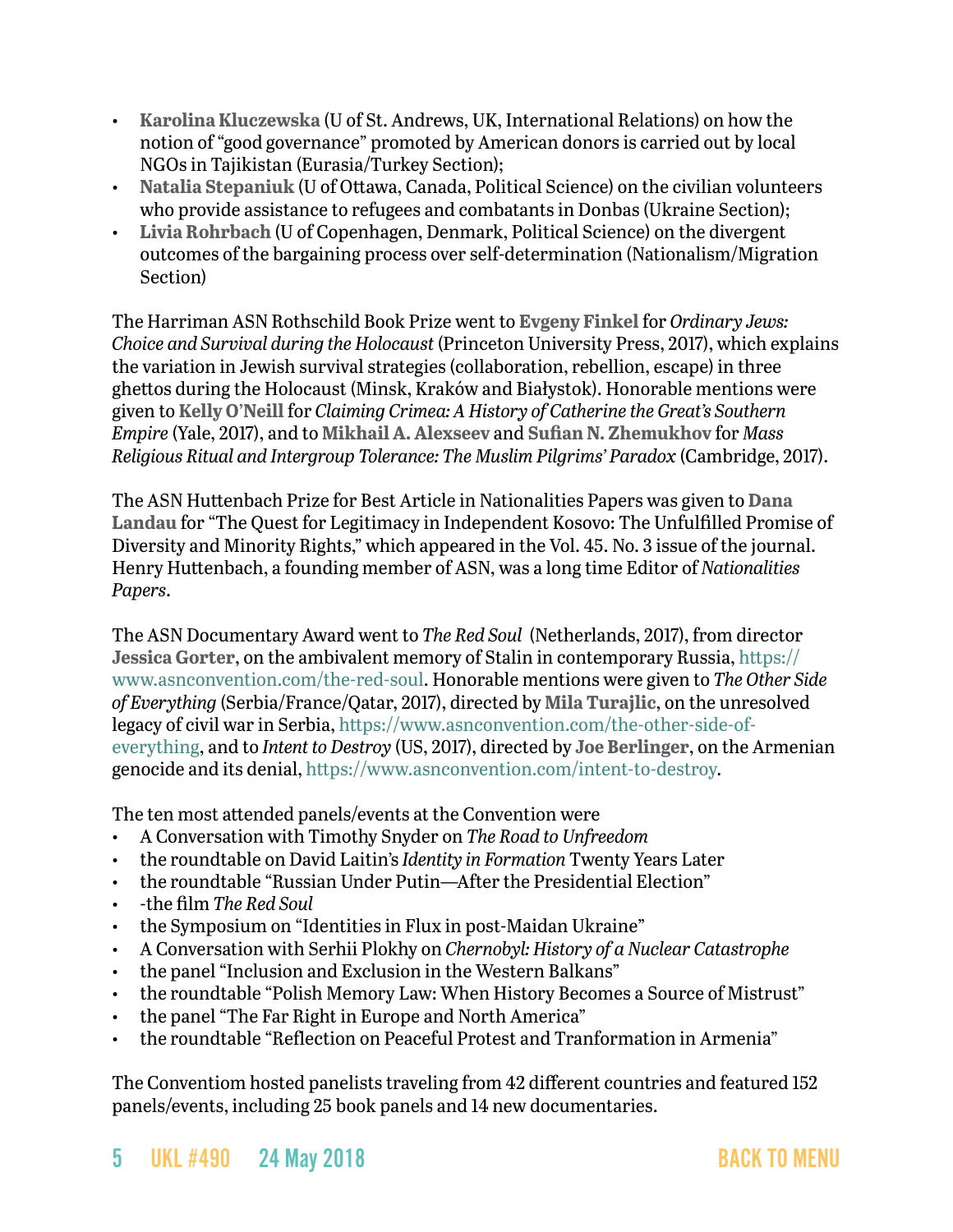- **Karolina Kluczewska** (U of St. Andrews, UK, International Relations) on how the notion of "good governance" promoted by American donors is carried out by local NGOs in Tajikistan (Eurasia/Turkey Section);
- **Natalia Stepaniuk** (U of Ottawa, Canada, Political Science) on the civilian volunteers who provide assistance to refugees and combatants in Donbas (Ukraine Section);
- **Livia Rohrbach** (U of Copenhagen, Denmark, Political Science) on the divergent outcomes of the bargaining process over self-determination (Nationalism/Migration Section)

The Harriman ASN Rothschild Book Prize went to **Evgeny Finkel** for *Ordinary Jews: Choice and Survival during the Holocaust* (Princeton University Press, 2017), which explains the variation in Jewish survival strategies (collaboration, rebellion, escape) in three ghettos during the Holocaust (Minsk, Kraków and Białystok). Honorable mentions were given to **Kelly O'Neill** for *Claiming Crimea: A History of Catherine the Great's Southern Empire* (Yale, 2017), and to **Mikhail A. Alexseev** and **Sufian N. Zhemukhov** for *Mass Religious Ritual and Intergroup Tolerance: The Muslim Pilgrims' Paradox* (Cambridge, 2017).

The ASN Huttenbach Prize for Best Article in Nationalities Papers was given to **Dana Landau** for "The Quest for Legitimacy in Independent Kosovo: The Unfulfilled Promise of Diversity and Minority Rights," which appeared in the Vol. 45. No. 3 issue of the journal. Henry Huttenbach, a founding member of ASN, was a long time Editor of *Nationalities Papers*.

The ASN Documentary Award went to *The Red Soul* (Netherlands, 2017), from director **Jessica Gorter**, on the ambivalent memory of Stalin in contemporary Russia, https://www.asnconvention.com/the-red-soul. Honorable mentions were given to *The Other Side of Everything* (Serbia/France/Qatar, 2017), directed by **Mila Turajlic**, on the unresolved legacy of civil war in Serbia, https://www.asnconvention.com/the-other-side-of-everything, and to *Intent to Destroy* (US, 2017), directed by **Joe Berlinger**, on the Armenian genocide and its denial, https://www.asnconvention.com/intent-to-destroy.

The ten most attended panels/events at the Convention were

- A Conversation with Timothy Snyder on *The Road to Unfreedom*
- the roundtable on David Laitin's *Identity in Formation* Twenty Years Later
- the roundtable "Russian Under Putin—After the Presidential Election"
- -the film *The Red Soul*
- the Symposium on "Identities in Flux in post-Maidan Ukraine"
- A Conversation with Serhii Plokhy on *Chernobyl: History of a Nuclear Catastrophe*
- the panel "Inclusion and Exclusion in the Western Balkans"
- the roundtable "Polish Memory Law: When History Becomes a Source of Mistrust"
- the panel "The Far Right in Europe and North America"
- the roundtable "Reflection on Peaceful Protest and Tranformation in Armenia"

The Conventiom hosted panelists traveling from 42 different countries and featured 152 panels/events, including 25 book panels and 14 new documentaries.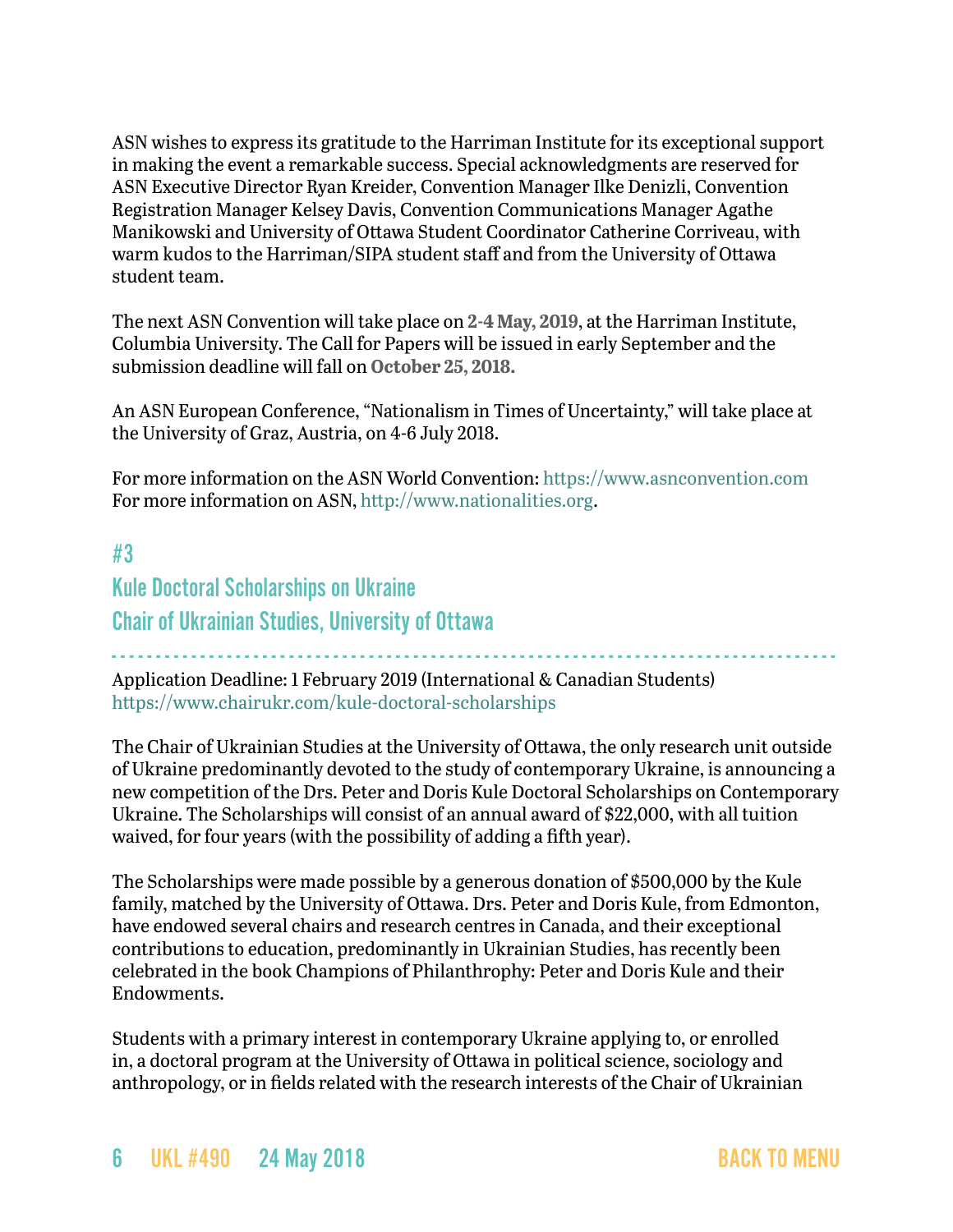ASN wishes to express its gratitude to the Harriman Institute for its exceptional support in making the event a remarkable success. Special acknowledgments are reserved for ASN Executive Director Ryan Kreider, Convention Manager Ilke Denizli, Convention Registration Manager Kelsey Davis, Convention Communications Manager Agathe Manikowski and University of Ottawa Student Coordinator Catherine Corriveau, with warm kudos to the Harriman/SIPA student staff and from the University of Ottawa student team.

The next ASN Convention will take place on **2-4 May, 2019**, at the Harriman Institute, Columbia University. The Call for Papers will be issued in early September and the submission deadline will fall on **October 25, 2018.**

An ASN European Conference, "Nationalism in Times of Uncertainty," will take place at the University of Graz, Austria, on 4-6 July 2018.

For more information on the ASN World Convention: https://www.asnconvention.com
For more information on ASN, http://www.nationalities.org.

## #3
## Kule Doctoral Scholarships on Ukraine
## Chair of Ukrainian Studies, University of Ottawa

Application Deadline: 1 February 2019 (International & Canadian Students)
https://www.chairukr.com/kule-doctoral-scholarships

The Chair of Ukrainian Studies at the University of Ottawa, the only research unit outside of Ukraine predominantly devoted to the study of contemporary Ukraine, is announcing a new competition of the Drs. Peter and Doris Kule Doctoral Scholarships on Contemporary Ukraine. The Scholarships will consist of an annual award of $22,000, with all tuition waived, for four years (with the possibility of adding a fifth year).

The Scholarships were made possible by a generous donation of $500,000 by the Kule family, matched by the University of Ottawa. Drs. Peter and Doris Kule, from Edmonton, have endowed several chairs and research centres in Canada, and their exceptional contributions to education, predominantly in Ukrainian Studies, has recently been celebrated in the book Champions of Philanthropy: Peter and Doris Kule and their Endowments.

Students with a primary interest in contemporary Ukraine applying to, or enrolled in, a doctoral program at the University of Ottawa in political science, sociology and anthropology, or in fields related with the research interests of the Chair of Ukrainian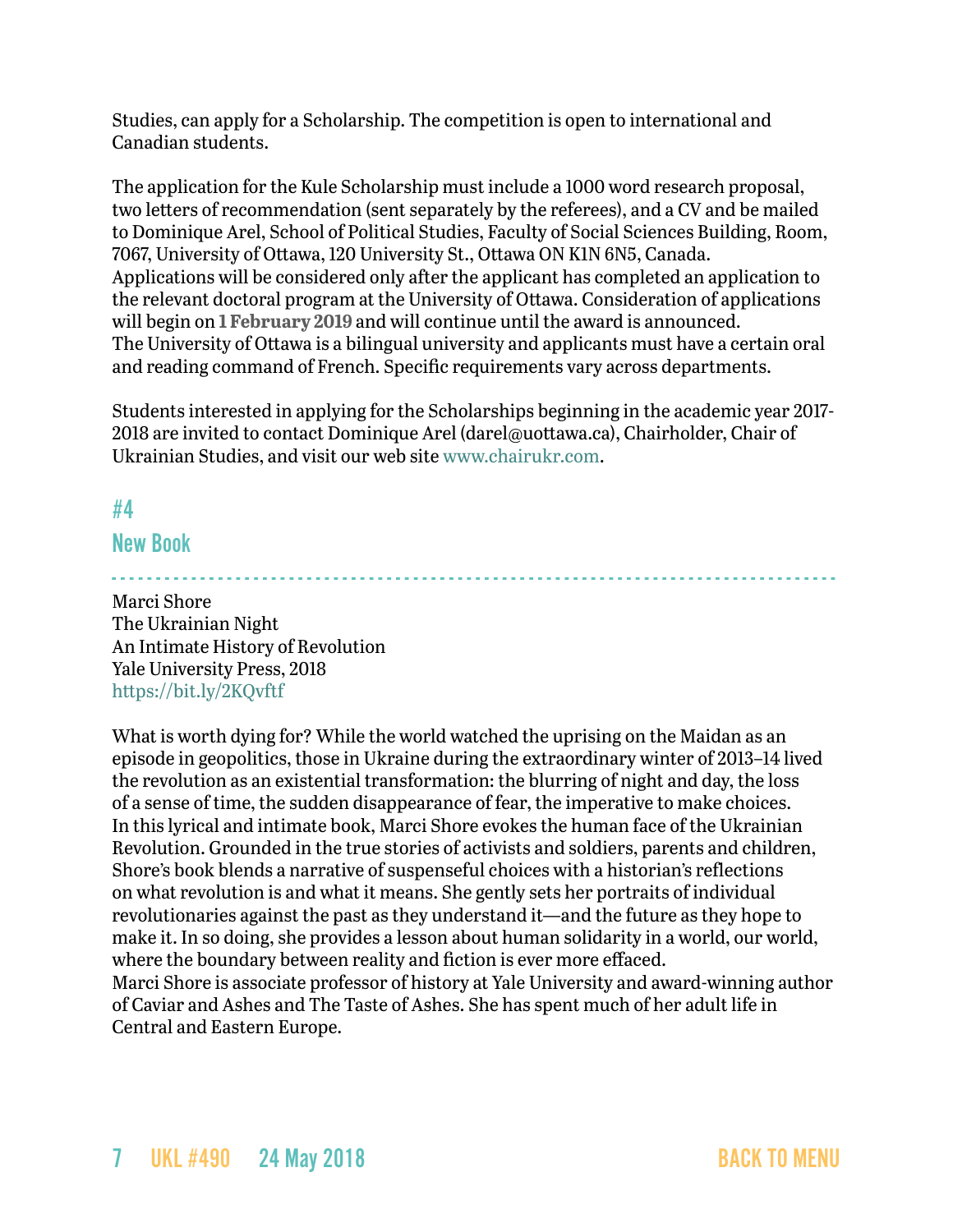Studies, can apply for a Scholarship. The competition is open to international and Canadian students.

The application for the Kule Scholarship must include a 1000 word research proposal, two letters of recommendation (sent separately by the referees), and a CV and be mailed to Dominique Arel, School of Political Studies, Faculty of Social Sciences Building, Room, 7067, University of Ottawa, 120 University St., Ottawa ON K1N 6N5, Canada.
Applications will be considered only after the applicant has completed an application to the relevant doctoral program at the University of Ottawa. Consideration of applications will begin on **1 February 2019** and will continue until the award is announced.
The University of Ottawa is a bilingual university and applicants must have a certain oral and reading command of French. Specific requirements vary across departments.

Students interested in applying for the Scholarships beginning in the academic year 2017-2018 are invited to contact Dominique Arel (darel@uottawa.ca), Chairholder, Chair of Ukrainian Studies, and visit our web site www.chairukr.com.

## #4
## New Book

Marci Shore
The Ukrainian Night
An Intimate History of Revolution
Yale University Press, 2018
https://bit.ly/2KQvftf

What is worth dying for? While the world watched the uprising on the Maidan as an episode in geopolitics, those in Ukraine during the extraordinary winter of 2013–14 lived the revolution as an existential transformation: the blurring of night and day, the loss of a sense of time, the sudden disappearance of fear, the imperative to make choices.
In this lyrical and intimate book, Marci Shore evokes the human face of the Ukrainian Revolution. Grounded in the true stories of activists and soldiers, parents and children, Shore's book blends a narrative of suspenseful choices with a historian's reflections on what revolution is and what it means. She gently sets her portraits of individual revolutionaries against the past as they understand it—and the future as they hope to make it. In so doing, she provides a lesson about human solidarity in a world, our world, where the boundary between reality and fiction is ever more effaced.
Marci Shore is associate professor of history at Yale University and award-winning author of Caviar and Ashes and The Taste of Ashes. She has spent much of her adult life in Central and Eastern Europe.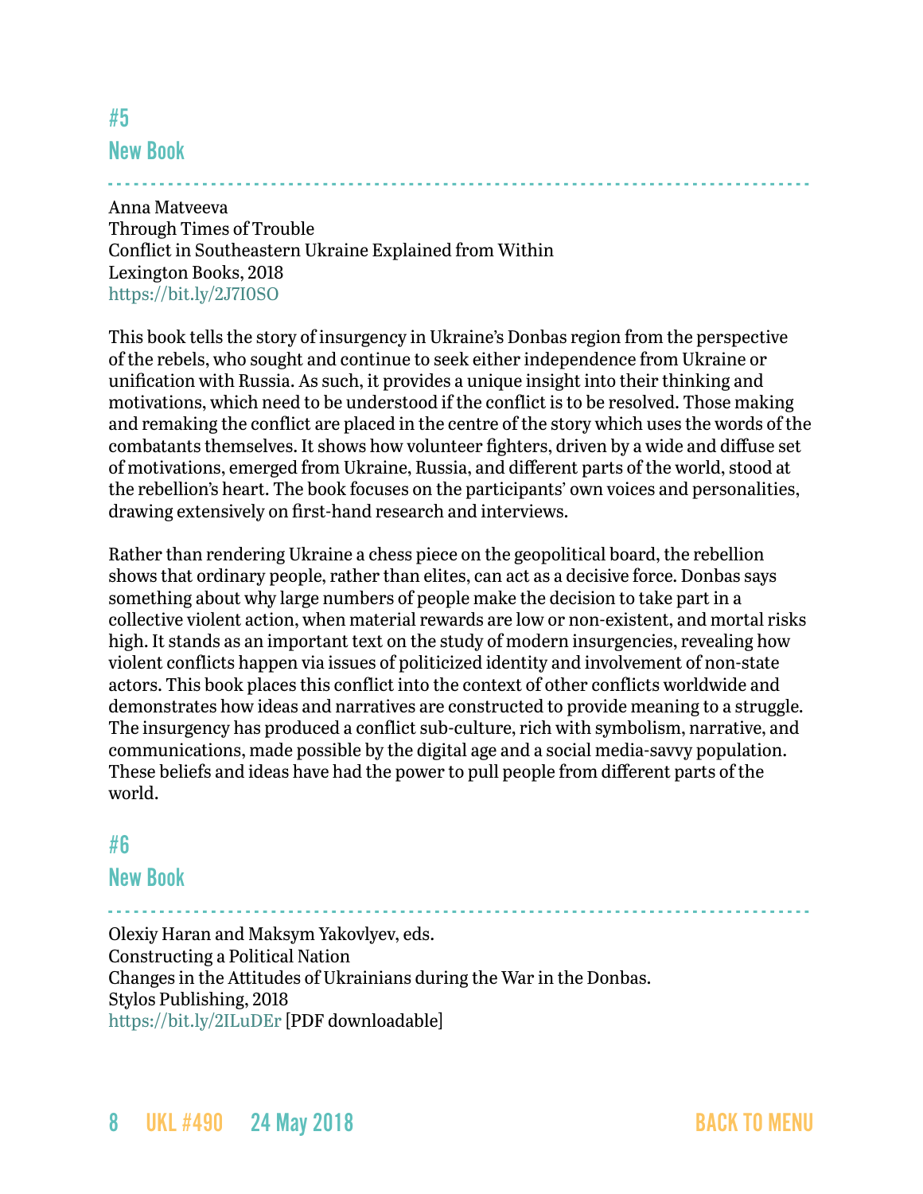## #5

## New Book

Anna Matveeva
Through Times of Trouble
Conflict in Southeastern Ukraine Explained from Within
Lexington Books, 2018
https://bit.ly/2J7I0SO

This book tells the story of insurgency in Ukraine's Donbas region from the perspective of the rebels, who sought and continue to seek either independence from Ukraine or unification with Russia. As such, it provides a unique insight into their thinking and motivations, which need to be understood if the conflict is to be resolved. Those making and remaking the conflict are placed in the centre of the story which uses the words of the combatants themselves. It shows how volunteer fighters, driven by a wide and diffuse set of motivations, emerged from Ukraine, Russia, and different parts of the world, stood at the rebellion's heart. The book focuses on the participants' own voices and personalities, drawing extensively on first-hand research and interviews.

Rather than rendering Ukraine a chess piece on the geopolitical board, the rebellion shows that ordinary people, rather than elites, can act as a decisive force. Donbas says something about why large numbers of people make the decision to take part in a collective violent action, when material rewards are low or non-existent, and mortal risks high. It stands as an important text on the study of modern insurgencies, revealing how violent conflicts happen via issues of politicized identity and involvement of non-state actors. This book places this conflict into the context of other conflicts worldwide and demonstrates how ideas and narratives are constructed to provide meaning to a struggle. The insurgency has produced a conflict sub-culture, rich with symbolism, narrative, and communications, made possible by the digital age and a social media-savvy population. These beliefs and ideas have had the power to pull people from different parts of the world.

## #6

## New Book

Olexiy Haran and Maksym Yakovlyev, eds.
Constructing a Political Nation
Changes in the Attitudes of Ukrainians during the War in the Donbas.
Stylos Publishing, 2018
https://bit.ly/2ILuDEr [PDF downloadable]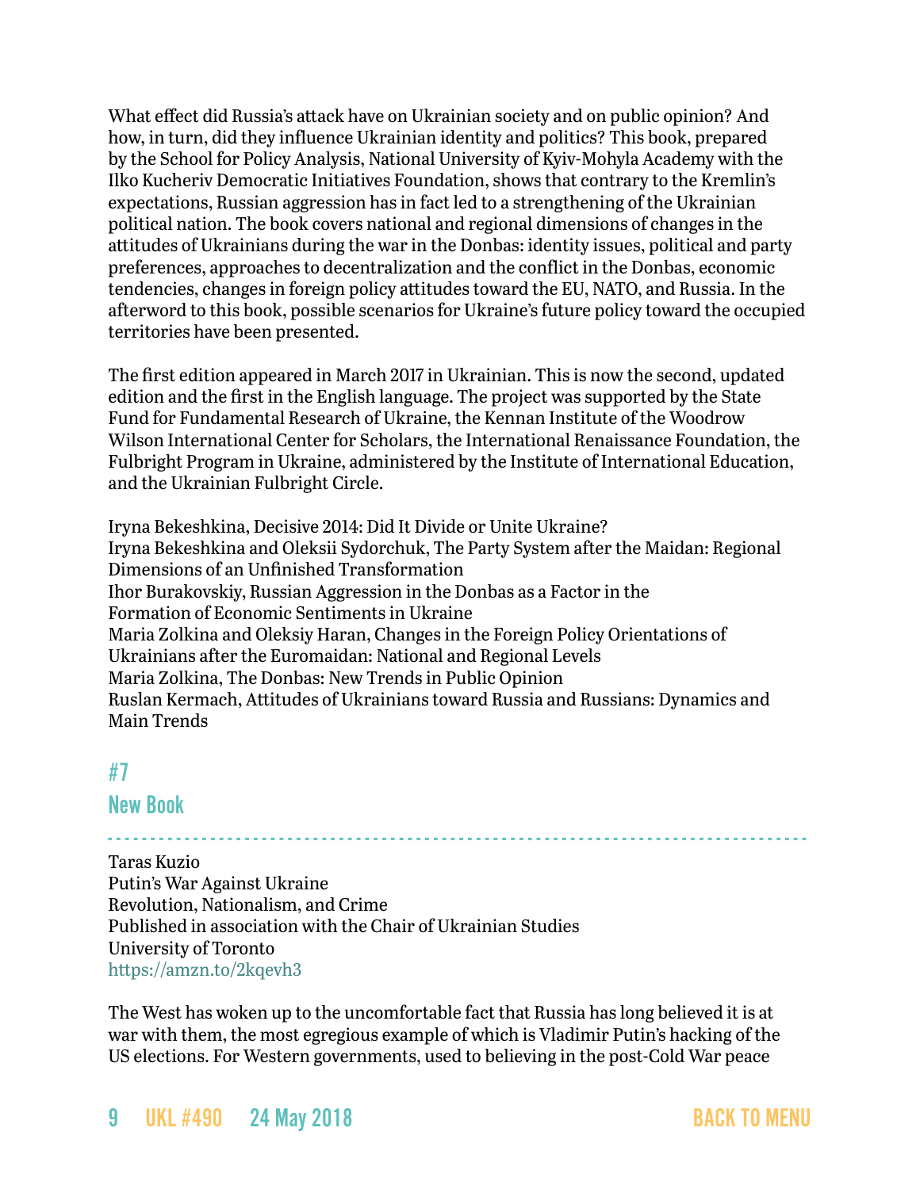What effect did Russia's attack have on Ukrainian society and on public opinion? And how, in turn, did they influence Ukrainian identity and politics? This book, prepared by the School for Policy Analysis, National University of Kyiv-Mohyla Academy with the Ilko Kucheriv Democratic Initiatives Foundation, shows that contrary to the Kremlin's expectations, Russian aggression has in fact led to a strengthening of the Ukrainian political nation. The book covers national and regional dimensions of changes in the attitudes of Ukrainians during the war in the Donbas: identity issues, political and party preferences, approaches to decentralization and the conflict in the Donbas, economic tendencies, changes in foreign policy attitudes toward the EU, NATO, and Russia. In the afterword to this book, possible scenarios for Ukraine's future policy toward the occupied territories have been presented.

The first edition appeared in March 2017 in Ukrainian. This is now the second, updated edition and the first in the English language. The project was supported by the State Fund for Fundamental Research of Ukraine, the Kennan Institute of the Woodrow Wilson International Center for Scholars, the International Renaissance Foundation, the Fulbright Program in Ukraine, administered by the Institute of International Education, and the Ukrainian Fulbright Circle.

Iryna Bekeshkina, Decisive 2014: Did It Divide or Unite Ukraine?
Iryna Bekeshkina and Oleksii Sydorchuk, The Party System after the Maidan: Regional Dimensions of an Unfinished Transformation
Ihor Burakovskiy, Russian Aggression in the Donbas as a Factor in the Formation of Economic Sentiments in Ukraine
Maria Zolkina and Oleksiy Haran, Changes in the Foreign Policy Orientations of Ukrainians after the Euromaidan: National and Regional Levels
Maria Zolkina, The Donbas: New Trends in Public Opinion
Ruslan Kermach, Attitudes of Ukrainians toward Russia and Russians: Dynamics and Main Trends

## #7

## New Book

Taras Kuzio
Putin's War Against Ukraine
Revolution, Nationalism, and Crime
Published in association with the Chair of Ukrainian Studies
University of Toronto
https://amzn.to/2kqevh3

The West has woken up to the uncomfortable fact that Russia has long believed it is at war with them, the most egregious example of which is Vladimir Putin's hacking of the US elections. For Western governments, used to believing in the post-Cold War peace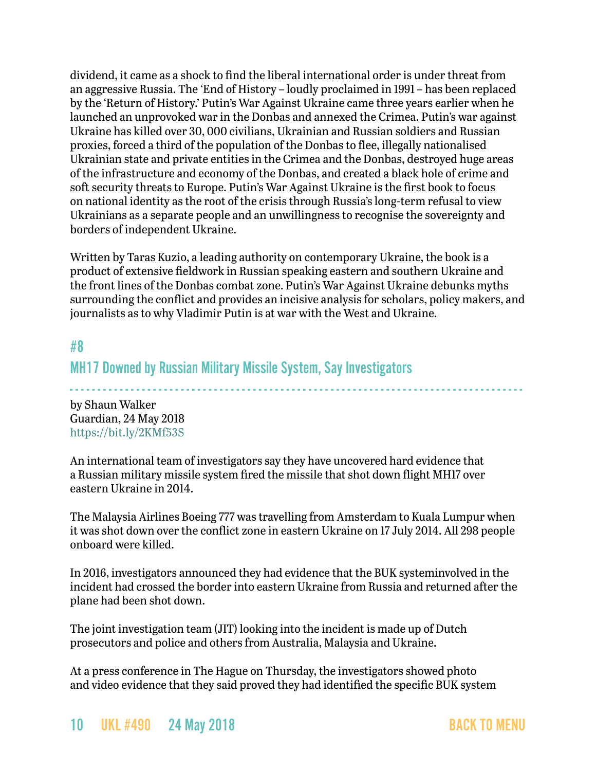dividend, it came as a shock to find the liberal international order is under threat from an aggressive Russia. The 'End of History – loudly proclaimed in 1991 – has been replaced by the 'Return of History.' Putin's War Against Ukraine came three years earlier when he launched an unprovoked war in the Donbas and annexed the Crimea. Putin's war against Ukraine has killed over 30, 000 civilians, Ukrainian and Russian soldiers and Russian proxies, forced a third of the population of the Donbas to flee, illegally nationalised Ukrainian state and private entities in the Crimea and the Donbas, destroyed huge areas of the infrastructure and economy of the Donbas, and created a black hole of crime and soft security threats to Europe. Putin's War Against Ukraine is the first book to focus on national identity as the root of the crisis through Russia's long-term refusal to view Ukrainians as a separate people and an unwillingness to recognise the sovereignty and borders of independent Ukraine.

Written by Taras Kuzio, a leading authority on contemporary Ukraine, the book is a product of extensive fieldwork in Russian speaking eastern and southern Ukraine and the front lines of the Donbas combat zone. Putin's War Against Ukraine debunks myths surrounding the conflict and provides an incisive analysis for scholars, policy makers, and journalists as to why Vladimir Putin is at war with the West and Ukraine.

## #8

## MH17 Downed by Russian Military Missile System, Say Investigators

by Shaun Walker
Guardian, 24 May 2018
https://bit.ly/2KMf53S

An international team of investigators say they have uncovered hard evidence that a Russian military missile system fired the missile that shot down flight MH17 over eastern Ukraine in 2014.

The Malaysia Airlines Boeing 777 was travelling from Amsterdam to Kuala Lumpur when it was shot down over the conflict zone in eastern Ukraine on 17 July 2014. All 298 people onboard were killed.

In 2016, investigators announced they had evidence that the BUK systeminvolved in the incident had crossed the border into eastern Ukraine from Russia and returned after the plane had been shot down.

The joint investigation team (JIT) looking into the incident is made up of Dutch prosecutors and police and others from Australia, Malaysia and Ukraine.

At a press conference in The Hague on Thursday, the investigators showed photo and video evidence that they said proved they had identified the specific BUK system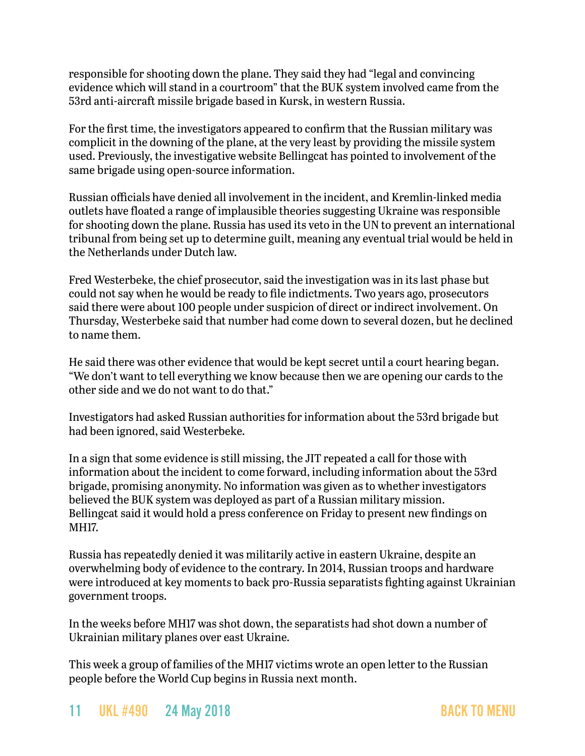responsible for shooting down the plane. They said they had "legal and convincing evidence which will stand in a courtroom" that the BUK system involved came from the 53rd anti-aircraft missile brigade based in Kursk, in western Russia.

For the first time, the investigators appeared to confirm that the Russian military was complicit in the downing of the plane, at the very least by providing the missile system used. Previously, the investigative website Bellingcat has pointed to involvement of the same brigade using open-source information.

Russian officials have denied all involvement in the incident, and Kremlin-linked media outlets have floated a range of implausible theories suggesting Ukraine was responsible for shooting down the plane. Russia has used its veto in the UN to prevent an international tribunal from being set up to determine guilt, meaning any eventual trial would be held in the Netherlands under Dutch law.

Fred Westerbeke, the chief prosecutor, said the investigation was in its last phase but could not say when he would be ready to file indictments. Two years ago, prosecutors said there were about 100 people under suspicion of direct or indirect involvement. On Thursday, Westerbeke said that number had come down to several dozen, but he declined to name them.

He said there was other evidence that would be kept secret until a court hearing began. "We don't want to tell everything we know because then we are opening our cards to the other side and we do not want to do that."

Investigators had asked Russian authorities for information about the 53rd brigade but had been ignored, said Westerbeke.

In a sign that some evidence is still missing, the JIT repeated a call for those with information about the incident to come forward, including information about the 53rd brigade, promising anonymity. No information was given as to whether investigators believed the BUK system was deployed as part of a Russian military mission. Bellingcat said it would hold a press conference on Friday to present new findings on MH17.

Russia has repeatedly denied it was militarily active in eastern Ukraine, despite an overwhelming body of evidence to the contrary. In 2014, Russian troops and hardware were introduced at key moments to back pro-Russia separatists fighting against Ukrainian government troops.

In the weeks before MH17 was shot down, the separatists had shot down a number of Ukrainian military planes over east Ukraine.

This week a group of families of the MH17 victims wrote an open letter to the Russian people before the World Cup begins in Russia next month.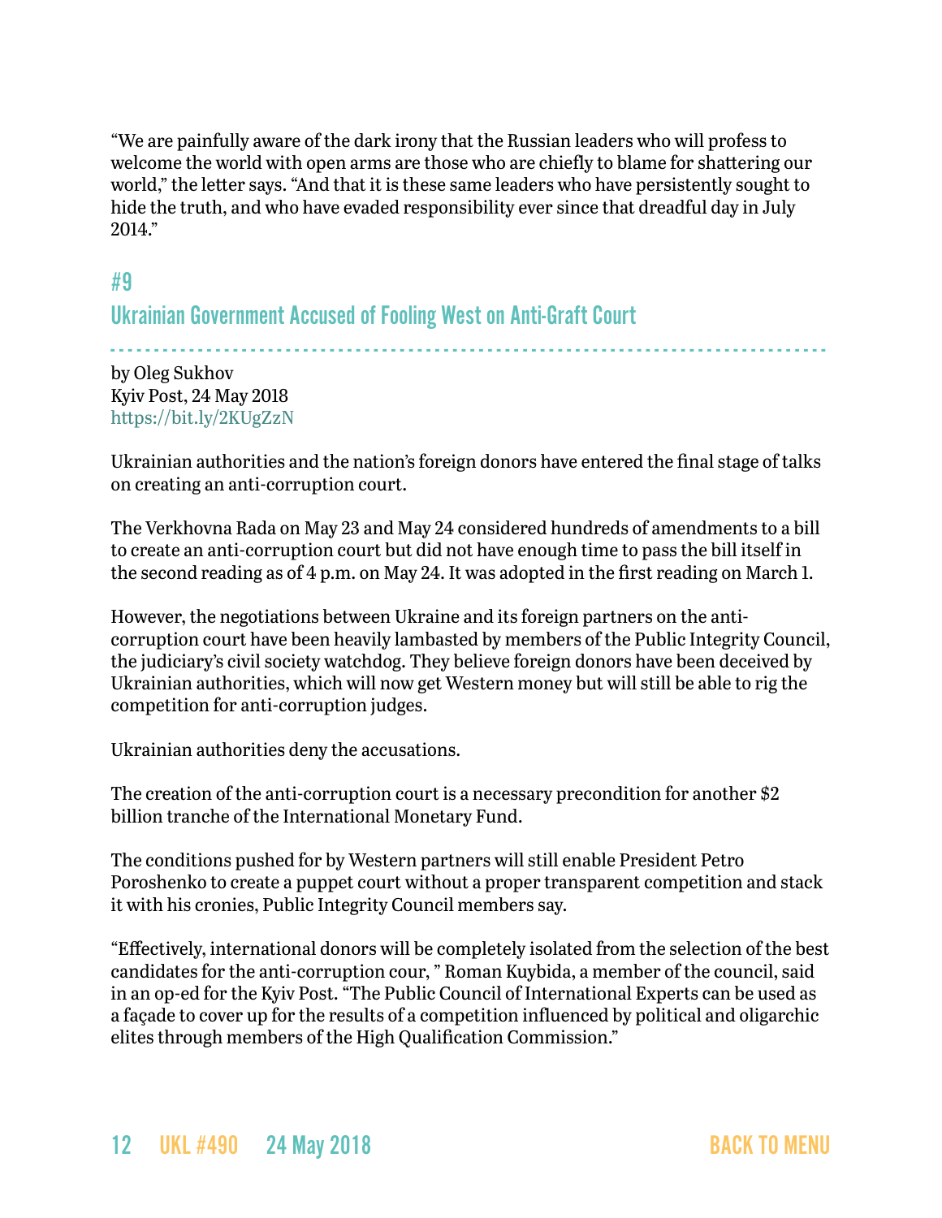"We are painfully aware of the dark irony that the Russian leaders who will profess to welcome the world with open arms are those who are chiefly to blame for shattering our world," the letter says. "And that it is these same leaders who have persistently sought to hide the truth, and who have evaded responsibility ever since that dreadful day in July 2014."

## #9

## Ukrainian Government Accused of Fooling West on Anti-Graft Court

by Oleg Sukhov
Kyiv Post, 24 May 2018
https://bit.ly/2KUgZzN

Ukrainian authorities and the nation's foreign donors have entered the final stage of talks on creating an anti-corruption court.

The Verkhovna Rada on May 23 and May 24 considered hundreds of amendments to a bill to create an anti-corruption court but did not have enough time to pass the bill itself in the second reading as of 4 p.m. on May 24. It was adopted in the first reading on March 1.

However, the negotiations between Ukraine and its foreign partners on the anti-corruption court have been heavily lambasted by members of the Public Integrity Council, the judiciary's civil society watchdog. They believe foreign donors have been deceived by Ukrainian authorities, which will now get Western money but will still be able to rig the competition for anti-corruption judges.

Ukrainian authorities deny the accusations.

The creation of the anti-corruption court is a necessary precondition for another $2 billion tranche of the International Monetary Fund.

The conditions pushed for by Western partners will still enable President Petro Poroshenko to create a puppet court without a proper transparent competition and stack it with his cronies, Public Integrity Council members say.

"Effectively, international donors will be completely isolated from the selection of the best candidates for the anti-corruption cour, " Roman Kuybida, a member of the council, said in an op-ed for the Kyiv Post. "The Public Council of International Experts can be used as a façade to cover up for the results of a competition influenced by political and oligarchic elites through members of the High Qualification Commission."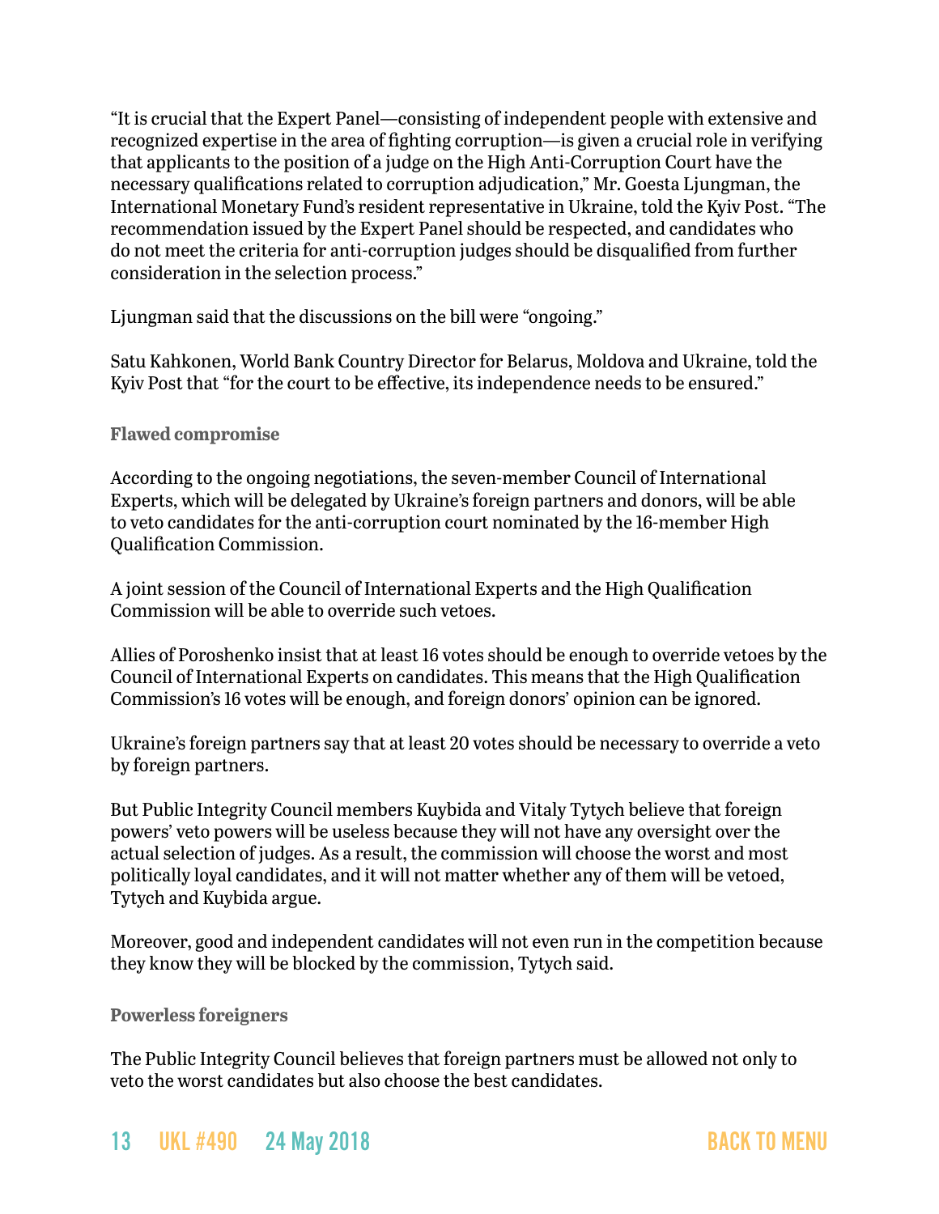"It is crucial that the Expert Panel—consisting of independent people with extensive and recognized expertise in the area of fighting corruption—is given a crucial role in verifying that applicants to the position of a judge on the High Anti-Corruption Court have the necessary qualifications related to corruption adjudication," Mr. Goesta Ljungman, the International Monetary Fund's resident representative in Ukraine, told the Kyiv Post. "The recommendation issued by the Expert Panel should be respected, and candidates who do not meet the criteria for anti-corruption judges should be disqualified from further consideration in the selection process."

Ljungman said that the discussions on the bill were "ongoing."

Satu Kahkonen, World Bank Country Director for Belarus, Moldova and Ukraine, told the Kyiv Post that "for the court to be effective, its independence needs to be ensured."

### Flawed compromise

According to the ongoing negotiations, the seven-member Council of International Experts, which will be delegated by Ukraine's foreign partners and donors, will be able to veto candidates for the anti-corruption court nominated by the 16-member High Qualification Commission.

A joint session of the Council of International Experts and the High Qualification Commission will be able to override such vetoes.

Allies of Poroshenko insist that at least 16 votes should be enough to override vetoes by the Council of International Experts on candidates. This means that the High Qualification Commission's 16 votes will be enough, and foreign donors' opinion can be ignored.

Ukraine's foreign partners say that at least 20 votes should be necessary to override a veto by foreign partners.

But Public Integrity Council members Kuybida and Vitaly Tytych believe that foreign powers' veto powers will be useless because they will not have any oversight over the actual selection of judges. As a result, the commission will choose the worst and most politically loyal candidates, and it will not matter whether any of them will be vetoed, Tytych and Kuybida argue.

Moreover, good and independent candidates will not even run in the competition because they know they will be blocked by the commission, Tytych said.

### Powerless foreigners

The Public Integrity Council believes that foreign partners must be allowed not only to veto the worst candidates but also choose the best candidates.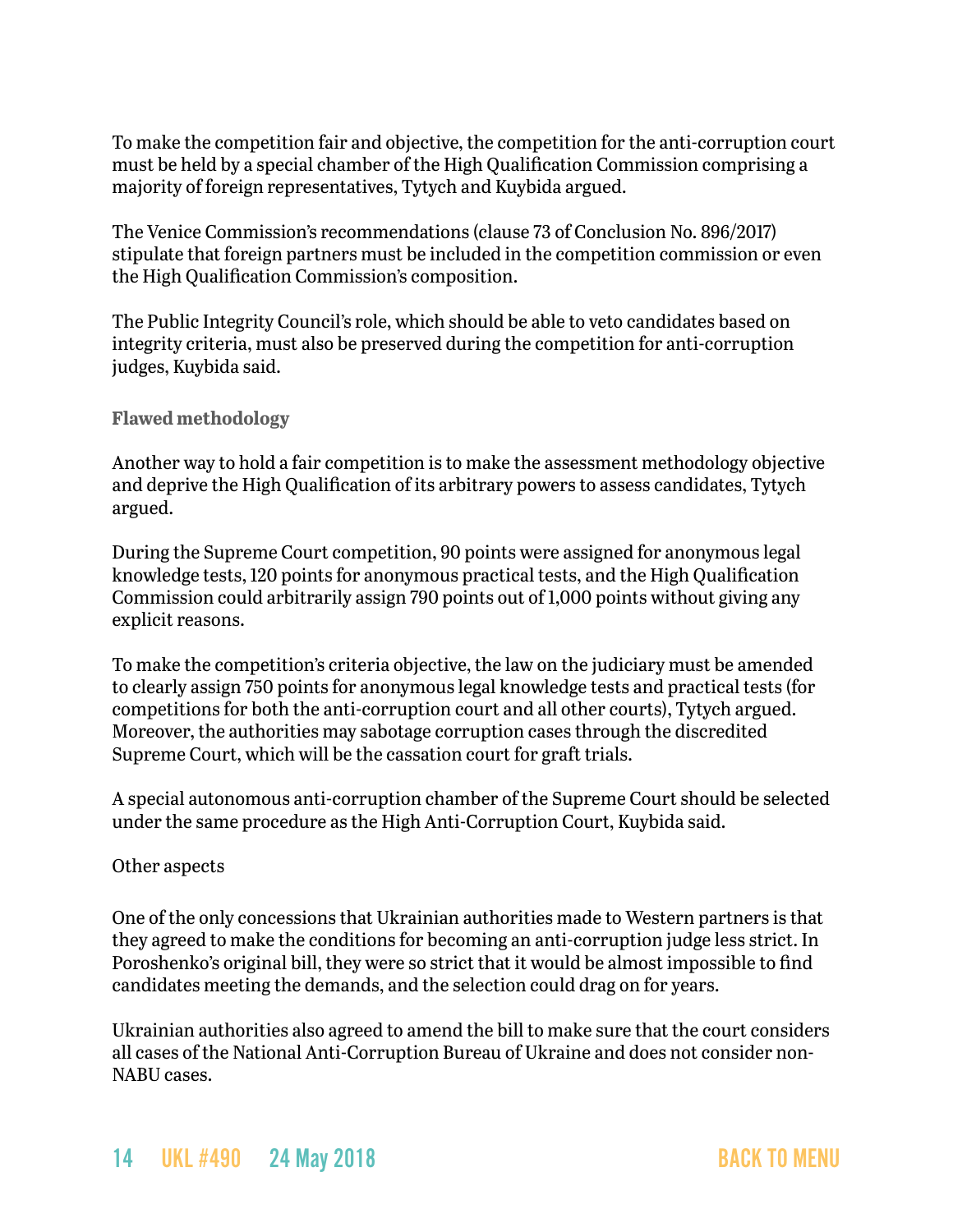To make the competition fair and objective, the competition for the anti-corruption court must be held by a special chamber of the High Qualification Commission comprising a majority of foreign representatives, Tytych and Kuybida argued.

The Venice Commission's recommendations (clause 73 of Conclusion No. 896/2017) stipulate that foreign partners must be included in the competition commission or even the High Qualification Commission's composition.

The Public Integrity Council's role, which should be able to veto candidates based on integrity criteria, must also be preserved during the competition for anti-corruption judges, Kuybida said.

### Flawed methodology

Another way to hold a fair competition is to make the assessment methodology objective and deprive the High Qualification of its arbitrary powers to assess candidates, Tytych argued.

During the Supreme Court competition, 90 points were assigned for anonymous legal knowledge tests, 120 points for anonymous practical tests, and the High Qualification Commission could arbitrarily assign 790 points out of 1,000 points without giving any explicit reasons.

To make the competition's criteria objective, the law on the judiciary must be amended to clearly assign 750 points for anonymous legal knowledge tests and practical tests (for competitions for both the anti-corruption court and all other courts), Tytych argued. Moreover, the authorities may sabotage corruption cases through the discredited Supreme Court, which will be the cassation court for graft trials.

A special autonomous anti-corruption chamber of the Supreme Court should be selected under the same procedure as the High Anti-Corruption Court, Kuybida said.

Other aspects

One of the only concessions that Ukrainian authorities made to Western partners is that they agreed to make the conditions for becoming an anti-corruption judge less strict. In Poroshenko's original bill, they were so strict that it would be almost impossible to find candidates meeting the demands, and the selection could drag on for years.

Ukrainian authorities also agreed to amend the bill to make sure that the court considers all cases of the National Anti-Corruption Bureau of Ukraine and does not consider non-NABU cases.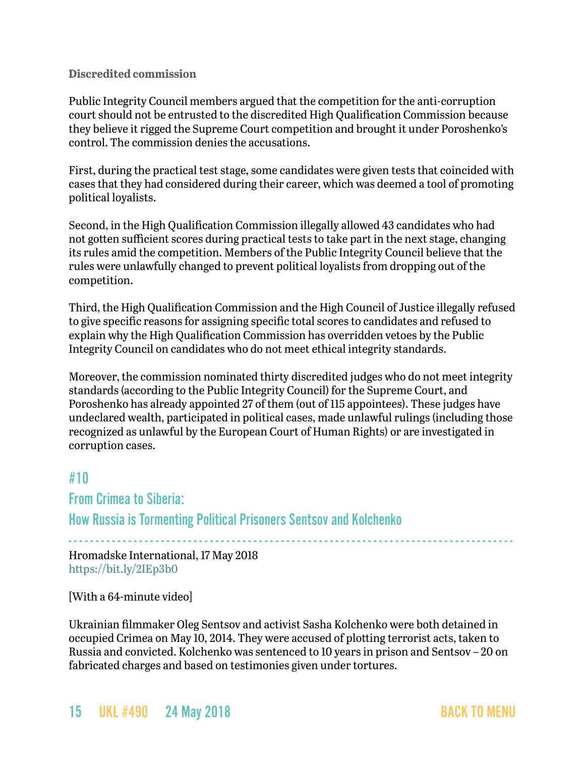### Discredited commission

Public Integrity Council members argued that the competition for the anti-corruption court should not be entrusted to the discredited High Qualification Commission because they believe it rigged the Supreme Court competition and brought it under Poroshenko's control. The commission denies the accusations.

First, during the practical test stage, some candidates were given tests that coincided with cases that they had considered during their career, which was deemed a tool of promoting political loyalists.

Second, in the High Qualification Commission illegally allowed 43 candidates who had not gotten sufficient scores during practical tests to take part in the next stage, changing its rules amid the competition. Members of the Public Integrity Council believe that the rules were unlawfully changed to prevent political loyalists from dropping out of the competition.

Third, the High Qualification Commission and the High Council of Justice illegally refused to give specific reasons for assigning specific total scores to candidates and refused to explain why the High Qualification Commission has overridden vetoes by the Public Integrity Council on candidates who do not meet ethical integrity standards.

Moreover, the commission nominated thirty discredited judges who do not meet integrity standards (according to the Public Integrity Council) for the Supreme Court, and Poroshenko has already appointed 27 of them (out of 115 appointees). These judges have undeclared wealth, participated in political cases, made unlawful rulings (including those recognized as unlawful by the European Court of Human Rights) or are investigated in corruption cases.

## #10
## From Crimea to Siberia: How Russia is Tormenting Political Prisoners Sentsov and Kolchenko

Hromadske International, 17 May 2018
https://bit.ly/2IEp3b0

[With a 64-minute video]

Ukrainian filmmaker Oleg Sentsov and activist Sasha Kolchenko were both detained in occupied Crimea on May 10, 2014. They were accused of plotting terrorist acts, taken to Russia and convicted. Kolchenko was sentenced to 10 years in prison and Sentsov – 20 on fabricated charges and based on testimonies given under tortures.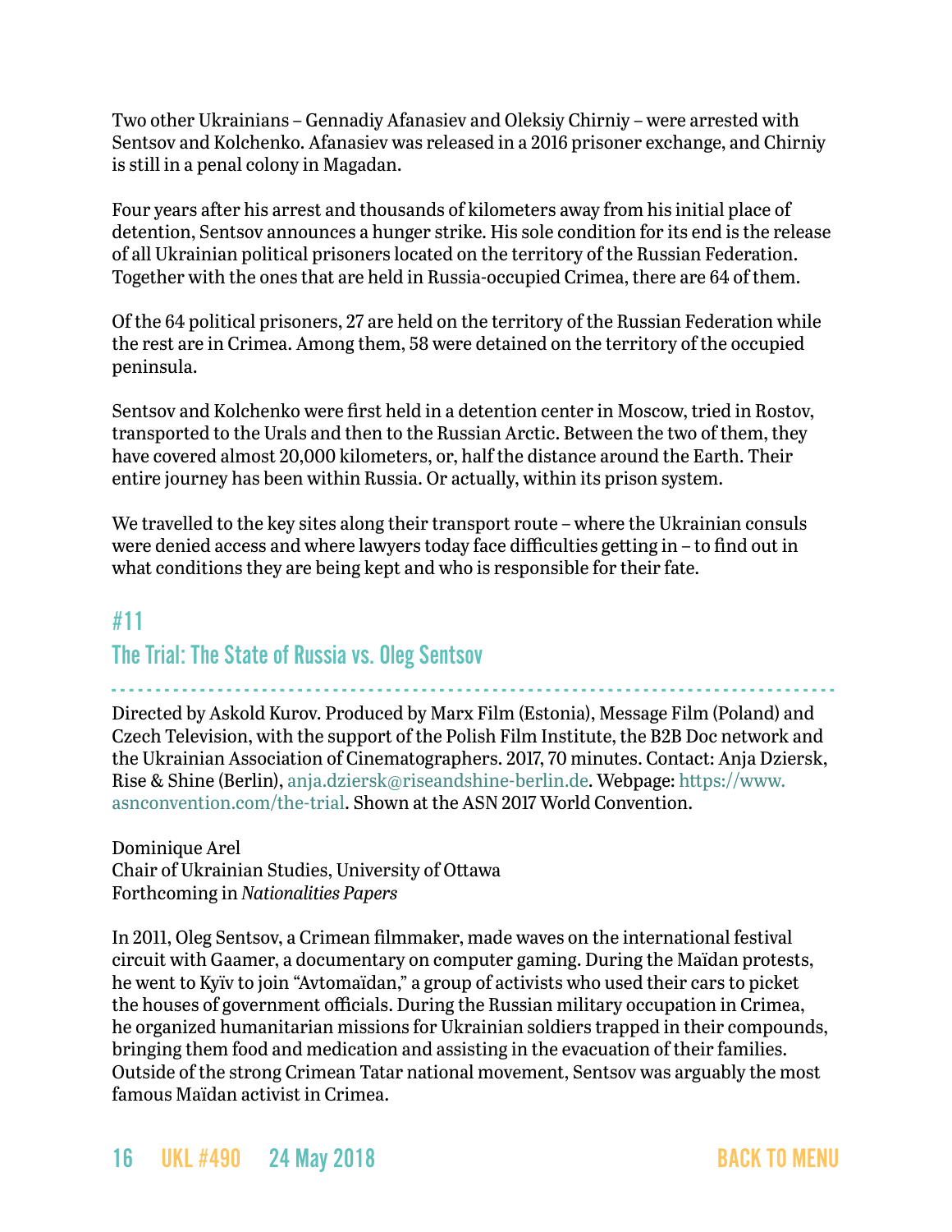Two other Ukrainians – Gennadiy Afanasiev and Oleksiy Chirniy – were arrested with Sentsov and Kolchenko. Afanasiev was released in a 2016 prisoner exchange, and Chirniy is still in a penal colony in Magadan.

Four years after his arrest and thousands of kilometers away from his initial place of detention, Sentsov announces a hunger strike. His sole condition for its end is the release of all Ukrainian political prisoners located on the territory of the Russian Federation. Together with the ones that are held in Russia-occupied Crimea, there are 64 of them.

Of the 64 political prisoners, 27 are held on the territory of the Russian Federation while the rest are in Crimea. Among them, 58 were detained on the territory of the occupied peninsula.

Sentsov and Kolchenko were first held in a detention center in Moscow, tried in Rostov, transported to the Urals and then to the Russian Arctic. Between the two of them, they have covered almost 20,000 kilometers, or, half the distance around the Earth. Their entire journey has been within Russia. Or actually, within its prison system.

We travelled to the key sites along their transport route – where the Ukrainian consuls were denied access and where lawyers today face difficulties getting in – to find out in what conditions they are being kept and who is responsible for their fate.

## #11

## The Trial: The State of Russia vs. Oleg Sentsov

Directed by Askold Kurov. Produced by Marx Film (Estonia), Message Film (Poland) and Czech Television, with the support of the Polish Film Institute, the B2B Doc network and the Ukrainian Association of Cinematographers. 2017, 70 minutes. Contact: Anja Dziersk, Rise & Shine (Berlin), anja.dziersk@riseandshine-berlin.de. Webpage: https://www.asnconvention.com/the-trial. Shown at the ASN 2017 World Convention.

Dominique Arel
Chair of Ukrainian Studies, University of Ottawa
Forthcoming in *Nationalities Papers*

In 2011, Oleg Sentsov, a Crimean filmmaker, made waves on the international festival circuit with Gaamer, a documentary on computer gaming. During the Maïdan protests, he went to Kyïv to join "Avtomaïdan," a group of activists who used their cars to picket the houses of government officials. During the Russian military occupation in Crimea, he organized humanitarian missions for Ukrainian soldiers trapped in their compounds, bringing them food and medication and assisting in the evacuation of their families. Outside of the strong Crimean Tatar national movement, Sentsov was arguably the most famous Maïdan activist in Crimea.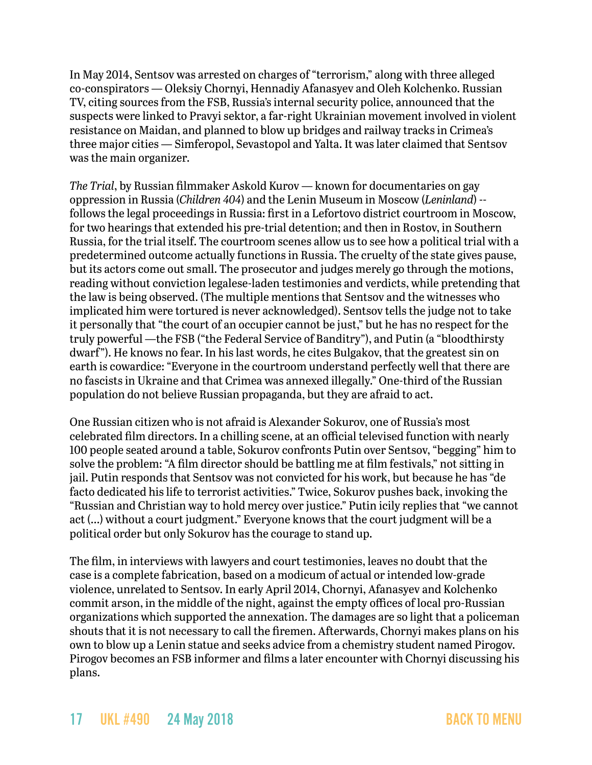In May 2014, Sentsov was arrested on charges of "terrorism," along with three alleged co-conspirators — Oleksiy Chornyi, Hennadiy Afanasyev and Oleh Kolchenko. Russian TV, citing sources from the FSB, Russia's internal security police, announced that the suspects were linked to Pravyi sektor, a far-right Ukrainian movement involved in violent resistance on Maidan, and planned to blow up bridges and railway tracks in Crimea's three major cities — Simferopol, Sevastopol and Yalta. It was later claimed that Sentsov was the main organizer.

*The Trial*, by Russian filmmaker Askold Kurov — known for documentaries on gay oppression in Russia (*Children 404*) and the Lenin Museum in Moscow (*Leninland*) -- follows the legal proceedings in Russia: first in a Lefortovo district courtroom in Moscow, for two hearings that extended his pre-trial detention; and then in Rostov, in Southern Russia, for the trial itself. The courtroom scenes allow us to see how a political trial with a predetermined outcome actually functions in Russia. The cruelty of the state gives pause, but its actors come out small. The prosecutor and judges merely go through the motions, reading without conviction legalese-laden testimonies and verdicts, while pretending that the law is being observed. (The multiple mentions that Sentsov and the witnesses who implicated him were tortured is never acknowledged). Sentsov tells the judge not to take it personally that "the court of an occupier cannot be just," but he has no respect for the truly powerful —the FSB ("the Federal Service of Banditry"), and Putin (a "bloodthirsty dwarf"). He knows no fear. In his last words, he cites Bulgakov, that the greatest sin on earth is cowardice: "Everyone in the courtroom understand perfectly well that there are no fascists in Ukraine and that Crimea was annexed illegally." One-third of the Russian population do not believe Russian propaganda, but they are afraid to act.

One Russian citizen who is not afraid is Alexander Sokurov, one of Russia's most celebrated film directors. In a chilling scene, at an official televised function with nearly 100 people seated around a table, Sokurov confronts Putin over Sentsov, "begging" him to solve the problem: "A film director should be battling me at film festivals," not sitting in jail. Putin responds that Sentsov was not convicted for his work, but because he has "de facto dedicated his life to terrorist activities." Twice, Sokurov pushes back, invoking the "Russian and Christian way to hold mercy over justice." Putin icily replies that "we cannot act (…) without a court judgment." Everyone knows that the court judgment will be a political order but only Sokurov has the courage to stand up.

The film, in interviews with lawyers and court testimonies, leaves no doubt that the case is a complete fabrication, based on a modicum of actual or intended low-grade violence, unrelated to Sentsov. In early April 2014, Chornyi, Afanasyev and Kolchenko commit arson, in the middle of the night, against the empty offices of local pro-Russian organizations which supported the annexation. The damages are so light that a policeman shouts that it is not necessary to call the firemen. Afterwards, Chornyi makes plans on his own to blow up a Lenin statue and seeks advice from a chemistry student named Pirogov. Pirogov becomes an FSB informer and films a later encounter with Chornyi discussing his plans.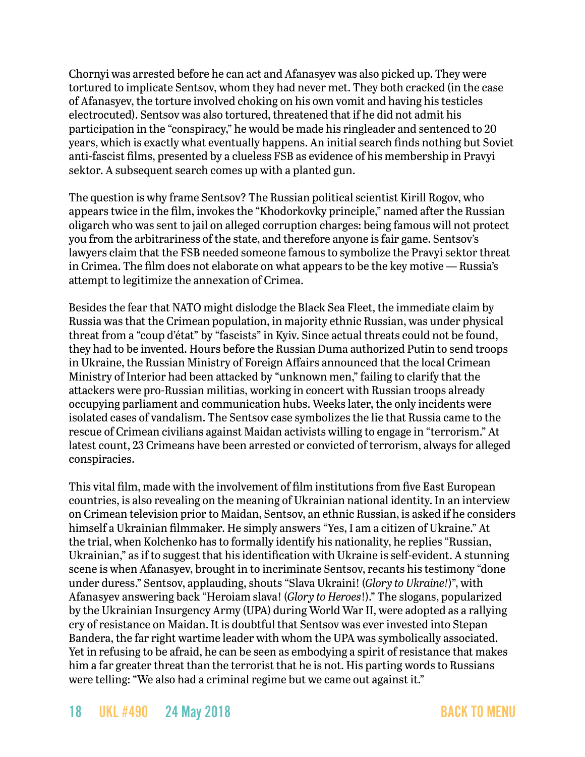Chornyi was arrested before he can act and Afanasyev was also picked up. They were tortured to implicate Sentsov, whom they had never met. They both cracked (in the case of Afanasyev, the torture involved choking on his own vomit and having his testicles electrocuted). Sentsov was also tortured, threatened that if he did not admit his participation in the "conspiracy," he would be made his ringleader and sentenced to 20 years, which is exactly what eventually happens. An initial search finds nothing but Soviet anti-fascist films, presented by a clueless FSB as evidence of his membership in Pravyi sektor. A subsequent search comes up with a planted gun.

The question is why frame Sentsov? The Russian political scientist Kirill Rogov, who appears twice in the film, invokes the "Khodorkovky principle," named after the Russian oligarch who was sent to jail on alleged corruption charges: being famous will not protect you from the arbitrariness of the state, and therefore anyone is fair game. Sentsov's lawyers claim that the FSB needed someone famous to symbolize the Pravyi sektor threat in Crimea. The film does not elaborate on what appears to be the key motive — Russia's attempt to legitimize the annexation of Crimea.

Besides the fear that NATO might dislodge the Black Sea Fleet, the immediate claim by Russia was that the Crimean population, in majority ethnic Russian, was under physical threat from a "coup d'état" by "fascists" in Kyiv. Since actual threats could not be found, they had to be invented. Hours before the Russian Duma authorized Putin to send troops in Ukraine, the Russian Ministry of Foreign Affairs announced that the local Crimean Ministry of Interior had been attacked by "unknown men," failing to clarify that the attackers were pro-Russian militias, working in concert with Russian troops already occupying parliament and communication hubs. Weeks later, the only incidents were isolated cases of vandalism. The Sentsov case symbolizes the lie that Russia came to the rescue of Crimean civilians against Maidan activists willing to engage in "terrorism." At latest count, 23 Crimeans have been arrested or convicted of terrorism, always for alleged conspiracies.

This vital film, made with the involvement of film institutions from five East European countries, is also revealing on the meaning of Ukrainian national identity. In an interview on Crimean television prior to Maidan, Sentsov, an ethnic Russian, is asked if he considers himself a Ukrainian filmmaker. He simply answers "Yes, I am a citizen of Ukraine." At the trial, when Kolchenko has to formally identify his nationality, he replies "Russian, Ukrainian," as if to suggest that his identification with Ukraine is self-evident. A stunning scene is when Afanasyev, brought in to incriminate Sentsov, recants his testimony "done under duress." Sentsov, applauding, shouts "Slava Ukraini! (*Glory to Ukraine!*)", with Afanasyev answering back "Heroiam slava! (*Glory to Heroes*!)." The slogans, popularized by the Ukrainian Insurgency Army (UPA) during World War II, were adopted as a rallying cry of resistance on Maidan. It is doubtful that Sentsov was ever invested into Stepan Bandera, the far right wartime leader with whom the UPA was symbolically associated. Yet in refusing to be afraid, he can be seen as embodying a spirit of resistance that makes him a far greater threat than the terrorist that he is not. His parting words to Russians were telling: "We also had a criminal regime but we came out against it."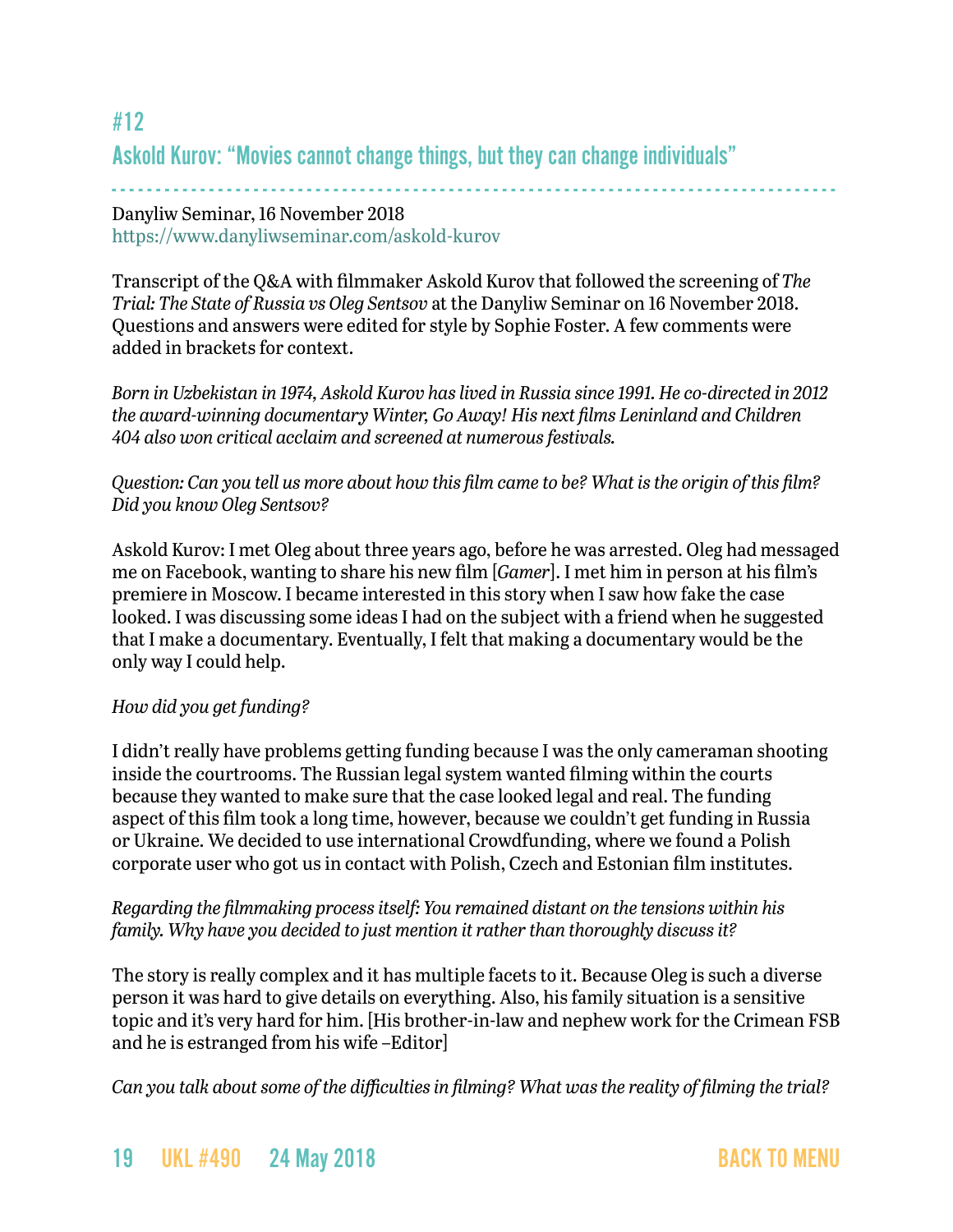## #12

## Askold Kurov: "Movies cannot change things, but they can change individuals"

Danyliw Seminar, 16 November 2018
https://www.danyliwseminar.com/askold-kurov

Transcript of the Q&A with filmmaker Askold Kurov that followed the screening of *The Trial: The State of Russia vs Oleg Sentsov* at the Danyliw Seminar on 16 November 2018. Questions and answers were edited for style by Sophie Foster. A few comments were added in brackets for context.

*Born in Uzbekistan in 1974, Askold Kurov has lived in Russia since 1991. He co-directed in 2012 the award-winning documentary Winter, Go Away! His next films Leninland and Children 404 also won critical acclaim and screened at numerous festivals.*

*Question: Can you tell us more about how this film came to be? What is the origin of this film? Did you know Oleg Sentsov?*

Askold Kurov: I met Oleg about three years ago, before he was arrested. Oleg had messaged me on Facebook, wanting to share his new film [*Gamer*]. I met him in person at his film's premiere in Moscow. I became interested in this story when I saw how fake the case looked. I was discussing some ideas I had on the subject with a friend when he suggested that I make a documentary. Eventually, I felt that making a documentary would be the only way I could help.

*How did you get funding?*

I didn't really have problems getting funding because I was the only cameraman shooting inside the courtrooms. The Russian legal system wanted filming within the courts because they wanted to make sure that the case looked legal and real. The funding aspect of this film took a long time, however, because we couldn't get funding in Russia or Ukraine. We decided to use international Crowdfunding, where we found a Polish corporate user who got us in contact with Polish, Czech and Estonian film institutes.

*Regarding the filmmaking process itself: You remained distant on the tensions within his family. Why have you decided to just mention it rather than thoroughly discuss it?*

The story is really complex and it has multiple facets to it. Because Oleg is such a diverse person it was hard to give details on everything. Also, his family situation is a sensitive topic and it's very hard for him. [His brother-in-law and nephew work for the Crimean FSB and he is estranged from his wife –Editor]

*Can you talk about some of the difficulties in filming? What was the reality of filming the trial?*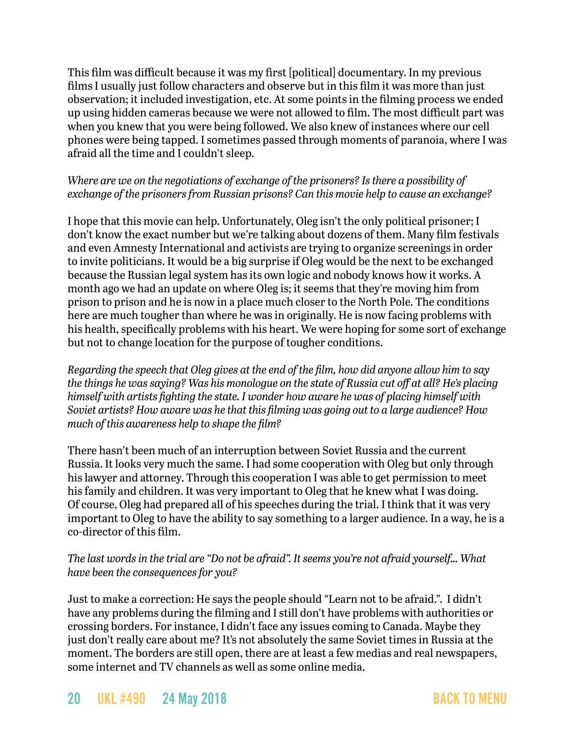This film was difficult because it was my first [political] documentary. In my previous films I usually just follow characters and observe but in this film it was more than just observation; it included investigation, etc. At some points in the filming process we ended up using hidden cameras because we were not allowed to film. The most difficult part was when you knew that you were being followed. We also knew of instances where our cell phones were being tapped. I sometimes passed through moments of paranoia, where I was afraid all the time and I couldn't sleep.

*Where are we on the negotiations of exchange of the prisoners? Is there a possibility of exchange of the prisoners from Russian prisons? Can this movie help to cause an exchange?*

I hope that this movie can help. Unfortunately, Oleg isn't the only political prisoner; I don't know the exact number but we're talking about dozens of them. Many film festivals and even Amnesty International and activists are trying to organize screenings in order to invite politicians. It would be a big surprise if Oleg would be the next to be exchanged because the Russian legal system has its own logic and nobody knows how it works. A month ago we had an update on where Oleg is; it seems that they're moving him from prison to prison and he is now in a place much closer to the North Pole. The conditions here are much tougher than where he was in originally. He is now facing problems with his health, specifically problems with his heart. We were hoping for some sort of exchange but not to change location for the purpose of tougher conditions.

*Regarding the speech that Oleg gives at the end of the film, how did anyone allow him to say the things he was saying? Was his monologue on the state of Russia cut off at all? He's placing himself with artists fighting the state. I wonder how aware he was of placing himself with Soviet artists? How aware was he that this filming was going out to a large audience? How much of this awareness help to shape the film?*

There hasn't been much of an interruption between Soviet Russia and the current Russia. It looks very much the same. I had some cooperation with Oleg but only through his lawyer and attorney. Through this cooperation I was able to get permission to meet his family and children. It was very important to Oleg that he knew what I was doing. Of course, Oleg had prepared all of his speeches during the trial. I think that it was very important to Oleg to have the ability to say something to a larger audience. In a way, he is a co-director of this film.

*The last words in the trial are "Do not be afraid". It seems you're not afraid yourself... What have been the consequences for you?*

Just to make a correction: He says the people should "Learn not to be afraid.". I didn't have any problems during the filming and I still don't have problems with authorities or crossing borders. For instance, I didn't face any issues coming to Canada. Maybe they just don't really care about me? It's not absolutely the same Soviet times in Russia at the moment. The borders are still open, there are at least a few medias and real newspapers, some internet and TV channels as well as some online media.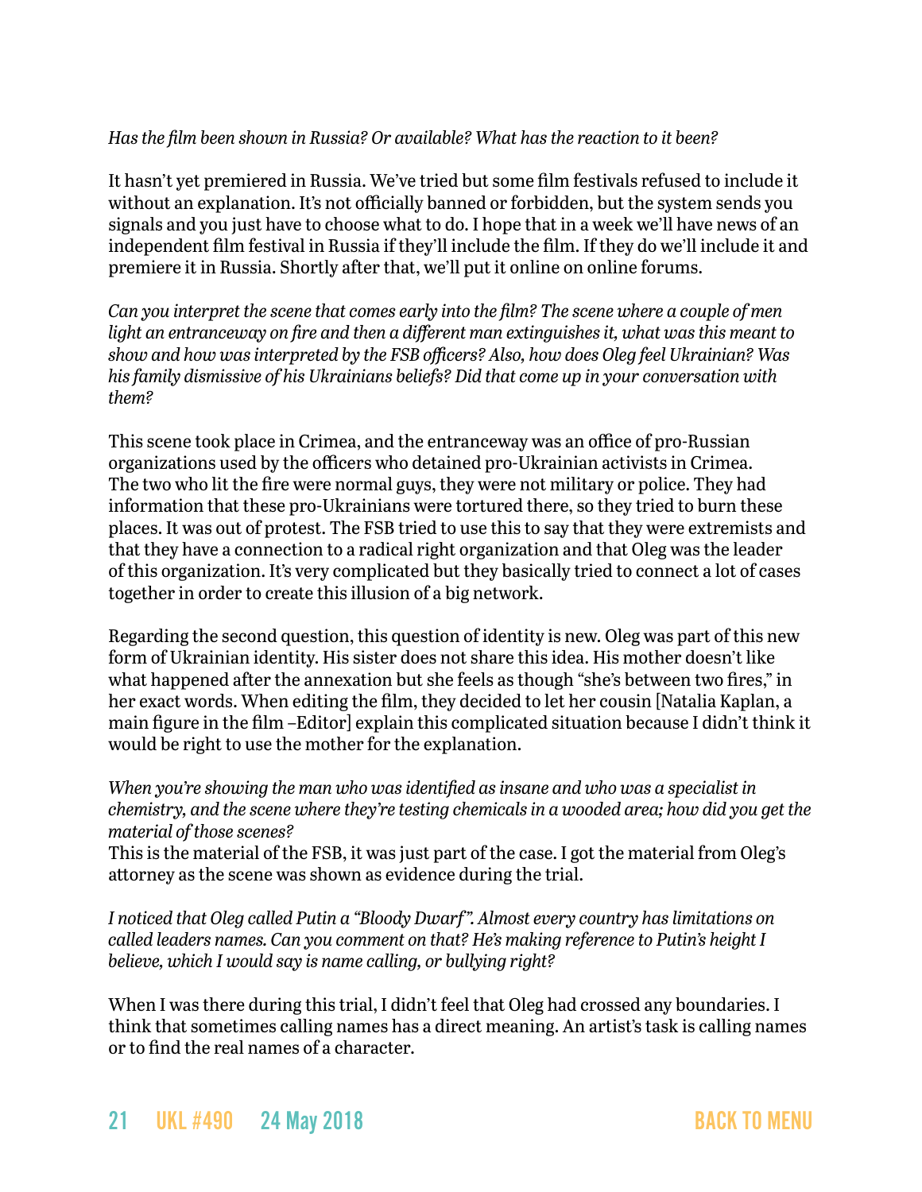*Has the film been shown in Russia? Or available? What has the reaction to it been?*

It hasn't yet premiered in Russia. We've tried but some film festivals refused to include it without an explanation. It's not officially banned or forbidden, but the system sends you signals and you just have to choose what to do. I hope that in a week we'll have news of an independent film festival in Russia if they'll include the film. If they do we'll include it and premiere it in Russia. Shortly after that, we'll put it online on online forums.

*Can you interpret the scene that comes early into the film? The scene where a couple of men light an entranceway on fire and then a different man extinguishes it, what was this meant to show and how was interpreted by the FSB officers? Also, how does Oleg feel Ukrainian? Was his family dismissive of his Ukrainians beliefs? Did that come up in your conversation with them?*

This scene took place in Crimea, and the entranceway was an office of pro-Russian organizations used by the officers who detained pro-Ukrainian activists in Crimea. The two who lit the fire were normal guys, they were not military or police. They had information that these pro-Ukrainians were tortured there, so they tried to burn these places. It was out of protest. The FSB tried to use this to say that they were extremists and that they have a connection to a radical right organization and that Oleg was the leader of this organization. It's very complicated but they basically tried to connect a lot of cases together in order to create this illusion of a big network.

Regarding the second question, this question of identity is new. Oleg was part of this new form of Ukrainian identity. His sister does not share this idea. His mother doesn't like what happened after the annexation but she feels as though "she's between two fires," in her exact words. When editing the film, they decided to let her cousin [Natalia Kaplan, a main figure in the film –Editor] explain this complicated situation because I didn't think it would be right to use the mother for the explanation.

*When you're showing the man who was identified as insane and who was a specialist in chemistry, and the scene where they're testing chemicals in a wooded area; how did you get the material of those scenes?*

This is the material of the FSB, it was just part of the case. I got the material from Oleg's attorney as the scene was shown as evidence during the trial.

*I noticed that Oleg called Putin a "Bloody Dwarf". Almost every country has limitations on called leaders names. Can you comment on that? He's making reference to Putin's height I believe, which I would say is name calling, or bullying right?*

When I was there during this trial, I didn't feel that Oleg had crossed any boundaries. I think that sometimes calling names has a direct meaning. An artist's task is calling names or to find the real names of a character.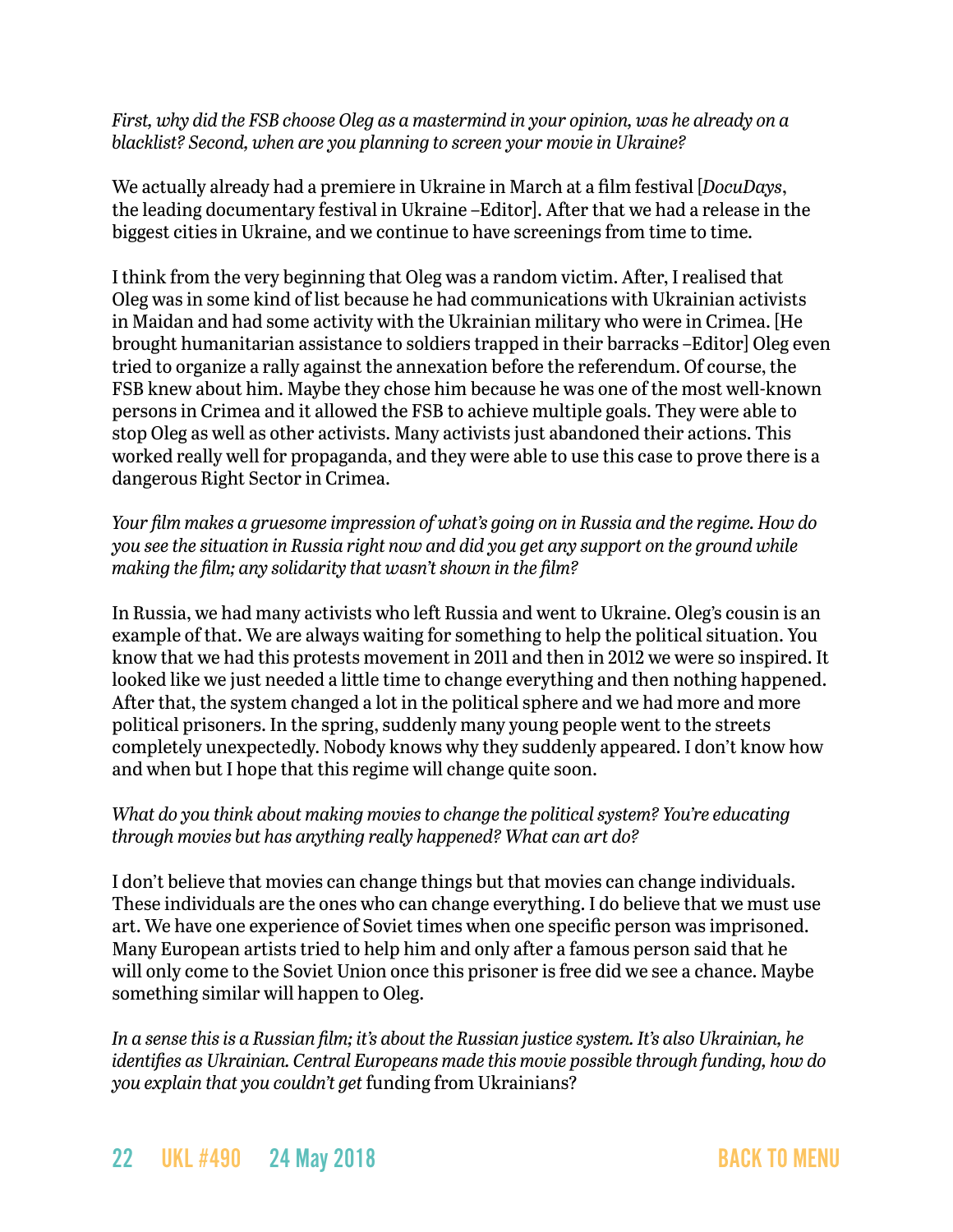*First, why did the FSB choose Oleg as a mastermind in your opinion, was he already on a blacklist? Second, when are you planning to screen your movie in Ukraine?*

We actually already had a premiere in Ukraine in March at a film festival [*DocuDays*, the leading documentary festival in Ukraine –Editor]. After that we had a release in the biggest cities in Ukraine, and we continue to have screenings from time to time.

I think from the very beginning that Oleg was a random victim. After, I realised that Oleg was in some kind of list because he had communications with Ukrainian activists in Maidan and had some activity with the Ukrainian military who were in Crimea. [He brought humanitarian assistance to soldiers trapped in their barracks –Editor] Oleg even tried to organize a rally against the annexation before the referendum. Of course, the FSB knew about him. Maybe they chose him because he was one of the most well-known persons in Crimea and it allowed the FSB to achieve multiple goals. They were able to stop Oleg as well as other activists. Many activists just abandoned their actions. This worked really well for propaganda, and they were able to use this case to prove there is a dangerous Right Sector in Crimea.

*Your film makes a gruesome impression of what's going on in Russia and the regime. How do you see the situation in Russia right now and did you get any support on the ground while making the film; any solidarity that wasn't shown in the film?*

In Russia, we had many activists who left Russia and went to Ukraine. Oleg's cousin is an example of that. We are always waiting for something to help the political situation. You know that we had this protests movement in 2011 and then in 2012 we were so inspired. It looked like we just needed a little time to change everything and then nothing happened. After that, the system changed a lot in the political sphere and we had more and more political prisoners. In the spring, suddenly many young people went to the streets completely unexpectedly. Nobody knows why they suddenly appeared. I don't know how and when but I hope that this regime will change quite soon.

*What do you think about making movies to change the political system? You're educating through movies but has anything really happened? What can art do?*

I don't believe that movies can change things but that movies can change individuals. These individuals are the ones who can change everything. I do believe that we must use art. We have one experience of Soviet times when one specific person was imprisoned. Many European artists tried to help him and only after a famous person said that he will only come to the Soviet Union once this prisoner is free did we see a chance. Maybe something similar will happen to Oleg.

*In a sense this is a Russian film; it's about the Russian justice system. It's also Ukrainian, he identifies as Ukrainian. Central Europeans made this movie possible through funding, how do you explain that you couldn't get* funding from Ukrainians?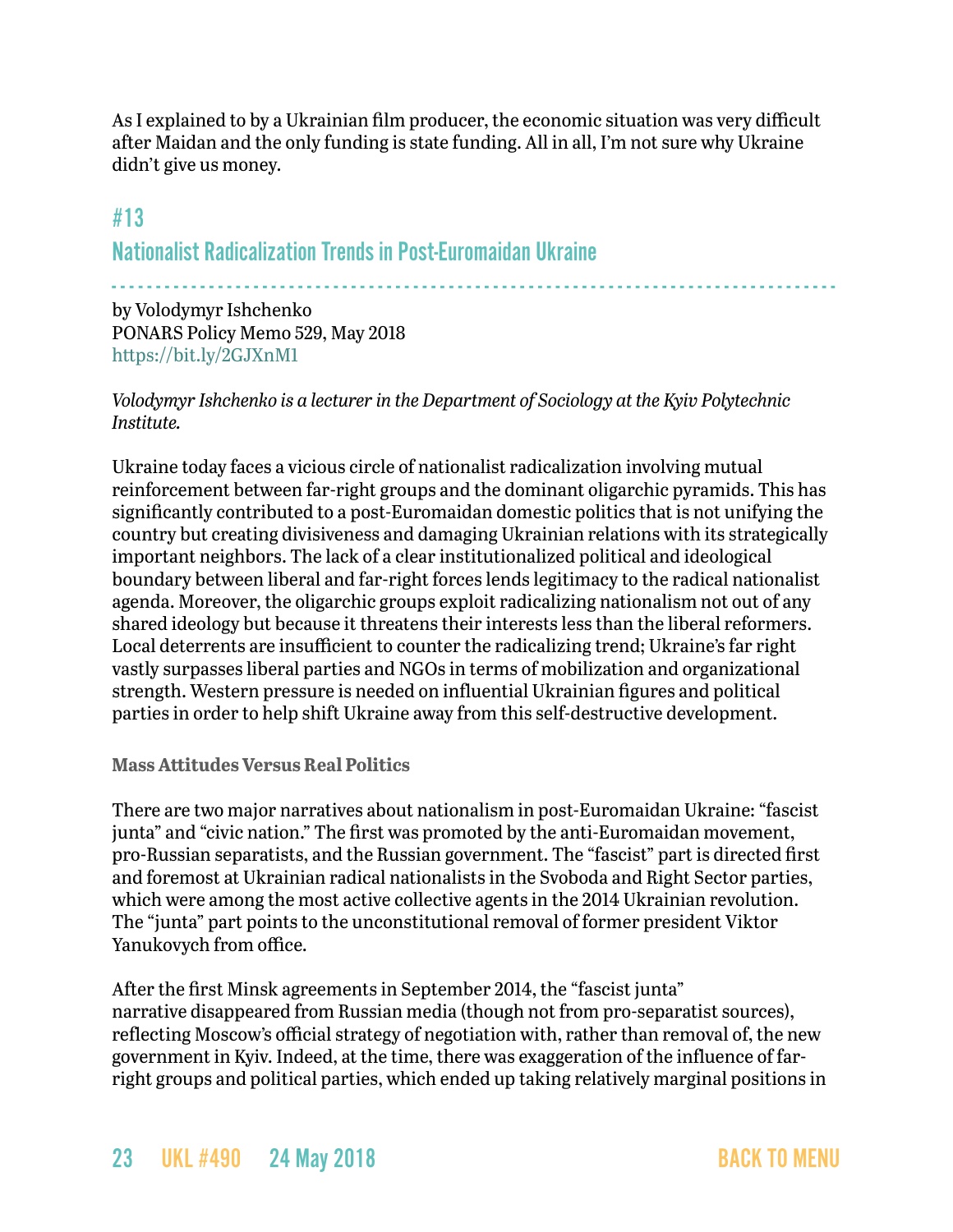As I explained to by a Ukrainian film producer, the economic situation was very difficult after Maidan and the only funding is state funding. All in all, I'm not sure why Ukraine didn't give us money.

## #13
## Nationalist Radicalization Trends in Post-Euromaidan Ukraine

by Volodymyr Ishchenko
PONARS Policy Memo 529, May 2018
https://bit.ly/2GJXnM1

*Volodymyr Ishchenko is a lecturer in the Department of Sociology at the Kyiv Polytechnic Institute.*

Ukraine today faces a vicious circle of nationalist radicalization involving mutual reinforcement between far-right groups and the dominant oligarchic pyramids. This has significantly contributed to a post-Euromaidan domestic politics that is not unifying the country but creating divisiveness and damaging Ukrainian relations with its strategically important neighbors. The lack of a clear institutionalized political and ideological boundary between liberal and far-right forces lends legitimacy to the radical nationalist agenda. Moreover, the oligarchic groups exploit radicalizing nationalism not out of any shared ideology but because it threatens their interests less than the liberal reformers. Local deterrents are insufficient to counter the radicalizing trend; Ukraine's far right vastly surpasses liberal parties and NGOs in terms of mobilization and organizational strength. Western pressure is needed on influential Ukrainian figures and political parties in order to help shift Ukraine away from this self-destructive development.

### Mass Attitudes Versus Real Politics

There are two major narratives about nationalism in post-Euromaidan Ukraine: "fascist junta" and "civic nation." The first was promoted by the anti-Euromaidan movement, pro-Russian separatists, and the Russian government. The "fascist" part is directed first and foremost at Ukrainian radical nationalists in the Svoboda and Right Sector parties, which were among the most active collective agents in the 2014 Ukrainian revolution. The "junta" part points to the unconstitutional removal of former president Viktor Yanukovych from office.

After the first Minsk agreements in September 2014, the "fascist junta" narrative disappeared from Russian media (though not from pro-separatist sources), reflecting Moscow's official strategy of negotiation with, rather than removal of, the new government in Kyiv. Indeed, at the time, there was exaggeration of the influence of far-right groups and political parties, which ended up taking relatively marginal positions in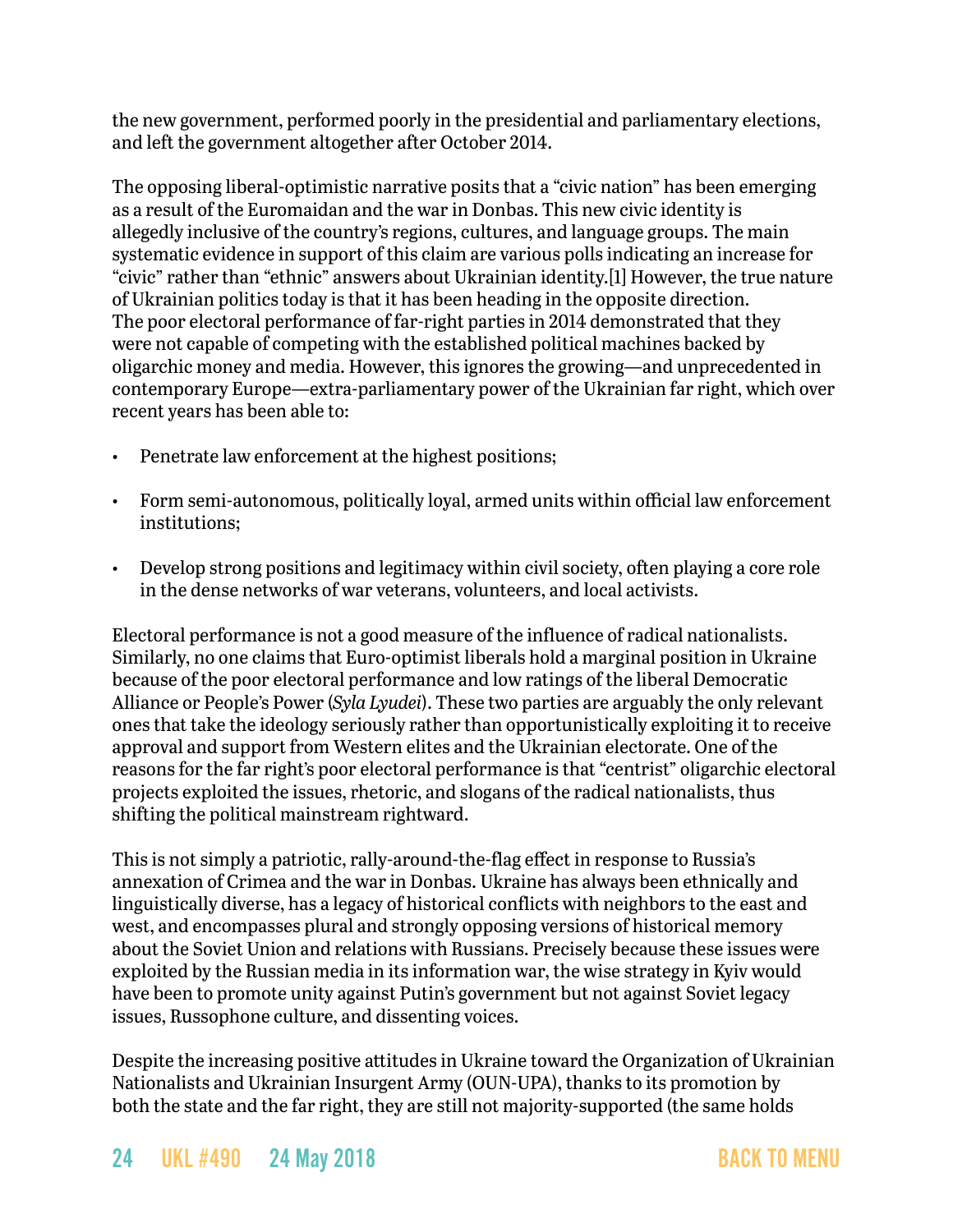the new government, performed poorly in the presidential and parliamentary elections, and left the government altogether after October 2014.

The opposing liberal-optimistic narrative posits that a "civic nation" has been emerging as a result of the Euromaidan and the war in Donbas. This new civic identity is allegedly inclusive of the country's regions, cultures, and language groups. The main systematic evidence in support of this claim are various polls indicating an increase for "civic" rather than "ethnic" answers about Ukrainian identity.[1] However, the true nature of Ukrainian politics today is that it has been heading in the opposite direction. The poor electoral performance of far-right parties in 2014 demonstrated that they were not capable of competing with the established political machines backed by oligarchic money and media. However, this ignores the growing—and unprecedented in contemporary Europe—extra-parliamentary power of the Ukrainian far right, which over recent years has been able to:

- Penetrate law enforcement at the highest positions;
- Form semi-autonomous, politically loyal, armed units within official law enforcement institutions;
- Develop strong positions and legitimacy within civil society, often playing a core role in the dense networks of war veterans, volunteers, and local activists.

Electoral performance is not a good measure of the influence of radical nationalists. Similarly, no one claims that Euro-optimist liberals hold a marginal position in Ukraine because of the poor electoral performance and low ratings of the liberal Democratic Alliance or People's Power (*Syla Lyudei*). These two parties are arguably the only relevant ones that take the ideology seriously rather than opportunistically exploiting it to receive approval and support from Western elites and the Ukrainian electorate. One of the reasons for the far right's poor electoral performance is that "centrist" oligarchic electoral projects exploited the issues, rhetoric, and slogans of the radical nationalists, thus shifting the political mainstream rightward.

This is not simply a patriotic, rally-around-the-flag effect in response to Russia's annexation of Crimea and the war in Donbas. Ukraine has always been ethnically and linguistically diverse, has a legacy of historical conflicts with neighbors to the east and west, and encompasses plural and strongly opposing versions of historical memory about the Soviet Union and relations with Russians. Precisely because these issues were exploited by the Russian media in its information war, the wise strategy in Kyiv would have been to promote unity against Putin's government but not against Soviet legacy issues, Russophone culture, and dissenting voices.

Despite the increasing positive attitudes in Ukraine toward the Organization of Ukrainian Nationalists and Ukrainian Insurgent Army (OUN-UPA), thanks to its promotion by both the state and the far right, they are still not majority-supported (the same holds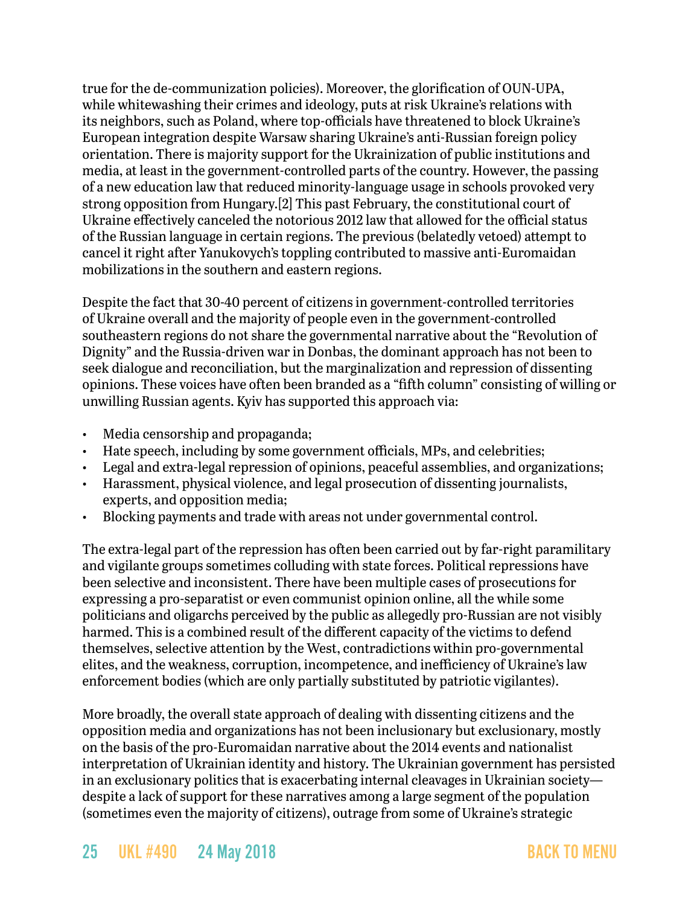true for the de-communization policies). Moreover, the glorification of OUN-UPA, while whitewashing their crimes and ideology, puts at risk Ukraine's relations with its neighbors, such as Poland, where top-officials have threatened to block Ukraine's European integration despite Warsaw sharing Ukraine's anti-Russian foreign policy orientation. There is majority support for the Ukrainization of public institutions and media, at least in the government-controlled parts of the country. However, the passing of a new education law that reduced minority-language usage in schools provoked very strong opposition from Hungary.[2] This past February, the constitutional court of Ukraine effectively canceled the notorious 2012 law that allowed for the official status of the Russian language in certain regions. The previous (belatedly vetoed) attempt to cancel it right after Yanukovych's toppling contributed to massive anti-Euromaidan mobilizations in the southern and eastern regions.

Despite the fact that 30-40 percent of citizens in government-controlled territories of Ukraine overall and the majority of people even in the government-controlled southeastern regions do not share the governmental narrative about the "Revolution of Dignity" and the Russia-driven war in Donbas, the dominant approach has not been to seek dialogue and reconciliation, but the marginalization and repression of dissenting opinions. These voices have often been branded as a "fifth column" consisting of willing or unwilling Russian agents. Kyiv has supported this approach via:

- Media censorship and propaganda;
- Hate speech, including by some government officials, MPs, and celebrities;
- Legal and extra-legal repression of opinions, peaceful assemblies, and organizations;
- Harassment, physical violence, and legal prosecution of dissenting journalists, experts, and opposition media;
- Blocking payments and trade with areas not under governmental control.

The extra-legal part of the repression has often been carried out by far-right paramilitary and vigilante groups sometimes colluding with state forces. Political repressions have been selective and inconsistent. There have been multiple cases of prosecutions for expressing a pro-separatist or even communist opinion online, all the while some politicians and oligarchs perceived by the public as allegedly pro-Russian are not visibly harmed. This is a combined result of the different capacity of the victims to defend themselves, selective attention by the West, contradictions within pro-governmental elites, and the weakness, corruption, incompetence, and inefficiency of Ukraine's law enforcement bodies (which are only partially substituted by patriotic vigilantes).

More broadly, the overall state approach of dealing with dissenting citizens and the opposition media and organizations has not been inclusionary but exclusionary, mostly on the basis of the pro-Euromaidan narrative about the 2014 events and nationalist interpretation of Ukrainian identity and history. The Ukrainian government has persisted in an exclusionary politics that is exacerbating internal cleavages in Ukrainian society—despite a lack of support for these narratives among a large segment of the population (sometimes even the majority of citizens), outrage from some of Ukraine's strategic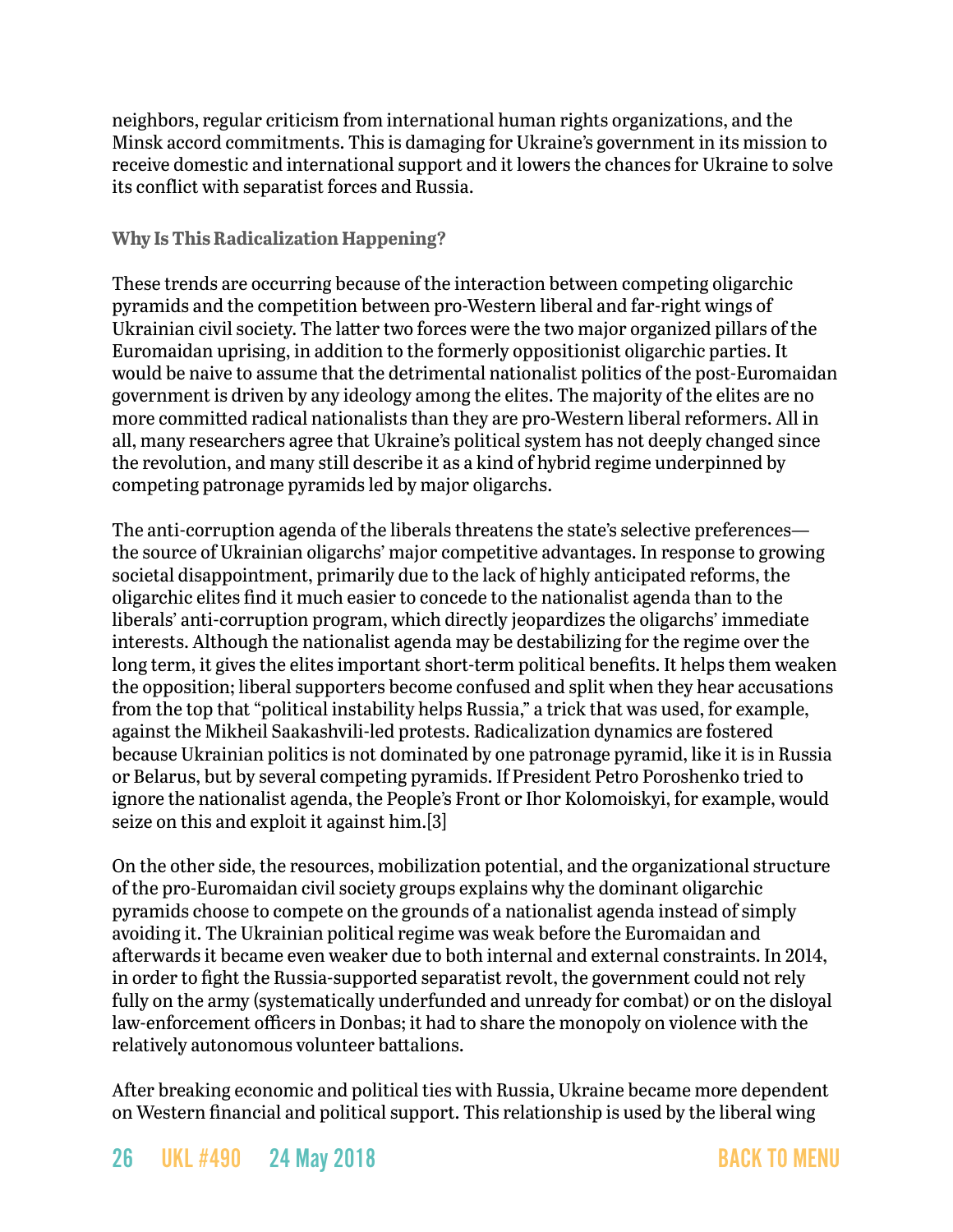neighbors, regular criticism from international human rights organizations, and the Minsk accord commitments. This is damaging for Ukraine's government in its mission to receive domestic and international support and it lowers the chances for Ukraine to solve its conflict with separatist forces and Russia.

### Why Is This Radicalization Happening?

These trends are occurring because of the interaction between competing oligarchic pyramids and the competition between pro-Western liberal and far-right wings of Ukrainian civil society. The latter two forces were the two major organized pillars of the Euromaidan uprising, in addition to the formerly oppositionist oligarchic parties. It would be naive to assume that the detrimental nationalist politics of the post-Euromaidan government is driven by any ideology among the elites. The majority of the elites are no more committed radical nationalists than they are pro-Western liberal reformers. All in all, many researchers agree that Ukraine's political system has not deeply changed since the revolution, and many still describe it as a kind of hybrid regime underpinned by competing patronage pyramids led by major oligarchs.

The anti-corruption agenda of the liberals threatens the state's selective preferences—the source of Ukrainian oligarchs' major competitive advantages. In response to growing societal disappointment, primarily due to the lack of highly anticipated reforms, the oligarchic elites find it much easier to concede to the nationalist agenda than to the liberals' anti-corruption program, which directly jeopardizes the oligarchs' immediate interests. Although the nationalist agenda may be destabilizing for the regime over the long term, it gives the elites important short-term political benefits. It helps them weaken the opposition; liberal supporters become confused and split when they hear accusations from the top that "political instability helps Russia," a trick that was used, for example, against the Mikheil Saakashvili-led protests. Radicalization dynamics are fostered because Ukrainian politics is not dominated by one patronage pyramid, like it is in Russia or Belarus, but by several competing pyramids. If President Petro Poroshenko tried to ignore the nationalist agenda, the People's Front or Ihor Kolomoiskyi, for example, would seize on this and exploit it against him.[3]

On the other side, the resources, mobilization potential, and the organizational structure of the pro-Euromaidan civil society groups explains why the dominant oligarchic pyramids choose to compete on the grounds of a nationalist agenda instead of simply avoiding it. The Ukrainian political regime was weak before the Euromaidan and afterwards it became even weaker due to both internal and external constraints. In 2014, in order to fight the Russia-supported separatist revolt, the government could not rely fully on the army (systematically underfunded and unready for combat) or on the disloyal law-enforcement officers in Donbas; it had to share the monopoly on violence with the relatively autonomous volunteer battalions.

After breaking economic and political ties with Russia, Ukraine became more dependent on Western financial and political support. This relationship is used by the liberal wing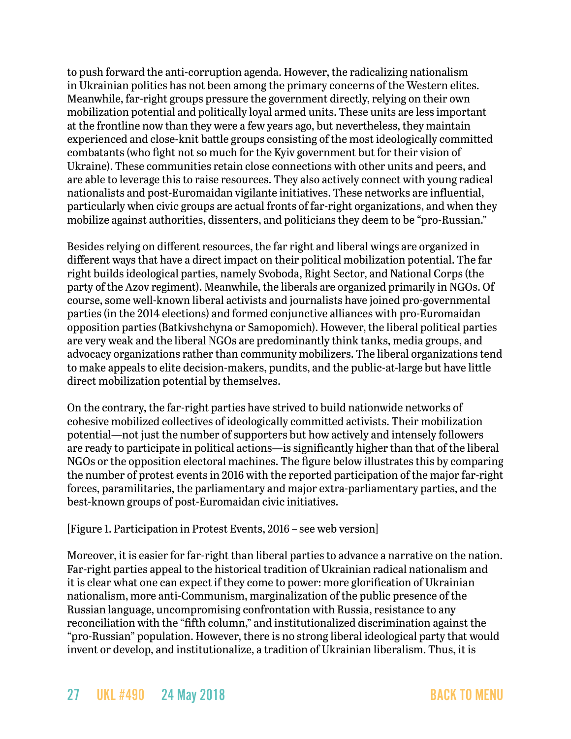to push forward the anti-corruption agenda. However, the radicalizing nationalism in Ukrainian politics has not been among the primary concerns of the Western elites. Meanwhile, far-right groups pressure the government directly, relying on their own mobilization potential and politically loyal armed units. These units are less important at the frontline now than they were a few years ago, but nevertheless, they maintain experienced and close-knit battle groups consisting of the most ideologically committed combatants (who fight not so much for the Kyiv government but for their vision of Ukraine). These communities retain close connections with other units and peers, and are able to leverage this to raise resources. They also actively connect with young radical nationalists and post-Euromaidan vigilante initiatives. These networks are influential, particularly when civic groups are actual fronts of far-right organizations, and when they mobilize against authorities, dissenters, and politicians they deem to be "pro-Russian."

Besides relying on different resources, the far right and liberal wings are organized in different ways that have a direct impact on their political mobilization potential. The far right builds ideological parties, namely Svoboda, Right Sector, and National Corps (the party of the Azov regiment). Meanwhile, the liberals are organized primarily in NGOs. Of course, some well-known liberal activists and journalists have joined pro-governmental parties (in the 2014 elections) and formed conjunctive alliances with pro-Euromaidan opposition parties (Batkivshchyna or Samopomich). However, the liberal political parties are very weak and the liberal NGOs are predominantly think tanks, media groups, and advocacy organizations rather than community mobilizers. The liberal organizations tend to make appeals to elite decision-makers, pundits, and the public-at-large but have little direct mobilization potential by themselves.

On the contrary, the far-right parties have strived to build nationwide networks of cohesive mobilized collectives of ideologically committed activists. Their mobilization potential—not just the number of supporters but how actively and intensely followers are ready to participate in political actions—is significantly higher than that of the liberal NGOs or the opposition electoral machines. The figure below illustrates this by comparing the number of protest events in 2016 with the reported participation of the major far-right forces, paramilitaries, the parliamentary and major extra-parliamentary parties, and the best-known groups of post-Euromaidan civic initiatives.

[Figure 1. Participation in Protest Events, 2016 – see web version]

Moreover, it is easier for far-right than liberal parties to advance a narrative on the nation. Far-right parties appeal to the historical tradition of Ukrainian radical nationalism and it is clear what one can expect if they come to power: more glorification of Ukrainian nationalism, more anti-Communism, marginalization of the public presence of the Russian language, uncompromising confrontation with Russia, resistance to any reconciliation with the "fifth column," and institutionalized discrimination against the "pro-Russian" population. However, there is no strong liberal ideological party that would invent or develop, and institutionalize, a tradition of Ukrainian liberalism. Thus, it is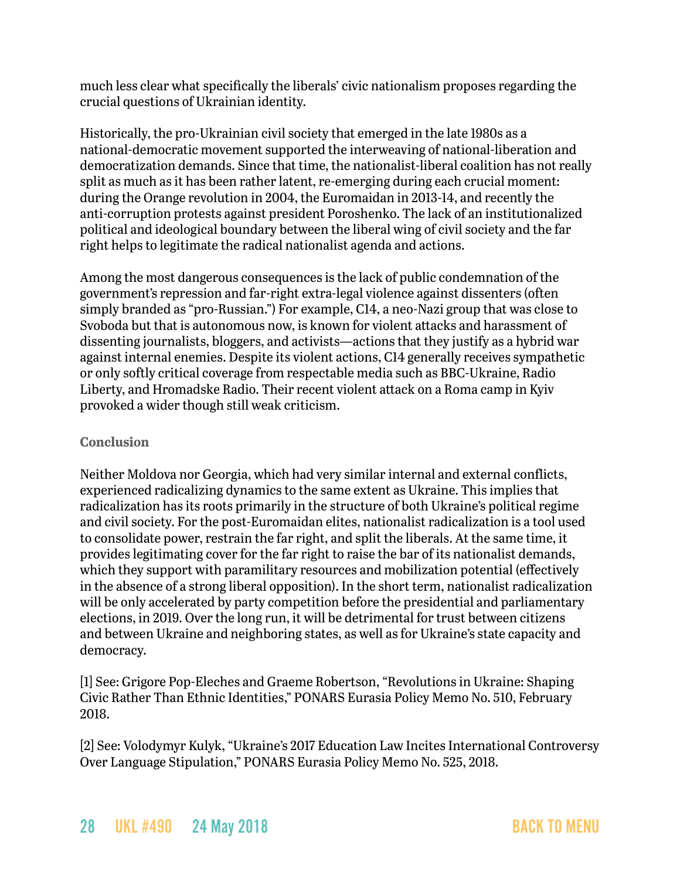much less clear what specifically the liberals' civic nationalism proposes regarding the crucial questions of Ukrainian identity.

Historically, the pro-Ukrainian civil society that emerged in the late 1980s as a national-democratic movement supported the interweaving of national-liberation and democratization demands. Since that time, the nationalist-liberal coalition has not really split as much as it has been rather latent, re-emerging during each crucial moment: during the Orange revolution in 2004, the Euromaidan in 2013-14, and recently the anti-corruption protests against president Poroshenko. The lack of an institutionalized political and ideological boundary between the liberal wing of civil society and the far right helps to legitimate the radical nationalist agenda and actions.

Among the most dangerous consequences is the lack of public condemnation of the government's repression and far-right extra-legal violence against dissenters (often simply branded as "pro-Russian.") For example, C14, a neo-Nazi group that was close to Svoboda but that is autonomous now, is known for violent attacks and harassment of dissenting journalists, bloggers, and activists—actions that they justify as a hybrid war against internal enemies. Despite its violent actions, C14 generally receives sympathetic or only softly critical coverage from respectable media such as BBC-Ukraine, Radio Liberty, and Hromadske Radio. Their recent violent attack on a Roma camp in Kyiv provoked a wider though still weak criticism.

## Conclusion

Neither Moldova nor Georgia, which had very similar internal and external conflicts, experienced radicalizing dynamics to the same extent as Ukraine. This implies that radicalization has its roots primarily in the structure of both Ukraine's political regime and civil society. For the post-Euromaidan elites, nationalist radicalization is a tool used to consolidate power, restrain the far right, and split the liberals. At the same time, it provides legitimating cover for the far right to raise the bar of its nationalist demands, which they support with paramilitary resources and mobilization potential (effectively in the absence of a strong liberal opposition). In the short term, nationalist radicalization will be only accelerated by party competition before the presidential and parliamentary elections, in 2019. Over the long run, it will be detrimental for trust between citizens and between Ukraine and neighboring states, as well as for Ukraine's state capacity and democracy.

[1] See: Grigore Pop-Eleches and Graeme Robertson, "Revolutions in Ukraine: Shaping Civic Rather Than Ethnic Identities," PONARS Eurasia Policy Memo No. 510, February 2018.

[2] See: Volodymyr Kulyk, "Ukraine's 2017 Education Law Incites International Controversy Over Language Stipulation," PONARS Eurasia Policy Memo No. 525, 2018.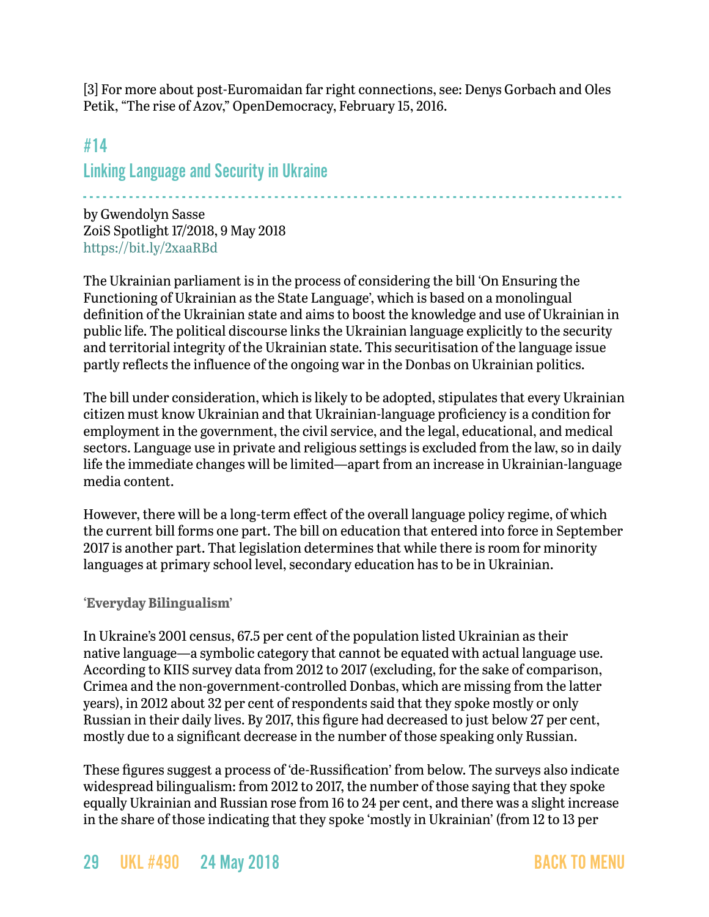[3] For more about post-Euromaidan far right connections, see: Denys Gorbach and Oles Petik, "The rise of Azov," OpenDemocracy, February 15, 2016.

## #14
## Linking Language and Security in Ukraine

by Gwendolyn Sasse
ZoiS Spotlight 17/2018, 9 May 2018
https://bit.ly/2xaaRBd

The Ukrainian parliament is in the process of considering the bill 'On Ensuring the Functioning of Ukrainian as the State Language', which is based on a monolingual definition of the Ukrainian state and aims to boost the knowledge and use of Ukrainian in public life. The political discourse links the Ukrainian language explicitly to the security and territorial integrity of the Ukrainian state. This securitisation of the language issue partly reflects the influence of the ongoing war in the Donbas on Ukrainian politics.

The bill under consideration, which is likely to be adopted, stipulates that every Ukrainian citizen must know Ukrainian and that Ukrainian-language proficiency is a condition for employment in the government, the civil service, and the legal, educational, and medical sectors. Language use in private and religious settings is excluded from the law, so in daily life the immediate changes will be limited—apart from an increase in Ukrainian-language media content.

However, there will be a long-term effect of the overall language policy regime, of which the current bill forms one part. The bill on education that entered into force in September 2017 is another part. That legislation determines that while there is room for minority languages at primary school level, secondary education has to be in Ukrainian.

### 'Everyday Bilingualism'

In Ukraine's 2001 census, 67.5 per cent of the population listed Ukrainian as their native language—a symbolic category that cannot be equated with actual language use. According to KIIS survey data from 2012 to 2017 (excluding, for the sake of comparison, Crimea and the non-government-controlled Donbas, which are missing from the latter years), in 2012 about 32 per cent of respondents said that they spoke mostly or only Russian in their daily lives. By 2017, this figure had decreased to just below 27 per cent, mostly due to a significant decrease in the number of those speaking only Russian.

These figures suggest a process of 'de-Russification' from below. The surveys also indicate widespread bilingualism: from 2012 to 2017, the number of those saying that they spoke equally Ukrainian and Russian rose from 16 to 24 per cent, and there was a slight increase in the share of those indicating that they spoke 'mostly in Ukrainian' (from 12 to 13 per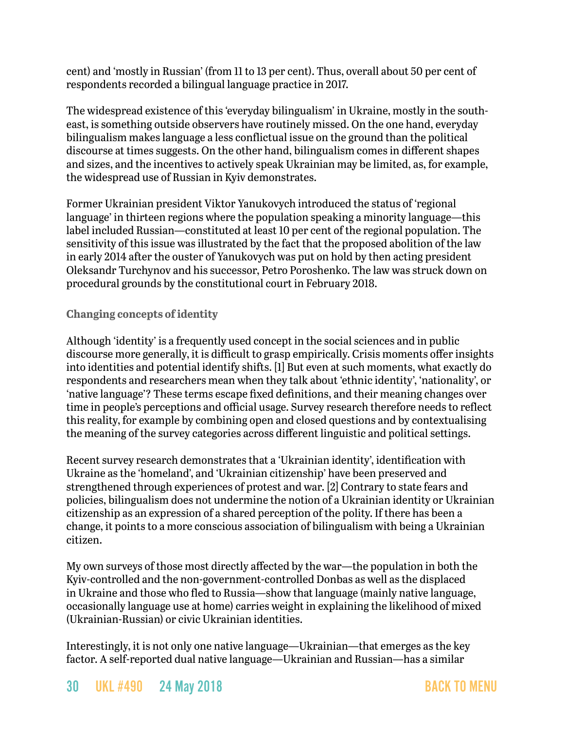cent) and 'mostly in Russian' (from 11 to 13 per cent). Thus, overall about 50 per cent of respondents recorded a bilingual language practice in 2017.

The widespread existence of this 'everyday bilingualism' in Ukraine, mostly in the south-east, is something outside observers have routinely missed. On the one hand, everyday bilingualism makes language a less conflictual issue on the ground than the political discourse at times suggests. On the other hand, bilingualism comes in different shapes and sizes, and the incentives to actively speak Ukrainian may be limited, as, for example, the widespread use of Russian in Kyiv demonstrates.

Former Ukrainian president Viktor Yanukovych introduced the status of 'regional language' in thirteen regions where the population speaking a minority language—this label included Russian—constituted at least 10 per cent of the regional population. The sensitivity of this issue was illustrated by the fact that the proposed abolition of the law in early 2014 after the ouster of Yanukovych was put on hold by then acting president Oleksandr Turchynov and his successor, Petro Poroshenko. The law was struck down on procedural grounds by the constitutional court in February 2018.

### Changing concepts of identity

Although 'identity' is a frequently used concept in the social sciences and in public discourse more generally, it is difficult to grasp empirically. Crisis moments offer insights into identities and potential identify shifts. [1] But even at such moments, what exactly do respondents and researchers mean when they talk about 'ethnic identity', 'nationality', or 'native language'? These terms escape fixed definitions, and their meaning changes over time in people's perceptions and official usage. Survey research therefore needs to reflect this reality, for example by combining open and closed questions and by contextualising the meaning of the survey categories across different linguistic and political settings.

Recent survey research demonstrates that a 'Ukrainian identity', identification with Ukraine as the 'homeland', and 'Ukrainian citizenship' have been preserved and strengthened through experiences of protest and war. [2] Contrary to state fears and policies, bilingualism does not undermine the notion of a Ukrainian identity or Ukrainian citizenship as an expression of a shared perception of the polity. If there has been a change, it points to a more conscious association of bilingualism with being a Ukrainian citizen.

My own surveys of those most directly affected by the war—the population in both the Kyiv-controlled and the non-government-controlled Donbas as well as the displaced in Ukraine and those who fled to Russia—show that language (mainly native language, occasionally language use at home) carries weight in explaining the likelihood of mixed (Ukrainian-Russian) or civic Ukrainian identities.

Interestingly, it is not only one native language—Ukrainian—that emerges as the key factor. A self-reported dual native language—Ukrainian and Russian—has a similar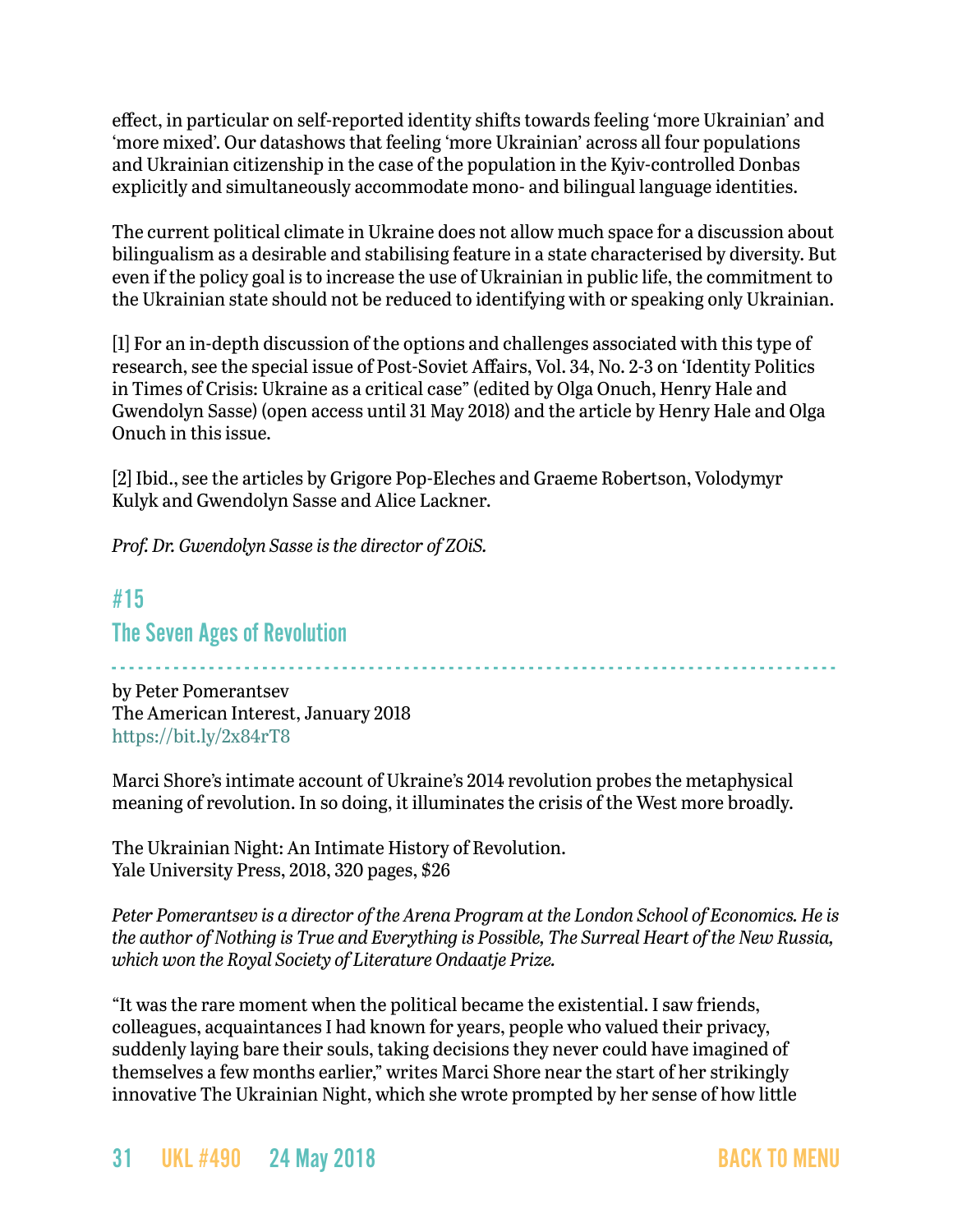effect, in particular on self-reported identity shifts towards feeling 'more Ukrainian' and 'more mixed'. Our datashows that feeling 'more Ukrainian' across all four populations and Ukrainian citizenship in the case of the population in the Kyiv-controlled Donbas explicitly and simultaneously accommodate mono- and bilingual language identities.

The current political climate in Ukraine does not allow much space for a discussion about bilingualism as a desirable and stabilising feature in a state characterised by diversity. But even if the policy goal is to increase the use of Ukrainian in public life, the commitment to the Ukrainian state should not be reduced to identifying with or speaking only Ukrainian.

[1] For an in-depth discussion of the options and challenges associated with this type of research, see the special issue of Post-Soviet Affairs, Vol. 34, No. 2-3 on 'Identity Politics in Times of Crisis: Ukraine as a critical case" (edited by Olga Onuch, Henry Hale and Gwendolyn Sasse) (open access until 31 May 2018) and the article by Henry Hale and Olga Onuch in this issue.

[2] Ibid., see the articles by Grigore Pop-Eleches and Graeme Robertson, Volodymyr Kulyk and Gwendolyn Sasse and Alice Lackner.

*Prof. Dr. Gwendolyn Sasse is the director of ZOiS.*

## #15

## The Seven Ages of Revolution

by Peter Pomerantsev
The American Interest, January 2018
https://bit.ly/2x84rT8

Marci Shore's intimate account of Ukraine's 2014 revolution probes the metaphysical meaning of revolution. In so doing, it illuminates the crisis of the West more broadly.

The Ukrainian Night: An Intimate History of Revolution.
Yale University Press, 2018, 320 pages, $26

*Peter Pomerantsev is a director of the Arena Program at the London School of Economics. He is the author of Nothing is True and Everything is Possible, The Surreal Heart of the New Russia, which won the Royal Society of Literature Ondaatje Prize.*

"It was the rare moment when the political became the existential. I saw friends, colleagues, acquaintances I had known for years, people who valued their privacy, suddenly laying bare their souls, taking decisions they never could have imagined of themselves a few months earlier," writes Marci Shore near the start of her strikingly innovative The Ukrainian Night, which she wrote prompted by her sense of how little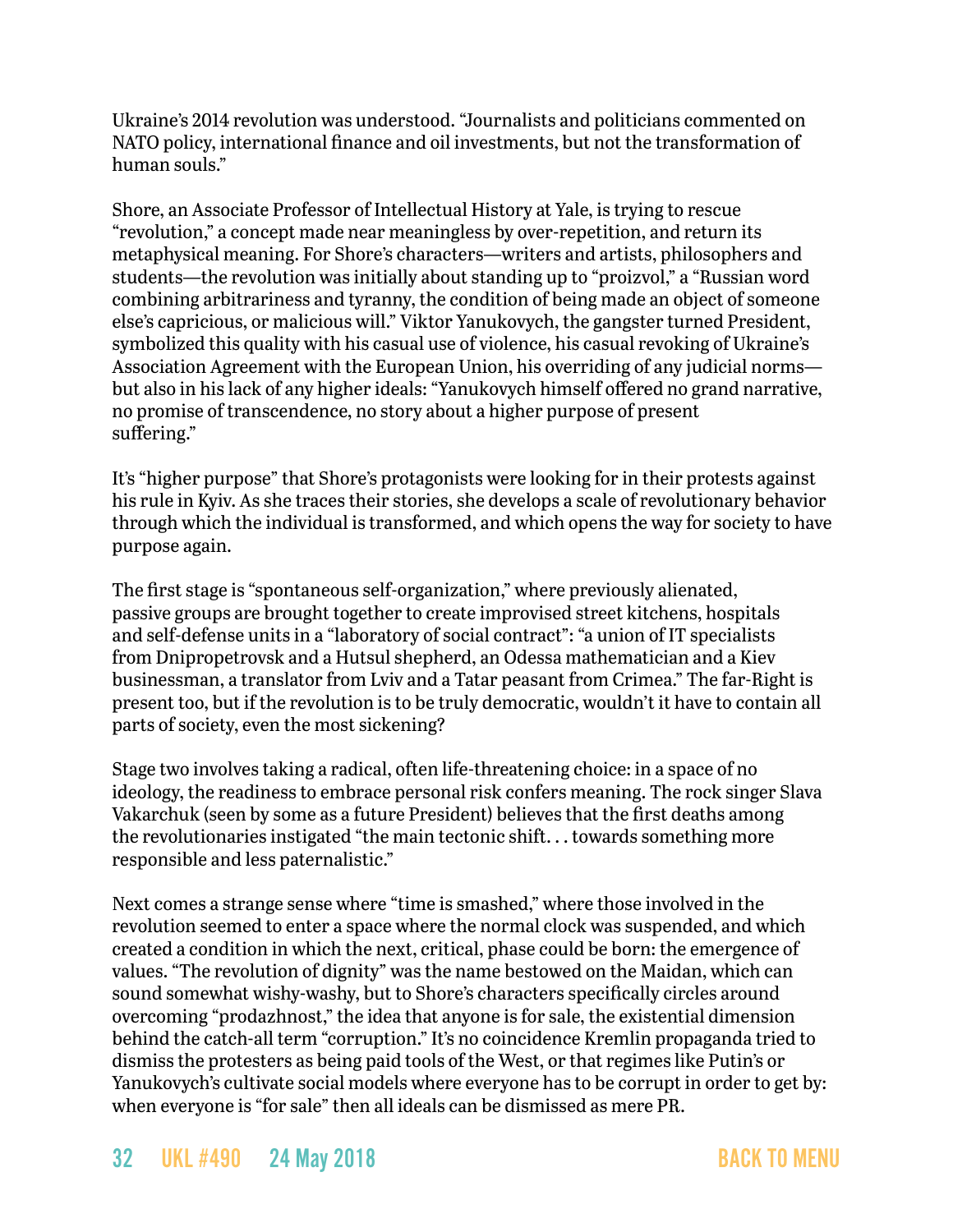Ukraine's 2014 revolution was understood. "Journalists and politicians commented on NATO policy, international finance and oil investments, but not the transformation of human souls."

Shore, an Associate Professor of Intellectual History at Yale, is trying to rescue "revolution," a concept made near meaningless by over-repetition, and return its metaphysical meaning. For Shore's characters—writers and artists, philosophers and students—the revolution was initially about standing up to "proizvol," a "Russian word combining arbitrariness and tyranny, the condition of being made an object of someone else's capricious, or malicious will." Viktor Yanukovych, the gangster turned President, symbolized this quality with his casual use of violence, his casual revoking of Ukraine's Association Agreement with the European Union, his overriding of any judicial norms—but also in his lack of any higher ideals: "Yanukovych himself offered no grand narrative, no promise of transcendence, no story about a higher purpose of present suffering."

It's "higher purpose" that Shore's protagonists were looking for in their protests against his rule in Kyiv. As she traces their stories, she develops a scale of revolutionary behavior through which the individual is transformed, and which opens the way for society to have purpose again.

The first stage is "spontaneous self-organization," where previously alienated, passive groups are brought together to create improvised street kitchens, hospitals and self-defense units in a "laboratory of social contract": "a union of IT specialists from Dnipropetrovsk and a Hutsul shepherd, an Odessa mathematician and a Kiev businessman, a translator from Lviv and a Tatar peasant from Crimea." The far-Right is present too, but if the revolution is to be truly democratic, wouldn't it have to contain all parts of society, even the most sickening?

Stage two involves taking a radical, often life-threatening choice: in a space of no ideology, the readiness to embrace personal risk confers meaning. The rock singer Slava Vakarchuk (seen by some as a future President) believes that the first deaths among the revolutionaries instigated "the main tectonic shift. . . towards something more responsible and less paternalistic."

Next comes a strange sense where "time is smashed," where those involved in the revolution seemed to enter a space where the normal clock was suspended, and which created a condition in which the next, critical, phase could be born: the emergence of values. "The revolution of dignity" was the name bestowed on the Maidan, which can sound somewhat wishy-washy, but to Shore's characters specifically circles around overcoming "prodazhnost," the idea that anyone is for sale, the existential dimension behind the catch-all term "corruption." It's no coincidence Kremlin propaganda tried to dismiss the protesters as being paid tools of the West, or that regimes like Putin's or Yanukovych's cultivate social models where everyone has to be corrupt in order to get by: when everyone is "for sale" then all ideals can be dismissed as mere PR.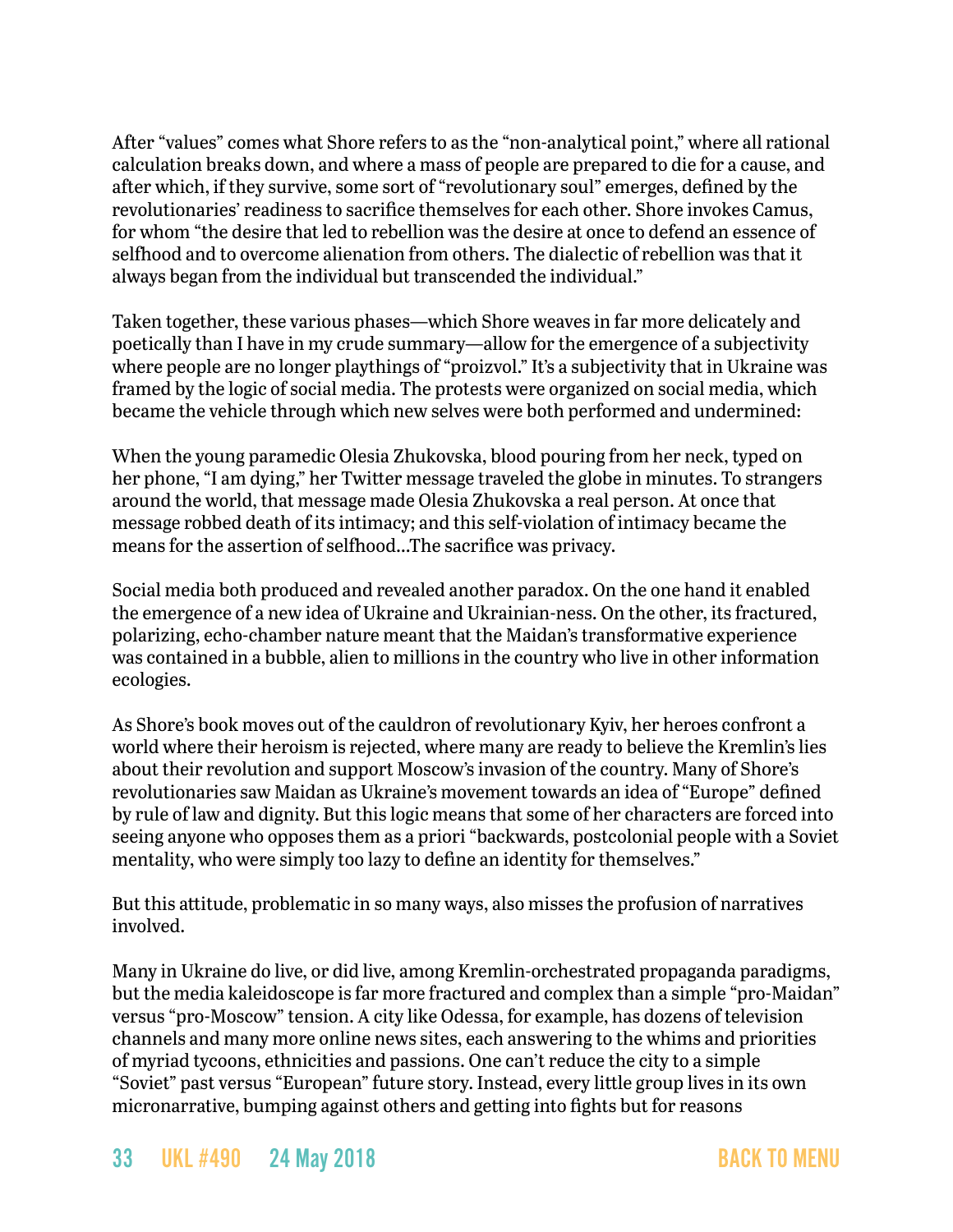After "values" comes what Shore refers to as the "non-analytical point," where all rational calculation breaks down, and where a mass of people are prepared to die for a cause, and after which, if they survive, some sort of "revolutionary soul" emerges, defined by the revolutionaries' readiness to sacrifice themselves for each other. Shore invokes Camus, for whom "the desire that led to rebellion was the desire at once to defend an essence of selfhood and to overcome alienation from others. The dialectic of rebellion was that it always began from the individual but transcended the individual."

Taken together, these various phases—which Shore weaves in far more delicately and poetically than I have in my crude summary—allow for the emergence of a subjectivity where people are no longer playthings of "proizvol." It's a subjectivity that in Ukraine was framed by the logic of social media. The protests were organized on social media, which became the vehicle through which new selves were both performed and undermined:

When the young paramedic Olesia Zhukovska, blood pouring from her neck, typed on her phone, "I am dying," her Twitter message traveled the globe in minutes. To strangers around the world, that message made Olesia Zhukovska a real person. At once that message robbed death of its intimacy; and this self-violation of intimacy became the means for the assertion of selfhood...The sacrifice was privacy.

Social media both produced and revealed another paradox. On the one hand it enabled the emergence of a new idea of Ukraine and Ukrainian-ness. On the other, its fractured, polarizing, echo-chamber nature meant that the Maidan's transformative experience was contained in a bubble, alien to millions in the country who live in other information ecologies.

As Shore's book moves out of the cauldron of revolutionary Kyiv, her heroes confront a world where their heroism is rejected, where many are ready to believe the Kremlin's lies about their revolution and support Moscow's invasion of the country. Many of Shore's revolutionaries saw Maidan as Ukraine's movement towards an idea of "Europe" defined by rule of law and dignity. But this logic means that some of her characters are forced into seeing anyone who opposes them as a priori "backwards, postcolonial people with a Soviet mentality, who were simply too lazy to define an identity for themselves."

But this attitude, problematic in so many ways, also misses the profusion of narratives involved.

Many in Ukraine do live, or did live, among Kremlin-orchestrated propaganda paradigms, but the media kaleidoscope is far more fractured and complex than a simple "pro-Maidan" versus "pro-Moscow" tension. A city like Odessa, for example, has dozens of television channels and many more online news sites, each answering to the whims and priorities of myriad tycoons, ethnicities and passions. One can't reduce the city to a simple "Soviet" past versus "European" future story. Instead, every little group lives in its own micronarrative, bumping against others and getting into fights but for reasons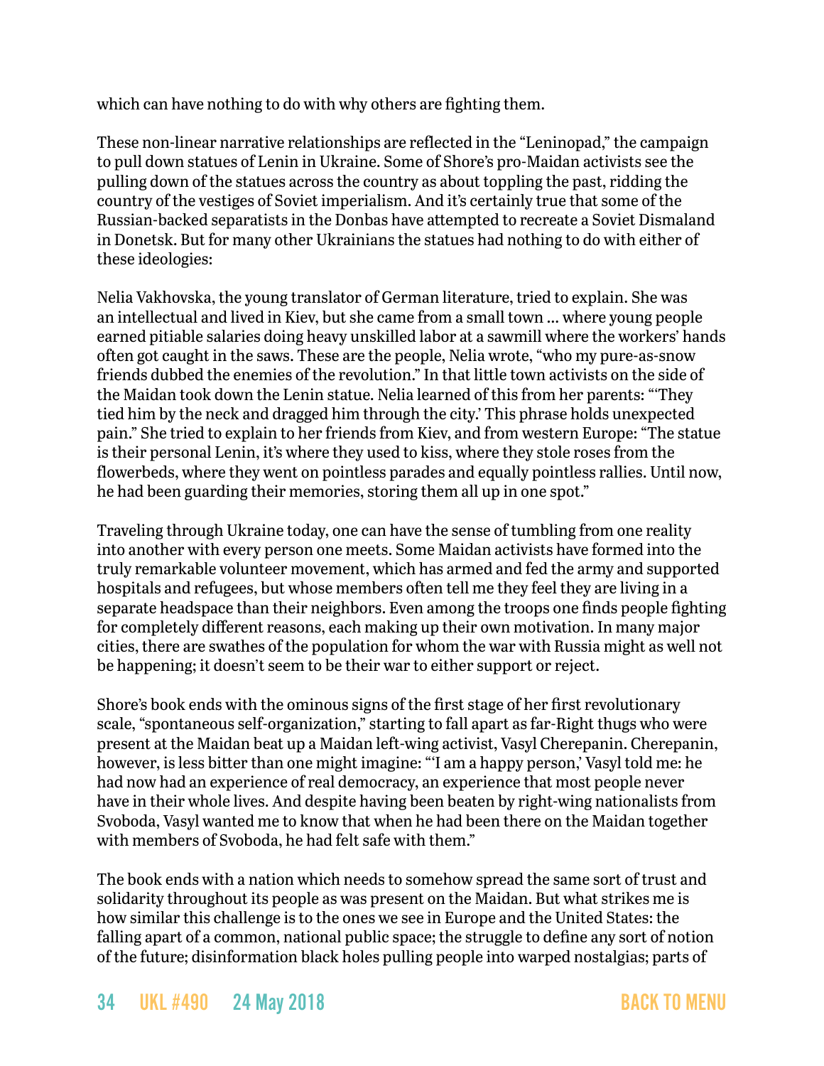which can have nothing to do with why others are fighting them.

These non-linear narrative relationships are reflected in the "Leninopad," the campaign to pull down statues of Lenin in Ukraine. Some of Shore's pro-Maidan activists see the pulling down of the statues across the country as about toppling the past, ridding the country of the vestiges of Soviet imperialism. And it's certainly true that some of the Russian-backed separatists in the Donbas have attempted to recreate a Soviet Dismaland in Donetsk. But for many other Ukrainians the statues had nothing to do with either of these ideologies:

Nelia Vakhovska, the young translator of German literature, tried to explain. She was an intellectual and lived in Kiev, but she came from a small town … where young people earned pitiable salaries doing heavy unskilled labor at a sawmill where the workers' hands often got caught in the saws. These are the people, Nelia wrote, "who my pure-as-snow friends dubbed the enemies of the revolution." In that little town activists on the side of the Maidan took down the Lenin statue. Nelia learned of this from her parents: "'They tied him by the neck and dragged him through the city.' This phrase holds unexpected pain." She tried to explain to her friends from Kiev, and from western Europe: "The statue is their personal Lenin, it's where they used to kiss, where they stole roses from the flowerbeds, where they went on pointless parades and equally pointless rallies. Until now, he had been guarding their memories, storing them all up in one spot."

Traveling through Ukraine today, one can have the sense of tumbling from one reality into another with every person one meets. Some Maidan activists have formed into the truly remarkable volunteer movement, which has armed and fed the army and supported hospitals and refugees, but whose members often tell me they feel they are living in a separate headspace than their neighbors. Even among the troops one finds people fighting for completely different reasons, each making up their own motivation. In many major cities, there are swathes of the population for whom the war with Russia might as well not be happening; it doesn't seem to be their war to either support or reject.

Shore's book ends with the ominous signs of the first stage of her first revolutionary scale, "spontaneous self-organization," starting to fall apart as far-Right thugs who were present at the Maidan beat up a Maidan left-wing activist, Vasyl Cherepanin. Cherepanin, however, is less bitter than one might imagine: "'I am a happy person,' Vasyl told me: he had now had an experience of real democracy, an experience that most people never have in their whole lives. And despite having been beaten by right-wing nationalists from Svoboda, Vasyl wanted me to know that when he had been there on the Maidan together with members of Svoboda, he had felt safe with them."

The book ends with a nation which needs to somehow spread the same sort of trust and solidarity throughout its people as was present on the Maidan. But what strikes me is how similar this challenge is to the ones we see in Europe and the United States: the falling apart of a common, national public space; the struggle to define any sort of notion of the future; disinformation black holes pulling people into warped nostalgias; parts of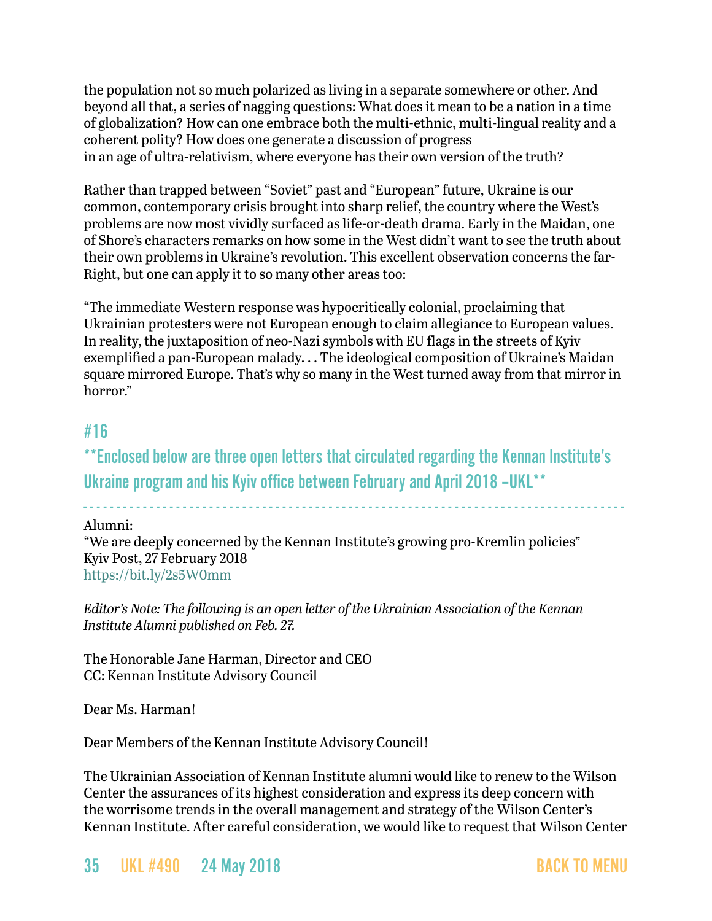the population not so much polarized as living in a separate somewhere or other. And beyond all that, a series of nagging questions: What does it mean to be a nation in a time of globalization? How can one embrace both the multi-ethnic, multi-lingual reality and a coherent polity? How does one generate a discussion of progress in an age of ultra-relativism, where everyone has their own version of the truth?

Rather than trapped between "Soviet" past and "European" future, Ukraine is our common, contemporary crisis brought into sharp relief, the country where the West's problems are now most vividly surfaced as life-or-death drama. Early in the Maidan, one of Shore's characters remarks on how some in the West didn't want to see the truth about their own problems in Ukraine's revolution. This excellent observation concerns the far-Right, but one can apply it to so many other areas too:

"The immediate Western response was hypocritically colonial, proclaiming that Ukrainian protesters were not European enough to claim allegiance to European values. In reality, the juxtaposition of neo-Nazi symbols with EU flags in the streets of Kyiv exemplified a pan-European malady. . . The ideological composition of Ukraine's Maidan square mirrored Europe. That's why so many in the West turned away from that mirror in horror."

## #16

## **Enclosed below are three open letters that circulated regarding the Kennan Institute's Ukraine program and his Kyiv office between February and April 2018 –UKL**

Alumni:
"We are deeply concerned by the Kennan Institute's growing pro-Kremlin policies"
Kyiv Post, 27 February 2018
https://bit.ly/2s5W0mm

*Editor's Note: The following is an open letter of the Ukrainian Association of the Kennan Institute Alumni published on Feb. 27.*

The Honorable Jane Harman, Director and CEO
CC: Kennan Institute Advisory Council

Dear Ms. Harman!

Dear Members of the Kennan Institute Advisory Council!

The Ukrainian Association of Kennan Institute alumni would like to renew to the Wilson Center the assurances of its highest consideration and express its deep concern with the worrisome trends in the overall management and strategy of the Wilson Center's Kennan Institute. After careful consideration, we would like to request that Wilson Center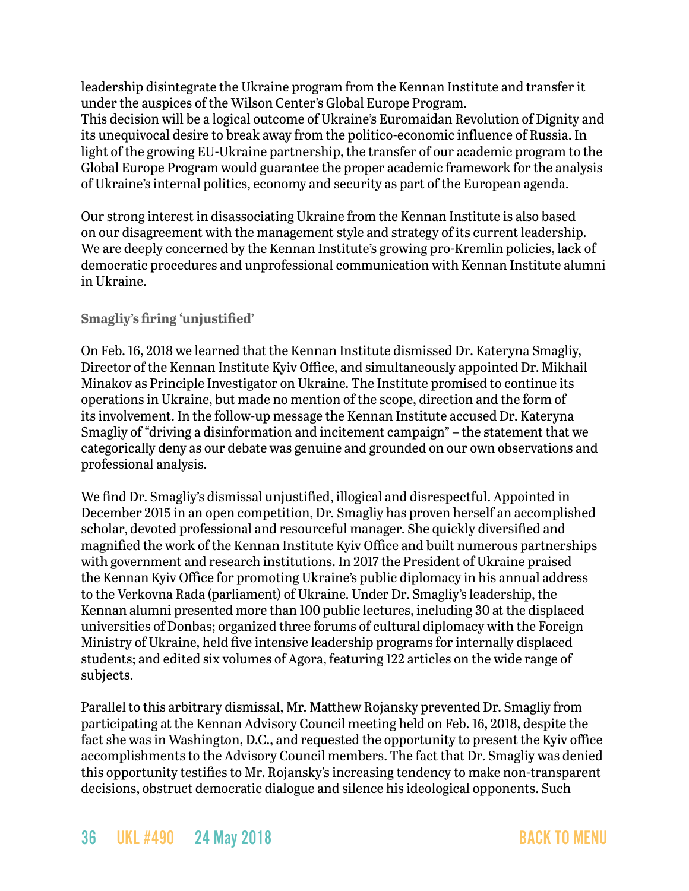leadership disintegrate the Ukraine program from the Kennan Institute and transfer it under the auspices of the Wilson Center's Global Europe Program.
This decision will be a logical outcome of Ukraine's Euromaidan Revolution of Dignity and its unequivocal desire to break away from the politico-economic influence of Russia. In light of the growing EU-Ukraine partnership, the transfer of our academic program to the Global Europe Program would guarantee the proper academic framework for the analysis of Ukraine's internal politics, economy and security as part of the European agenda.

Our strong interest in disassociating Ukraine from the Kennan Institute is also based on our disagreement with the management style and strategy of its current leadership. We are deeply concerned by the Kennan Institute's growing pro-Kremlin policies, lack of democratic procedures and unprofessional communication with Kennan Institute alumni in Ukraine.

### Smagliy's firing 'unjustified'

On Feb. 16, 2018 we learned that the Kennan Institute dismissed Dr. Kateryna Smagliy, Director of the Kennan Institute Kyiv Office, and simultaneously appointed Dr. Mikhail Minakov as Principle Investigator on Ukraine. The Institute promised to continue its operations in Ukraine, but made no mention of the scope, direction and the form of its involvement. In the follow-up message the Kennan Institute accused Dr. Kateryna Smagliy of "driving a disinformation and incitement campaign" – the statement that we categorically deny as our debate was genuine and grounded on our own observations and professional analysis.

We find Dr. Smagliy's dismissal unjustified, illogical and disrespectful. Appointed in December 2015 in an open competition, Dr. Smagliy has proven herself an accomplished scholar, devoted professional and resourceful manager. She quickly diversified and magnified the work of the Kennan Institute Kyiv Office and built numerous partnerships with government and research institutions. In 2017 the President of Ukraine praised the Kennan Kyiv Office for promoting Ukraine's public diplomacy in his annual address to the Verkovna Rada (parliament) of Ukraine. Under Dr. Smagliy's leadership, the Kennan alumni presented more than 100 public lectures, including 30 at the displaced universities of Donbas; organized three forums of cultural diplomacy with the Foreign Ministry of Ukraine, held five intensive leadership programs for internally displaced students; and edited six volumes of Agora, featuring 122 articles on the wide range of subjects.

Parallel to this arbitrary dismissal, Mr. Matthew Rojansky prevented Dr. Smagliy from participating at the Kennan Advisory Council meeting held on Feb. 16, 2018, despite the fact she was in Washington, D.C., and requested the opportunity to present the Kyiv office accomplishments to the Advisory Council members. The fact that Dr. Smagliy was denied this opportunity testifies to Mr. Rojansky's increasing tendency to make non-transparent decisions, obstruct democratic dialogue and silence his ideological opponents. Such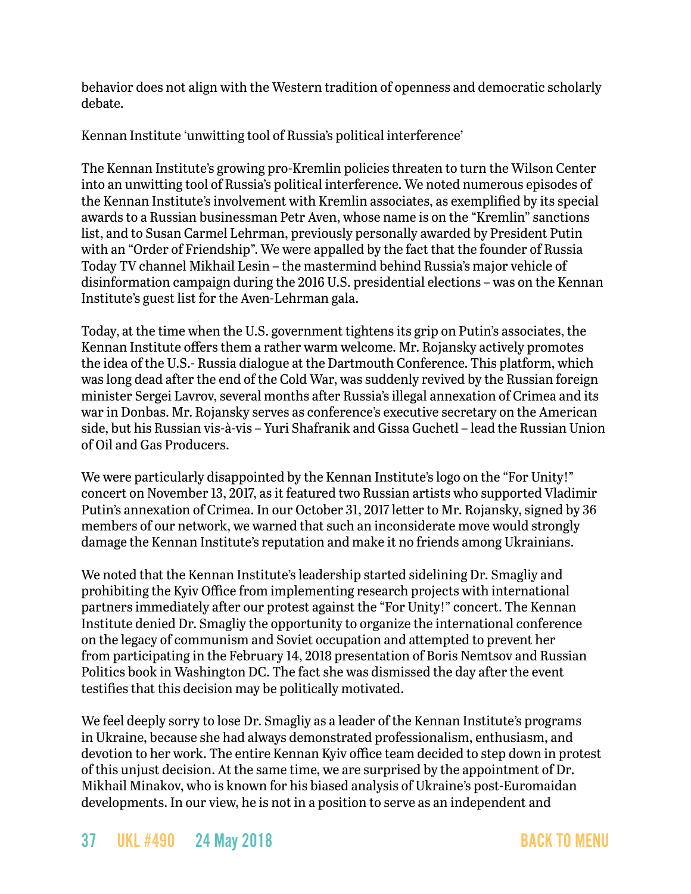behavior does not align with the Western tradition of openness and democratic scholarly debate.

Kennan Institute 'unwitting tool of Russia's political interference'

The Kennan Institute's growing pro-Kremlin policies threaten to turn the Wilson Center into an unwitting tool of Russia's political interference. We noted numerous episodes of the Kennan Institute's involvement with Kremlin associates, as exemplified by its special awards to a Russian businessman Petr Aven, whose name is on the "Kremlin" sanctions list, and to Susan Carmel Lehrman, previously personally awarded by President Putin with an "Order of Friendship". We were appalled by the fact that the founder of Russia Today TV channel Mikhail Lesin – the mastermind behind Russia's major vehicle of disinformation campaign during the 2016 U.S. presidential elections – was on the Kennan Institute's guest list for the Aven-Lehrman gala.

Today, at the time when the U.S. government tightens its grip on Putin's associates, the Kennan Institute offers them a rather warm welcome. Mr. Rojansky actively promotes the idea of the U.S.- Russia dialogue at the Dartmouth Conference. This platform, which was long dead after the end of the Cold War, was suddenly revived by the Russian foreign minister Sergei Lavrov, several months after Russia's illegal annexation of Crimea and its war in Donbas. Mr. Rojansky serves as conference's executive secretary on the American side, but his Russian vis-à-vis – Yuri Shafranik and Gissa Guchetl – lead the Russian Union of Oil and Gas Producers.

We were particularly disappointed by the Kennan Institute's logo on the "For Unity!" concert on November 13, 2017, as it featured two Russian artists who supported Vladimir Putin's annexation of Crimea. In our October 31, 2017 letter to Mr. Rojansky, signed by 36 members of our network, we warned that such an inconsiderate move would strongly damage the Kennan Institute's reputation and make it no friends among Ukrainians.

We noted that the Kennan Institute's leadership started sidelining Dr. Smagliy and prohibiting the Kyiv Office from implementing research projects with international partners immediately after our protest against the "For Unity!" concert. The Kennan Institute denied Dr. Smagliy the opportunity to organize the international conference on the legacy of communism and Soviet occupation and attempted to prevent her from participating in the February 14, 2018 presentation of Boris Nemtsov and Russian Politics book in Washington DC. The fact she was dismissed the day after the event testifies that this decision may be politically motivated.

We feel deeply sorry to lose Dr. Smagliy as a leader of the Kennan Institute's programs in Ukraine, because she had always demonstrated professionalism, enthusiasm, and devotion to her work. The entire Kennan Kyiv office team decided to step down in protest of this unjust decision. At the same time, we are surprised by the appointment of Dr. Mikhail Minakov, who is known for his biased analysis of Ukraine's post-Euromaidan developments. In our view, he is not in a position to serve as an independent and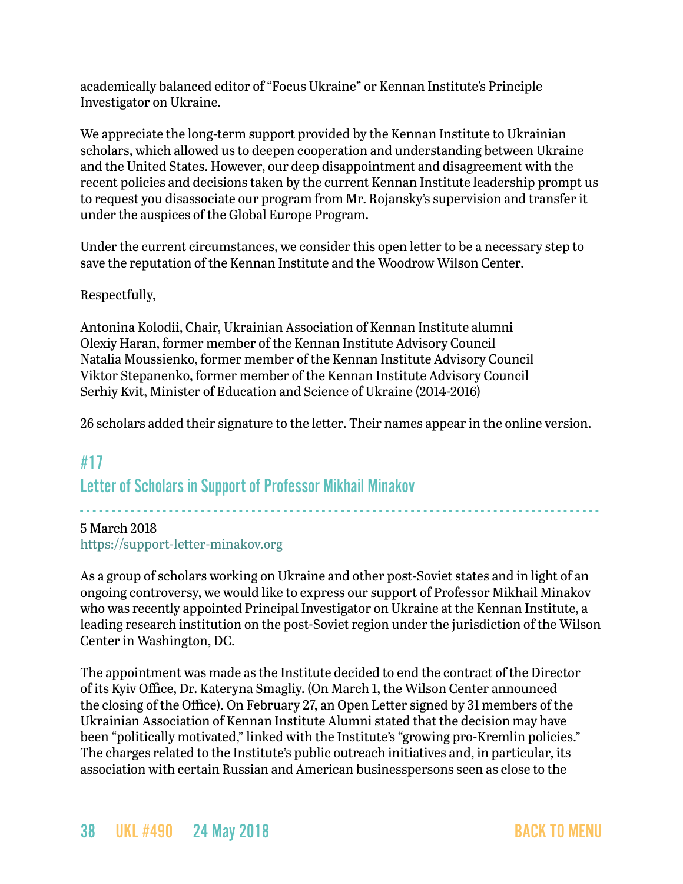academically balanced editor of "Focus Ukraine" or Kennan Institute's Principle Investigator on Ukraine.

We appreciate the long-term support provided by the Kennan Institute to Ukrainian scholars, which allowed us to deepen cooperation and understanding between Ukraine and the United States. However, our deep disappointment and disagreement with the recent policies and decisions taken by the current Kennan Institute leadership prompt us to request you disassociate our program from Mr. Rojansky's supervision and transfer it under the auspices of the Global Europe Program.

Under the current circumstances, we consider this open letter to be a necessary step to save the reputation of the Kennan Institute and the Woodrow Wilson Center.

Respectfully,

Antonina Kolodii, Chair, Ukrainian Association of Kennan Institute alumni
Olexiy Haran, former member of the Kennan Institute Advisory Council
Natalia Moussienko, former member of the Kennan Institute Advisory Council
Viktor Stepanenko, former member of the Kennan Institute Advisory Council
Serhiy Kvit, Minister of Education and Science of Ukraine (2014-2016)

26 scholars added their signature to the letter. Their names appear in the online version.

## #17
## Letter of Scholars in Support of Professor Mikhail Minakov

5 March 2018
https://support-letter-minakov.org

As a group of scholars working on Ukraine and other post-Soviet states and in light of an ongoing controversy, we would like to express our support of Professor Mikhail Minakov who was recently appointed Principal Investigator on Ukraine at the Kennan Institute, a leading research institution on the post-Soviet region under the jurisdiction of the Wilson Center in Washington, DC.

The appointment was made as the Institute decided to end the contract of the Director of its Kyiv Office, Dr. Kateryna Smagliy. (On March 1, the Wilson Center announced the closing of the Office). On February 27, an Open Letter signed by 31 members of the Ukrainian Association of Kennan Institute Alumni stated that the decision may have been "politically motivated," linked with the Institute's "growing pro-Kremlin policies." The charges related to the Institute's public outreach initiatives and, in particular, its association with certain Russian and American businesspersons seen as close to the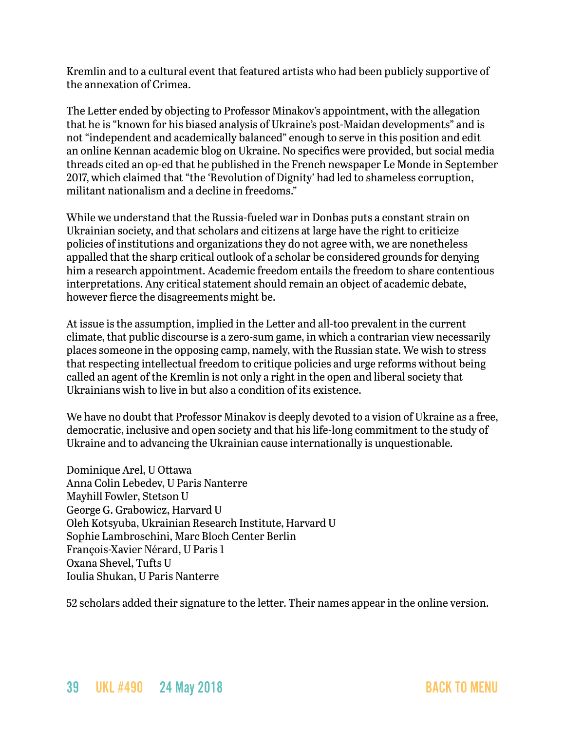Kremlin and to a cultural event that featured artists who had been publicly supportive of the annexation of Crimea.

The Letter ended by objecting to Professor Minakov's appointment, with the allegation that he is "known for his biased analysis of Ukraine's post-Maidan developments" and is not "independent and academically balanced" enough to serve in this position and edit an online Kennan academic blog on Ukraine. No specifics were provided, but social media threads cited an op-ed that he published in the French newspaper Le Monde in September 2017, which claimed that "the 'Revolution of Dignity' had led to shameless corruption, militant nationalism and a decline in freedoms."

While we understand that the Russia-fueled war in Donbas puts a constant strain on Ukrainian society, and that scholars and citizens at large have the right to criticize policies of institutions and organizations they do not agree with, we are nonetheless appalled that the sharp critical outlook of a scholar be considered grounds for denying him a research appointment. Academic freedom entails the freedom to share contentious interpretations. Any critical statement should remain an object of academic debate, however fierce the disagreements might be.

At issue is the assumption, implied in the Letter and all-too prevalent in the current climate, that public discourse is a zero-sum game, in which a contrarian view necessarily places someone in the opposing camp, namely, with the Russian state. We wish to stress that respecting intellectual freedom to critique policies and urge reforms without being called an agent of the Kremlin is not only a right in the open and liberal society that Ukrainians wish to live in but also a condition of its existence.

We have no doubt that Professor Minakov is deeply devoted to a vision of Ukraine as a free, democratic, inclusive and open society and that his life-long commitment to the study of Ukraine and to advancing the Ukrainian cause internationally is unquestionable.

Dominique Arel, U Ottawa
Anna Colin Lebedev, U Paris Nanterre
Mayhill Fowler, Stetson U
George G. Grabowicz, Harvard U
Oleh Kotsyuba, Ukrainian Research Institute, Harvard U
Sophie Lambroschini, Marc Bloch Center Berlin
François-Xavier Nérard, U Paris 1
Oxana Shevel, Tufts U
Ioulia Shukan, U Paris Nanterre

52 scholars added their signature to the letter. Their names appear in the online version.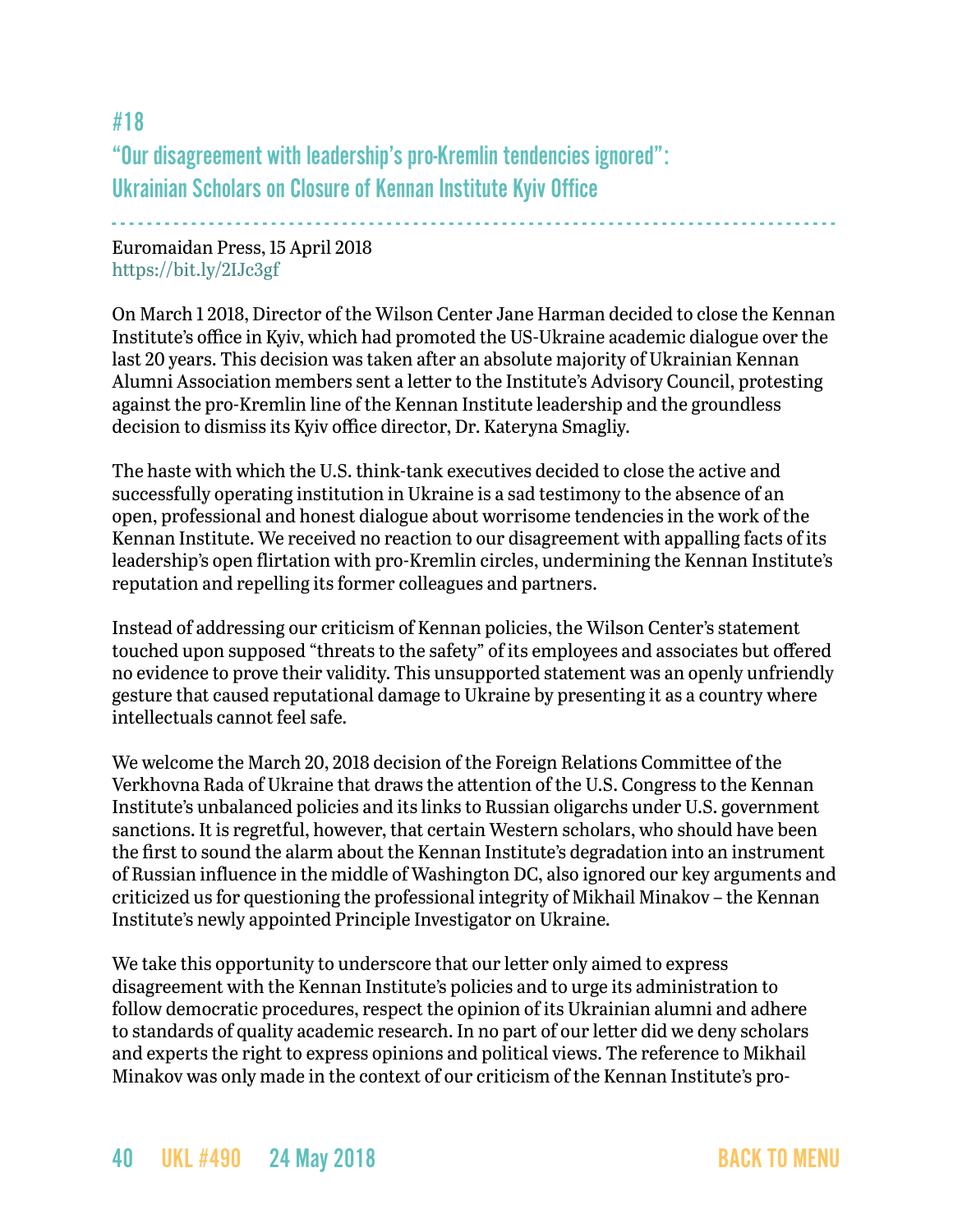## #18
## "Our disagreement with leadership's pro-Kremlin tendencies ignored": Ukrainian Scholars on Closure of Kennan Institute Kyiv Office

Euromaidan Press, 15 April 2018
https://bit.ly/2IJc3gf

On March 1 2018, Director of the Wilson Center Jane Harman decided to close the Kennan Institute's office in Kyiv, which had promoted the US-Ukraine academic dialogue over the last 20 years. This decision was taken after an absolute majority of Ukrainian Kennan Alumni Association members sent a letter to the Institute's Advisory Council, protesting against the pro-Kremlin line of the Kennan Institute leadership and the groundless decision to dismiss its Kyiv office director, Dr. Kateryna Smagliy.

The haste with which the U.S. think-tank executives decided to close the active and successfully operating institution in Ukraine is a sad testimony to the absence of an open, professional and honest dialogue about worrisome tendencies in the work of the Kennan Institute. We received no reaction to our disagreement with appalling facts of its leadership's open flirtation with pro-Kremlin circles, undermining the Kennan Institute's reputation and repelling its former colleagues and partners.

Instead of addressing our criticism of Kennan policies, the Wilson Center's statement touched upon supposed "threats to the safety" of its employees and associates but offered no evidence to prove their validity. This unsupported statement was an openly unfriendly gesture that caused reputational damage to Ukraine by presenting it as a country where intellectuals cannot feel safe.

We welcome the March 20, 2018 decision of the Foreign Relations Committee of the Verkhovna Rada of Ukraine that draws the attention of the U.S. Congress to the Kennan Institute's unbalanced policies and its links to Russian oligarchs under U.S. government sanctions. It is regretful, however, that certain Western scholars, who should have been the first to sound the alarm about the Kennan Institute's degradation into an instrument of Russian influence in the middle of Washington DC, also ignored our key arguments and criticized us for questioning the professional integrity of Mikhail Minakov – the Kennan Institute's newly appointed Principle Investigator on Ukraine.

We take this opportunity to underscore that our letter only aimed to express disagreement with the Kennan Institute's policies and to urge its administration to follow democratic procedures, respect the opinion of its Ukrainian alumni and adhere to standards of quality academic research. In no part of our letter did we deny scholars and experts the right to express opinions and political views. The reference to Mikhail Minakov was only made in the context of our criticism of the Kennan Institute's pro-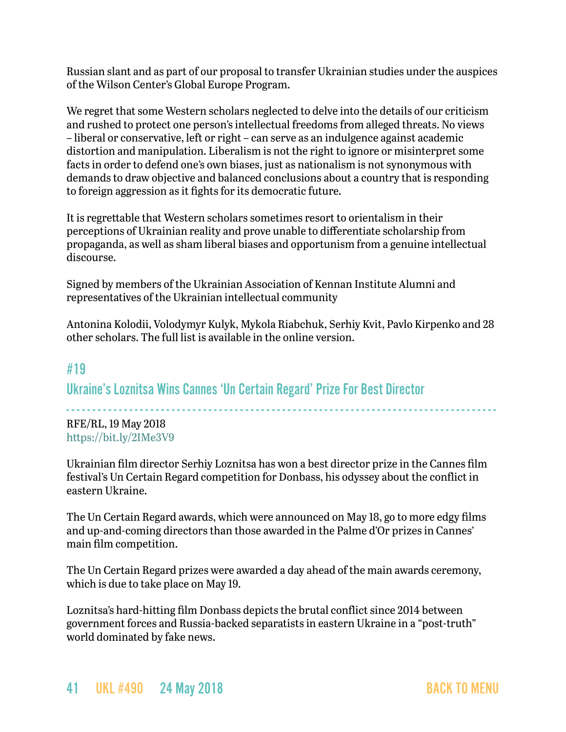Russian slant and as part of our proposal to transfer Ukrainian studies under the auspices of the Wilson Center's Global Europe Program.

We regret that some Western scholars neglected to delve into the details of our criticism and rushed to protect one person's intellectual freedoms from alleged threats. No views – liberal or conservative, left or right – can serve as an indulgence against academic distortion and manipulation. Liberalism is not the right to ignore or misinterpret some facts in order to defend one's own biases, just as nationalism is not synonymous with demands to draw objective and balanced conclusions about a country that is responding to foreign aggression as it fights for its democratic future.

It is regrettable that Western scholars sometimes resort to orientalism in their perceptions of Ukrainian reality and prove unable to differentiate scholarship from propaganda, as well as sham liberal biases and opportunism from a genuine intellectual discourse.

Signed by members of the Ukrainian Association of Kennan Institute Alumni and representatives of the Ukrainian intellectual community

Antonina Kolodii, Volodymyr Kulyk, Mykola Riabchuk, Serhiy Kvit, Pavlo Kirpenko and 28 other scholars. The full list is available in the online version.

## #19

## Ukraine's Loznitsa Wins Cannes 'Un Certain Regard' Prize For Best Director

RFE/RL, 19 May 2018
https://bit.ly/2IMe3V9

Ukrainian film director Serhiy Loznitsa has won a best director prize in the Cannes film festival's Un Certain Regard competition for Donbass, his odyssey about the conflict in eastern Ukraine.

The Un Certain Regard awards, which were announced on May 18, go to more edgy films and up-and-coming directors than those awarded in the Palme d'Or prizes in Cannes' main film competition.

The Un Certain Regard prizes were awarded a day ahead of the main awards ceremony, which is due to take place on May 19.

Loznitsa's hard-hitting film Donbass depicts the brutal conflict since 2014 between government forces and Russia-backed separatists in eastern Ukraine in a "post-truth" world dominated by fake news.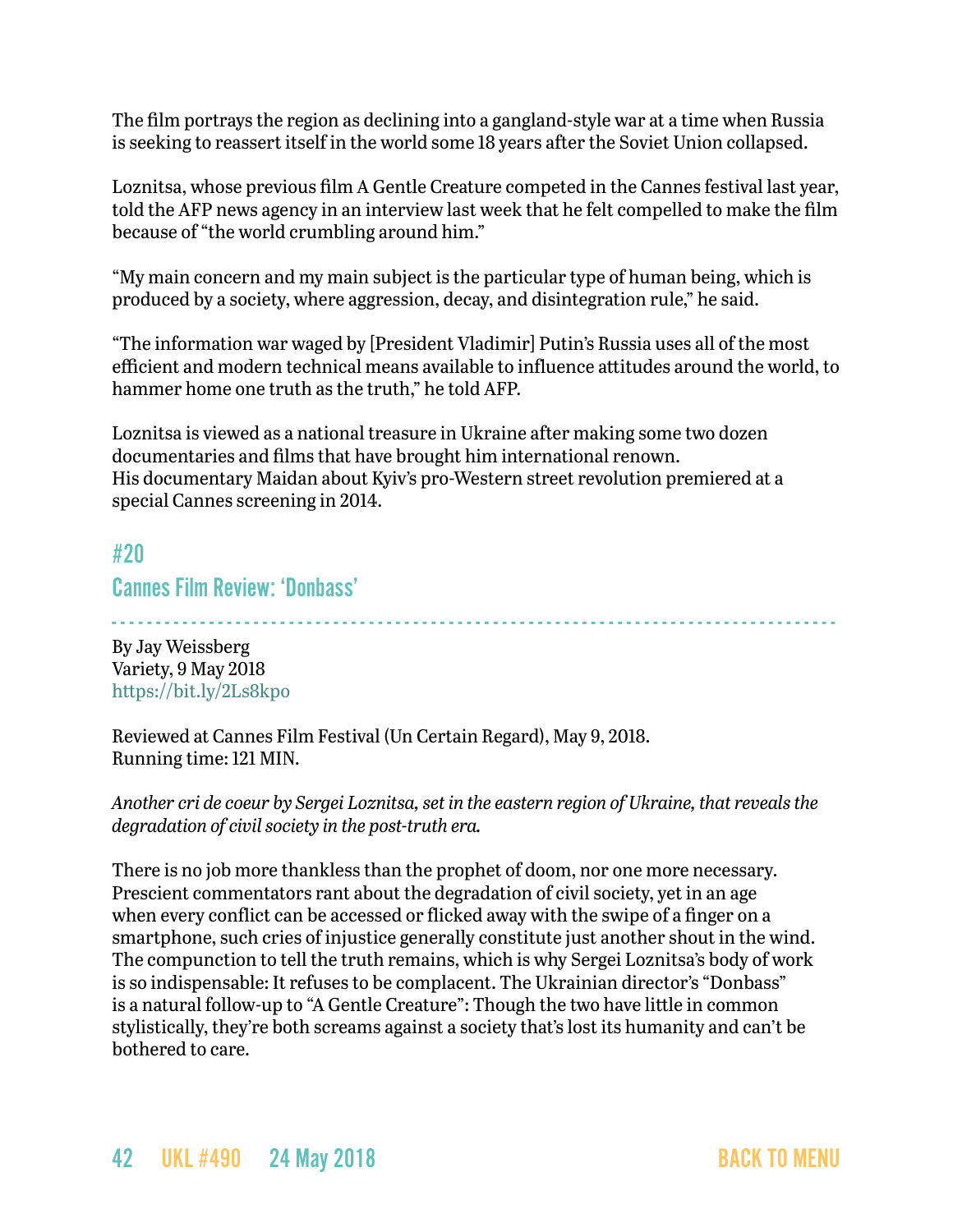The film portrays the region as declining into a gangland-style war at a time when Russia is seeking to reassert itself in the world some 18 years after the Soviet Union collapsed.

Loznitsa, whose previous film A Gentle Creature competed in the Cannes festival last year, told the AFP news agency in an interview last week that he felt compelled to make the film because of "the world crumbling around him."

"My main concern and my main subject is the particular type of human being, which is produced by a society, where aggression, decay, and disintegration rule," he said.

"The information war waged by [President Vladimir] Putin's Russia uses all of the most efficient and modern technical means available to influence attitudes around the world, to hammer home one truth as the truth," he told AFP.

Loznitsa is viewed as a national treasure in Ukraine after making some two dozen documentaries and films that have brought him international renown.
His documentary Maidan about Kyiv's pro-Western street revolution premiered at a special Cannes screening in 2014.

## #20

## Cannes Film Review: 'Donbass'

By Jay Weissberg
Variety, 9 May 2018
https://bit.ly/2Ls8kpo

Reviewed at Cannes Film Festival (Un Certain Regard), May 9, 2018.
Running time: 121 MIN.

*Another cri de coeur by Sergei Loznitsa, set in the eastern region of Ukraine, that reveals the degradation of civil society in the post-truth era.*

There is no job more thankless than the prophet of doom, nor one more necessary. Prescient commentators rant about the degradation of civil society, yet in an age when every conflict can be accessed or flicked away with the swipe of a finger on a smartphone, such cries of injustice generally constitute just another shout in the wind. The compunction to tell the truth remains, which is why Sergei Loznitsa's body of work is so indispensable: It refuses to be complacent. The Ukrainian director's "Donbass" is a natural follow-up to "A Gentle Creature": Though the two have little in common stylistically, they're both screams against a society that's lost its humanity and can't be bothered to care.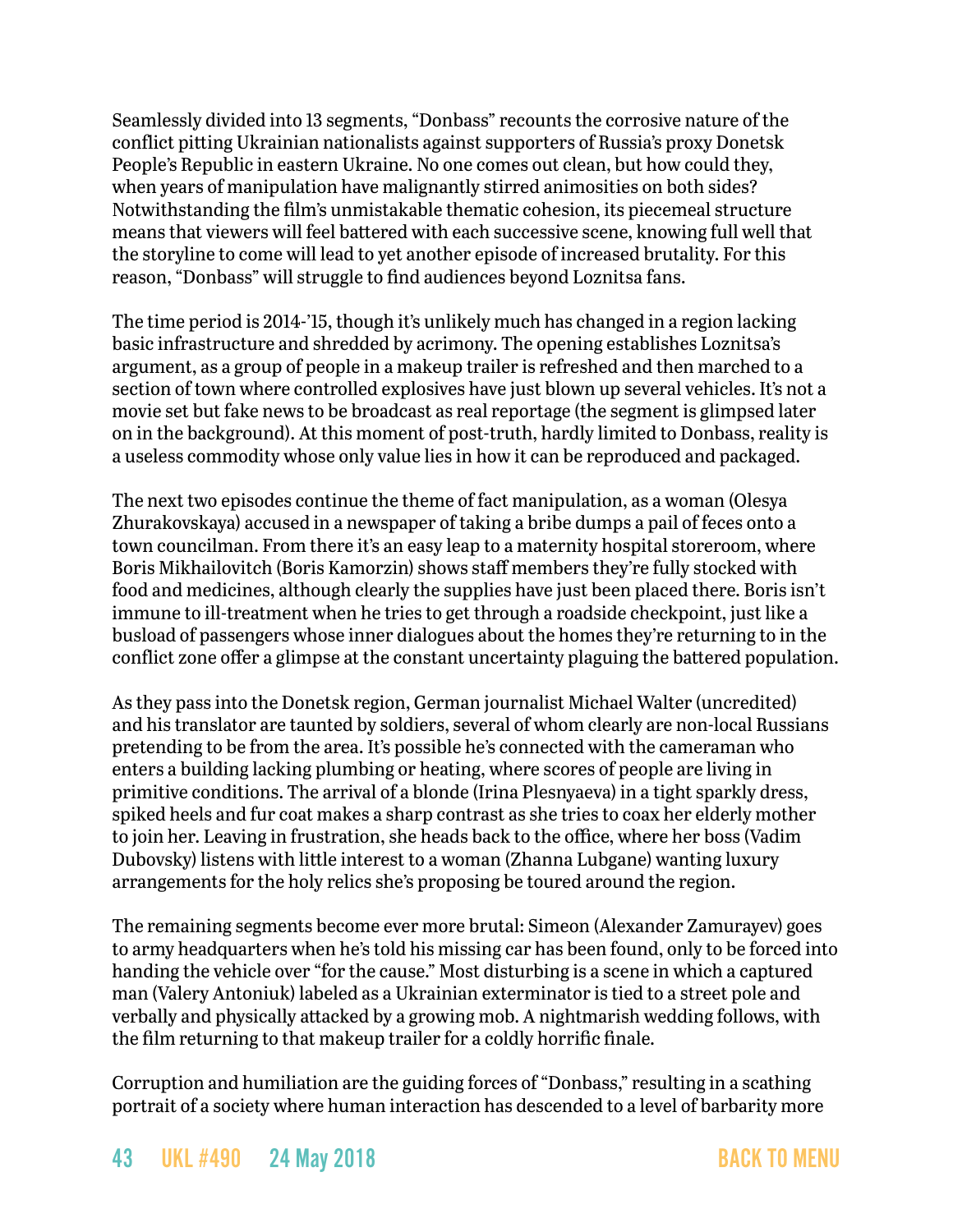Seamlessly divided into 13 segments, "Donbass" recounts the corrosive nature of the conflict pitting Ukrainian nationalists against supporters of Russia's proxy Donetsk People's Republic in eastern Ukraine. No one comes out clean, but how could they, when years of manipulation have malignantly stirred animosities on both sides? Notwithstanding the film's unmistakable thematic cohesion, its piecemeal structure means that viewers will feel battered with each successive scene, knowing full well that the storyline to come will lead to yet another episode of increased brutality. For this reason, "Donbass" will struggle to find audiences beyond Loznitsa fans.

The time period is 2014-'15, though it's unlikely much has changed in a region lacking basic infrastructure and shredded by acrimony. The opening establishes Loznitsa's argument, as a group of people in a makeup trailer is refreshed and then marched to a section of town where controlled explosives have just blown up several vehicles. It's not a movie set but fake news to be broadcast as real reportage (the segment is glimpsed later on in the background). At this moment of post-truth, hardly limited to Donbass, reality is a useless commodity whose only value lies in how it can be reproduced and packaged.

The next two episodes continue the theme of fact manipulation, as a woman (Olesya Zhurakovskaya) accused in a newspaper of taking a bribe dumps a pail of feces onto a town councilman. From there it's an easy leap to a maternity hospital storeroom, where Boris Mikhailovitch (Boris Kamorzin) shows staff members they're fully stocked with food and medicines, although clearly the supplies have just been placed there. Boris isn't immune to ill-treatment when he tries to get through a roadside checkpoint, just like a busload of passengers whose inner dialogues about the homes they're returning to in the conflict zone offer a glimpse at the constant uncertainty plaguing the battered population.

As they pass into the Donetsk region, German journalist Michael Walter (uncredited) and his translator are taunted by soldiers, several of whom clearly are non-local Russians pretending to be from the area. It's possible he's connected with the cameraman who enters a building lacking plumbing or heating, where scores of people are living in primitive conditions. The arrival of a blonde (Irina Plesnyaeva) in a tight sparkly dress, spiked heels and fur coat makes a sharp contrast as she tries to coax her elderly mother to join her. Leaving in frustration, she heads back to the office, where her boss (Vadim Dubovsky) listens with little interest to a woman (Zhanna Lubgane) wanting luxury arrangements for the holy relics she's proposing be toured around the region.

The remaining segments become ever more brutal: Simeon (Alexander Zamurayev) goes to army headquarters when he's told his missing car has been found, only to be forced into handing the vehicle over "for the cause." Most disturbing is a scene in which a captured man (Valery Antoniuk) labeled as a Ukrainian exterminator is tied to a street pole and verbally and physically attacked by a growing mob. A nightmarish wedding follows, with the film returning to that makeup trailer for a coldly horrific finale.

Corruption and humiliation are the guiding forces of "Donbass," resulting in a scathing portrait of a society where human interaction has descended to a level of barbarity more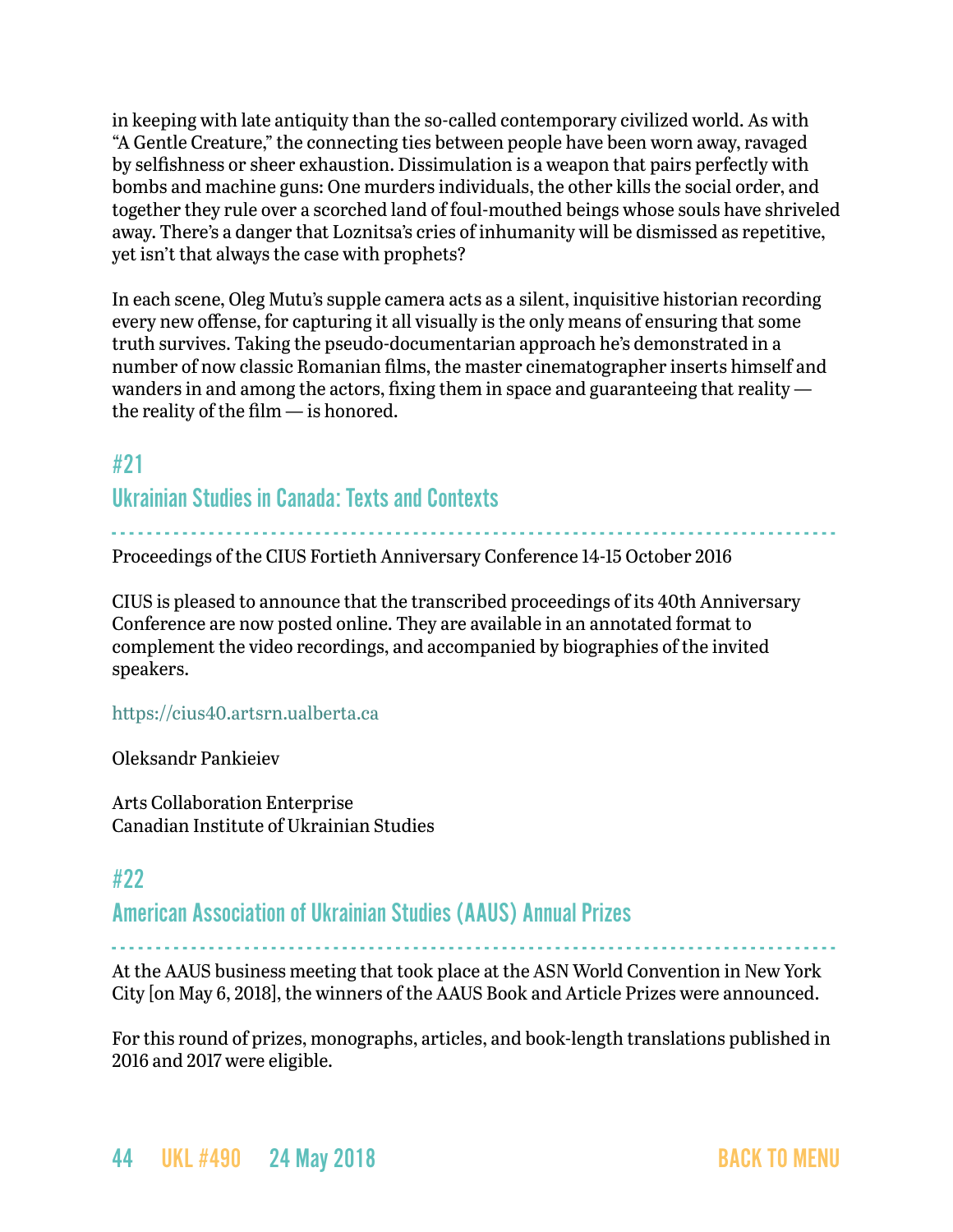in keeping with late antiquity than the so-called contemporary civilized world. As with "A Gentle Creature," the connecting ties between people have been worn away, ravaged by selfishness or sheer exhaustion. Dissimulation is a weapon that pairs perfectly with bombs and machine guns: One murders individuals, the other kills the social order, and together they rule over a scorched land of foul-mouthed beings whose souls have shriveled away. There's a danger that Loznitsa's cries of inhumanity will be dismissed as repetitive, yet isn't that always the case with prophets?

In each scene, Oleg Mutu's supple camera acts as a silent, inquisitive historian recording every new offense, for capturing it all visually is the only means of ensuring that some truth survives. Taking the pseudo-documentarian approach he's demonstrated in a number of now classic Romanian films, the master cinematographer inserts himself and wanders in and among the actors, fixing them in space and guaranteeing that reality — the reality of the film — is honored.

## #21

## Ukrainian Studies in Canada: Texts and Contexts

Proceedings of the CIUS Fortieth Anniversary Conference 14-15 October 2016

CIUS is pleased to announce that the transcribed proceedings of its 40th Anniversary Conference are now posted online. They are available in an annotated format to complement the video recordings, and accompanied by biographies of the invited speakers.

https://cius40.artsrn.ualberta.ca

Oleksandr Pankieiev

Arts Collaboration Enterprise
Canadian Institute of Ukrainian Studies

## #22

## American Association of Ukrainian Studies (AAUS) Annual Prizes

At the AAUS business meeting that took place at the ASN World Convention in New York City [on May 6, 2018], the winners of the AAUS Book and Article Prizes were announced.

For this round of prizes, monographs, articles, and book-length translations published in 2016 and 2017 were eligible.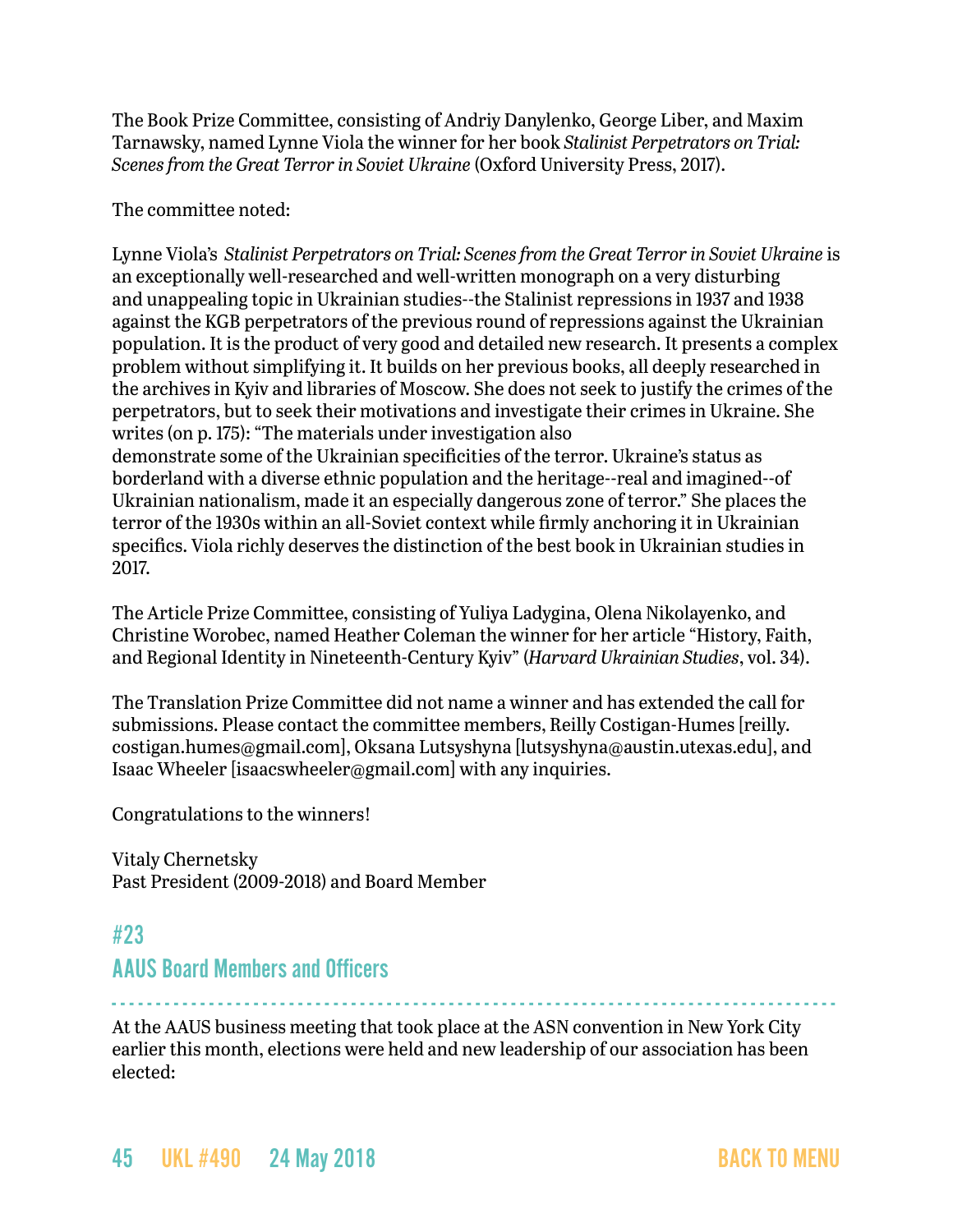The Book Prize Committee, consisting of Andriy Danylenko, George Liber, and Maxim Tarnawsky, named Lynne Viola the winner for her book *Stalinist Perpetrators on Trial: Scenes from the Great Terror in Soviet Ukraine* (Oxford University Press, 2017).

The committee noted:

Lynne Viola's *Stalinist Perpetrators on Trial: Scenes from the Great Terror in Soviet Ukraine* is an exceptionally well-researched and well-written monograph on a very disturbing and unappealing topic in Ukrainian studies--the Stalinist repressions in 1937 and 1938 against the KGB perpetrators of the previous round of repressions against the Ukrainian population. It is the product of very good and detailed new research. It presents a complex problem without simplifying it. It builds on her previous books, all deeply researched in the archives in Kyiv and libraries of Moscow. She does not seek to justify the crimes of the perpetrators, but to seek their motivations and investigate their crimes in Ukraine. She writes (on p. 175): "The materials under investigation also demonstrate some of the Ukrainian specificities of the terror. Ukraine's status as borderland with a diverse ethnic population and the heritage--real and imagined--of Ukrainian nationalism, made it an especially dangerous zone of terror." She places the terror of the 1930s within an all-Soviet context while firmly anchoring it in Ukrainian specifics. Viola richly deserves the distinction of the best book in Ukrainian studies in 2017.

The Article Prize Committee, consisting of Yuliya Ladygina, Olena Nikolayenko, and Christine Worobec, named Heather Coleman the winner for her article "History, Faith, and Regional Identity in Nineteenth-Century Kyiv" (*Harvard Ukrainian Studies*, vol. 34).

The Translation Prize Committee did not name a winner and has extended the call for submissions. Please contact the committee members, Reilly Costigan-Humes [reilly.costigan.humes@gmail.com], Oksana Lutsyshyna [lutsyshyna@austin.utexas.edu], and Isaac Wheeler [isaacswheeler@gmail.com] with any inquiries.

Congratulations to the winners!

Vitaly Chernetsky
Past President (2009-2018) and Board Member

## #23
## AAUS Board Members and Officers

At the AAUS business meeting that took place at the ASN convention in New York City earlier this month, elections were held and new leadership of our association has been elected: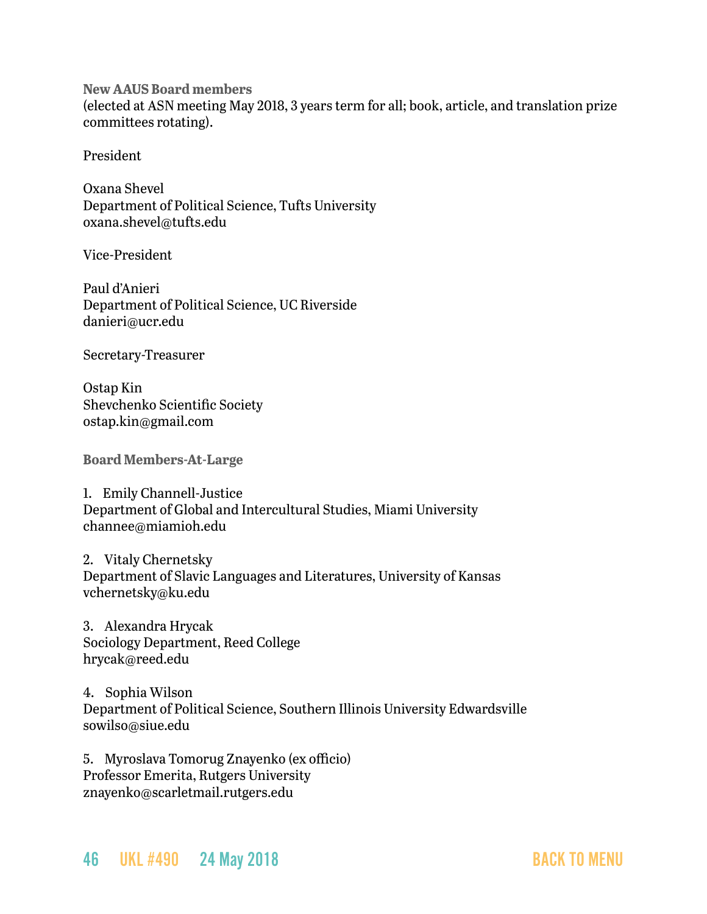**New AAUS Board members**
(elected at ASN meeting May 2018, 3 years term for all; book, article, and translation prize committees rotating).

President

Oxana Shevel
Department of Political Science, Tufts University
oxana.shevel@tufts.edu

Vice-President

Paul d'Anieri
Department of Political Science, UC Riverside
danieri@ucr.edu

Secretary-Treasurer

Ostap Kin
Shevchenko Scientific Society
ostap.kin@gmail.com

**Board Members-At-Large**

1. Emily Channell-Justice
Department of Global and Intercultural Studies, Miami University
channee@miamioh.edu

2. Vitaly Chernetsky
Department of Slavic Languages and Literatures, University of Kansas
vchernetsky@ku.edu

3. Alexandra Hrycak
Sociology Department, Reed College
hrycak@reed.edu

4. Sophia Wilson
Department of Political Science, Southern Illinois University Edwardsville
sowilso@siue.edu

5. Myroslava Tomorug Znayenko (ex officio)
Professor Emerita, Rutgers University
znayenko@scarletmail.rutgers.edu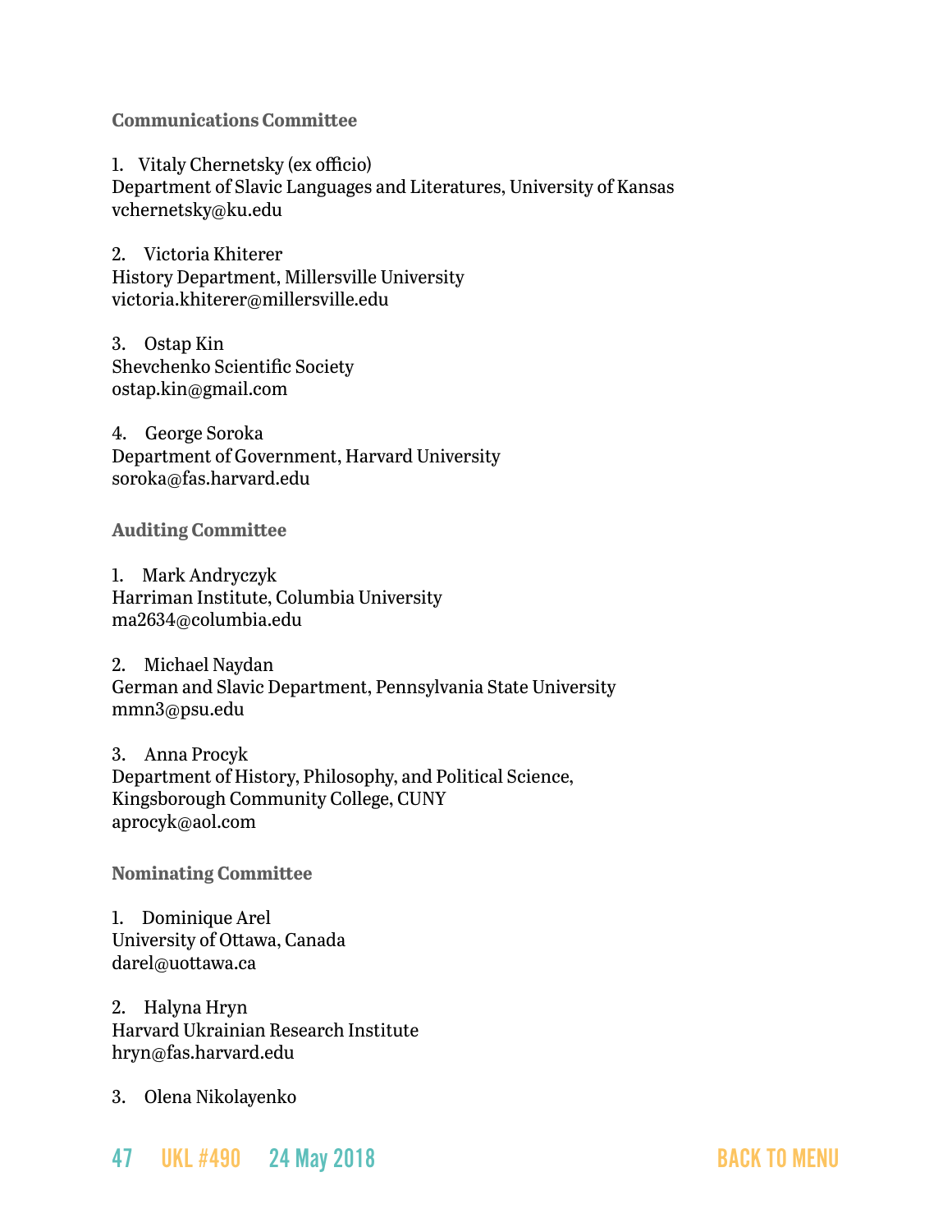### Communications Committee

1. Vitaly Chernetsky (ex officio)
Department of Slavic Languages and Literatures, University of Kansas
vchernetsky@ku.edu

2. Victoria Khiterer
History Department, Millersville University
victoria.khiterer@millersville.edu

3. Ostap Kin
Shevchenko Scientific Society
ostap.kin@gmail.com

4. George Soroka
Department of Government, Harvard University
soroka@fas.harvard.edu

### Auditing Committee

1. Mark Andryczyk
Harriman Institute, Columbia University
ma2634@columbia.edu

2. Michael Naydan
German and Slavic Department, Pennsylvania State University
mmn3@psu.edu

3. Anna Procyk
Department of History, Philosophy, and Political Science,
Kingsborough Community College, CUNY
aprocyk@aol.com

### Nominating Committee

1. Dominique Arel
University of Ottawa, Canada
darel@uottawa.ca

2. Halyna Hryn
Harvard Ukrainian Research Institute
hryn@fas.harvard.edu

3. Olena Nikolayenko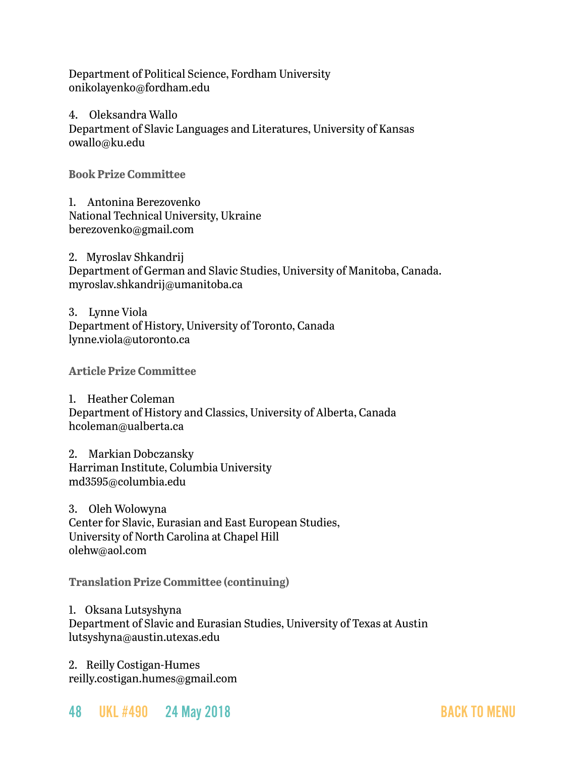Department of Political Science, Fordham University
onikolayenko@fordham.edu

4. Oleksandra Wallo
Department of Slavic Languages and Literatures, University of Kansas
owallo@ku.edu

**Book Prize Committee**

1. Antonina Berezovenko
National Technical University, Ukraine
berezovenko@gmail.com

2. Myroslav Shkandrij
Department of German and Slavic Studies, University of Manitoba, Canada.
myroslav.shkandrij@umanitoba.ca

3. Lynne Viola
Department of History, University of Toronto, Canada
lynne.viola@utoronto.ca

**Article Prize Committee**

1. Heather Coleman
Department of History and Classics, University of Alberta, Canada
hcoleman@ualberta.ca

2. Markian Dobczansky
Harriman Institute, Columbia University
md3595@columbia.edu

3. Oleh Wolowyna
Center for Slavic, Eurasian and East European Studies,
University of North Carolina at Chapel Hill
olehw@aol.com

**Translation Prize Committee (continuing)**

1. Oksana Lutsyshyna
Department of Slavic and Eurasian Studies, University of Texas at Austin
lutsyshyna@austin.utexas.edu

2. Reilly Costigan-Humes
reilly.costigan.humes@gmail.com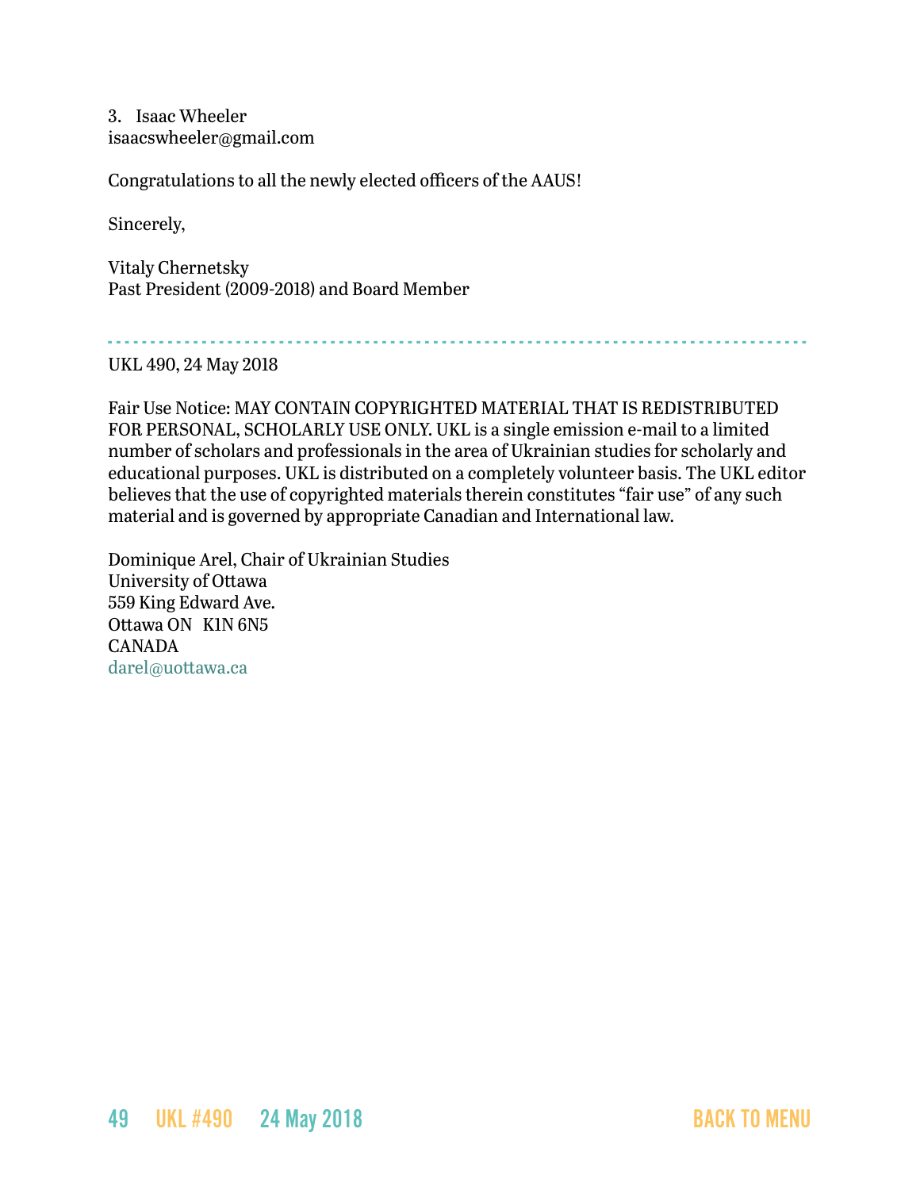3. Isaac Wheeler
isaacswheeler@gmail.com

Congratulations to all the newly elected officers of the AAUS!

Sincerely,

Vitaly Chernetsky
Past President (2009-2018) and Board Member

---

UKL 490, 24 May 2018

Fair Use Notice: MAY CONTAIN COPYRIGHTED MATERIAL THAT IS REDISTRIBUTED FOR PERSONAL, SCHOLARLY USE ONLY. UKL is a single emission e-mail to a limited number of scholars and professionals in the area of Ukrainian studies for scholarly and educational purposes. UKL is distributed on a completely volunteer basis. The UKL editor believes that the use of copyrighted materials therein constitutes "fair use" of any such material and is governed by appropriate Canadian and International law.

Dominique Arel, Chair of Ukrainian Studies
University of Ottawa
559 King Edward Ave.
Ottawa ON K1N 6N5
CANADA
darel@uottawa.ca